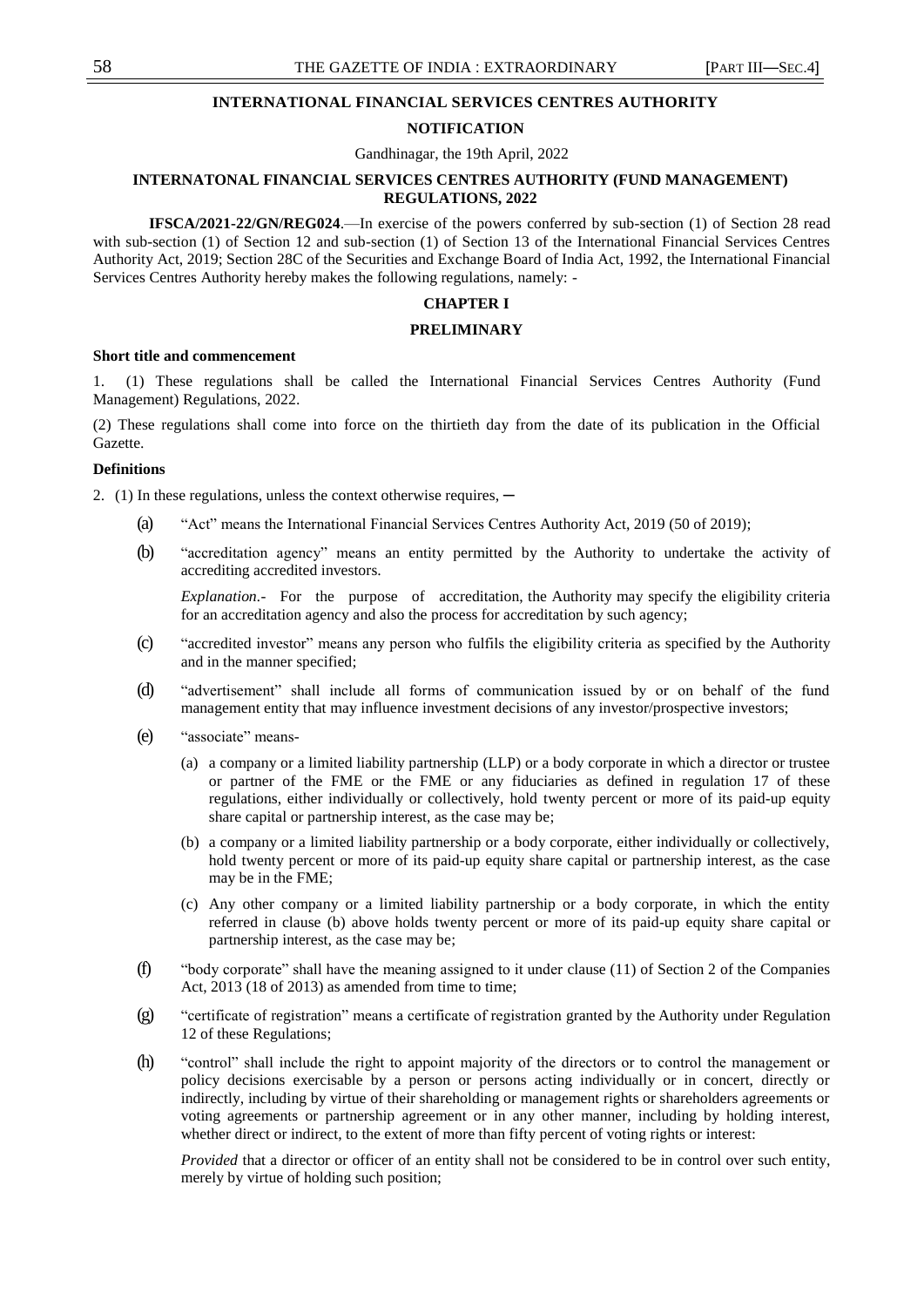## INTERNATIONAL FINANCIAL SERVICES CENTRES AUTHORITY

### NOTIFICATION

Gandhinagar, the 19th April, 2022

### INTERNATONAL FINANCIAL SERVICES CENTRES AUTHORITY (FUND MANAGEMENT) REGULATIONS, 2022

**IFSCA/2021-22/GN/REG024**.—In exercise of the powers conferred by sub-section (1) of Section 28 read with sub-section (1) of Section 12 and sub-section (1) of Section 13 of the International Financial Services Centres Authority Act, 2019; Section 28C of the Securities and Exchange Board of India Act, 1992, the International Financial Services Centres Authority hereby makes the following regulations, namely: -

### CHAPTER I

### PRELIMINARY

**Short title and commencement**

1. (1) These regulations shall be called the International Financial Services Centres Authority (Fund Management) Regulations, 2022.

(2) These regulations shall come into force on the thirtieth day from the date of its publication in the Official Gazette.

**Definitions**

2. (1) In these regulations, unless the context otherwise requires, ─

(a) "Act" means the International Financial Services Centres Authority Act, 2019 (50 of 2019);

(b) "accreditation agency" means an entity permitted by the Authority to undertake the activity of accrediting accredited investors.

*Explanation.-* For the purpose of accreditation, the Authority may specify the eligibility criteria for an accreditation agency and also the process for accreditation by such agency;

(c) "accredited investor" means any person who fulfils the eligibility criteria as specified by the Authority and in the manner specified;

(d) "advertisement" shall include all forms of communication issued by or on behalf of the fund management entity that may influence investment decisions of any investor/prospective investors;

(e) "associate" means-

(a) a company or a limited liability partnership (LLP) or a body corporate in which a director or trustee or partner of the FME or the FME or any fiduciaries as defined in regulation 17 of these regulations, either individually or collectively, hold twenty percent or more of its paid-up equity share capital or partnership interest, as the case may be;

(b) a company or a limited liability partnership or a body corporate, either individually or collectively, hold twenty percent or more of its paid-up equity share capital or partnership interest, as the case may be in the FME;

(c) Any other company or a limited liability partnership or a body corporate, in which the entity referred in clause (b) above holds twenty percent or more of its paid-up equity share capital or partnership interest, as the case may be;

(f) "body corporate" shall have the meaning assigned to it under clause (11) of Section 2 of the Companies Act, 2013 (18 of 2013) as amended from time to time;

(g) "certificate of registration" means a certificate of registration granted by the Authority under Regulation 12 of these Regulations;

(h) "control" shall include the right to appoint majority of the directors or to control the management or policy decisions exercisable by a person or persons acting individually or in concert, directly or indirectly, including by virtue of their shareholding or management rights or shareholders agreements or voting agreements or partnership agreement or in any other manner, including by holding interest, whether direct or indirect, to the extent of more than fifty percent of voting rights or interest:

*Provided* that a director or officer of an entity shall not be considered to be in control over such entity, merely by virtue of holding such position;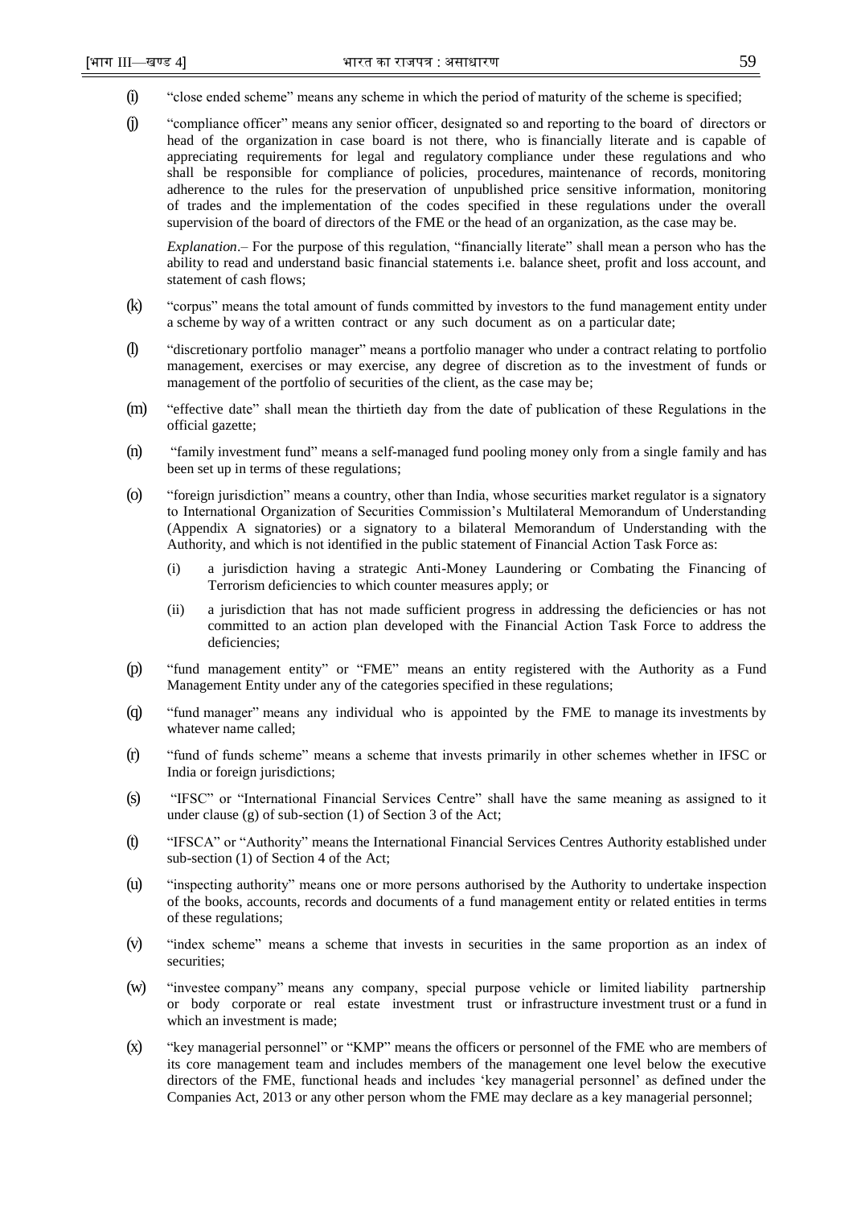(i) "close ended scheme" means any scheme in which the period of maturity of the scheme is specified;

(j) "compliance officer" means any senior officer, designated so and reporting to the board of directors or head of the organization in case board is not there, who is financially literate and is capable of appreciating requirements for legal and regulatory compliance under these regulations and who shall be responsible for compliance of policies, procedures, maintenance of records, monitoring adherence to the rules for the preservation of unpublished price sensitive information, monitoring of trades and the implementation of the codes specified in these regulations under the overall supervision of the board of directors of the FME or the head of an organization, as the case may be.

*Explanation*.– For the purpose of this regulation, "financially literate" shall mean a person who has the ability to read and understand basic financial statements i.e. balance sheet, profit and loss account, and statement of cash flows;

(k) "corpus" means the total amount of funds committed by investors to the fund management entity under a scheme by way of a written contract or any such document as on a particular date;

(l) "discretionary portfolio manager" means a portfolio manager who under a contract relating to portfolio management, exercises or may exercise, any degree of discretion as to the investment of funds or management of the portfolio of securities of the client, as the case may be;

(m) "effective date" shall mean the thirtieth day from the date of publication of these Regulations in the official gazette;

(n) "family investment fund" means a self-managed fund pooling money only from a single family and has been set up in terms of these regulations;

(o) "foreign jurisdiction" means a country, other than India, whose securities market regulator is a signatory to International Organization of Securities Commission's Multilateral Memorandum of Understanding (Appendix A signatories) or a signatory to a bilateral Memorandum of Understanding with the Authority, and which is not identified in the public statement of Financial Action Task Force as:

(i) a jurisdiction having a strategic Anti-Money Laundering or Combating the Financing of Terrorism deficiencies to which counter measures apply; or

(ii) a jurisdiction that has not made sufficient progress in addressing the deficiencies or has not committed to an action plan developed with the Financial Action Task Force to address the deficiencies;

(p) "fund management entity" or "FME" means an entity registered with the Authority as a Fund Management Entity under any of the categories specified in these regulations;

(q) "fund manager" means any individual who is appointed by the FME to manage its investments by whatever name called;

(r) "fund of funds scheme" means a scheme that invests primarily in other schemes whether in IFSC or India or foreign jurisdictions;

(s) "IFSC" or "International Financial Services Centre" shall have the same meaning as assigned to it under clause (g) of sub-section (1) of Section 3 of the Act;

(t) "IFSCA" or "Authority" means the International Financial Services Centres Authority established under sub-section (1) of Section 4 of the Act;

(u) "inspecting authority" means one or more persons authorised by the Authority to undertake inspection of the books, accounts, records and documents of a fund management entity or related entities in terms of these regulations;

(v) "index scheme" means a scheme that invests in securities in the same proportion as an index of securities;

(w) "investee company" means any company, special purpose vehicle or limited liability partnership or body corporate or real estate investment trust or infrastructure investment trust or a fund in which an investment is made;

(x) "key managerial personnel" or "KMP" means the officers or personnel of the FME who are members of its core management team and includes members of the management one level below the executive directors of the FME, functional heads and includes 'key managerial personnel' as defined under the Companies Act, 2013 or any other person whom the FME may declare as a key managerial personnel;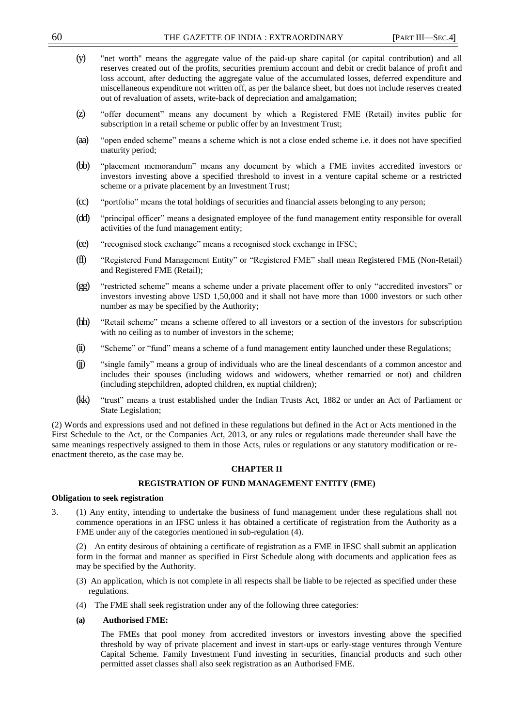(y) "net worth" means the aggregate value of the paid-up share capital (or capital contribution) and all reserves created out of the profits, securities premium account and debit or credit balance of profit and loss account, after deducting the aggregate value of the accumulated losses, deferred expenditure and miscellaneous expenditure not written off, as per the balance sheet, but does not include reserves created out of revaluation of assets, write-back of depreciation and amalgamation;

(z) "offer document" means any document by which a Registered FME (Retail) invites public for subscription in a retail scheme or public offer by an Investment Trust;

(aa) "open ended scheme" means a scheme which is not a close ended scheme i.e. it does not have specified maturity period;

(bb) "placement memorandum" means any document by which a FME invites accredited investors or investors investing above a specified threshold to invest in a venture capital scheme or a restricted scheme or a private placement by an Investment Trust;

(cc) "portfolio" means the total holdings of securities and financial assets belonging to any person;

(dd) "principal officer" means a designated employee of the fund management entity responsible for overall activities of the fund management entity;

(ee) "recognised stock exchange" means a recognised stock exchange in IFSC;

(ff) "Registered Fund Management Entity" or "Registered FME" shall mean Registered FME (Non-Retail) and Registered FME (Retail);

(gg) "restricted scheme" means a scheme under a private placement offer to only "accredited investors" or investors investing above USD 1,50,000 and it shall not have more than 1000 investors or such other number as may be specified by the Authority;

(hh) "Retail scheme" means a scheme offered to all investors or a section of the investors for subscription with no ceiling as to number of investors in the scheme;

(ii) "Scheme" or "fund" means a scheme of a fund management entity launched under these Regulations;

(jj) "single family" means a group of individuals who are the lineal descendants of a common ancestor and includes their spouses (including widows and widowers, whether remarried or not) and children (including stepchildren, adopted children, ex nuptial children);

(kk) "trust" means a trust established under the Indian Trusts Act, 1882 or under an Act of Parliament or State Legislation;

(2) Words and expressions used and not defined in these regulations but defined in the Act or Acts mentioned in the First Schedule to the Act, or the Companies Act, 2013, or any rules or regulations made thereunder shall have the same meanings respectively assigned to them in those Acts, rules or regulations or any statutory modification or re-enactment thereto, as the case may be.

## CHAPTER II

## REGISTRATION OF FUND MANAGEMENT ENTITY (FME)

**Obligation to seek registration**

3. (1) Any entity, intending to undertake the business of fund management under these regulations shall not commence operations in an IFSC unless it has obtained a certificate of registration from the Authority as a FME under any of the categories mentioned in sub-regulation (4).

(2) An entity desirous of obtaining a certificate of registration as a FME in IFSC shall submit an application form in the format and manner as specified in First Schedule along with documents and application fees as may be specified by the Authority.

(3) An application, which is not complete in all respects shall be liable to be rejected as specified under these regulations.

(4) The FME shall seek registration under any of the following three categories:

**(a) Authorised FME:**

The FMEs that pool money from accredited investors or investors investing above the specified threshold by way of private placement and invest in start-ups or early-stage ventures through Venture Capital Scheme. Family Investment Fund investing in securities, financial products and such other permitted asset classes shall also seek registration as an Authorised FME.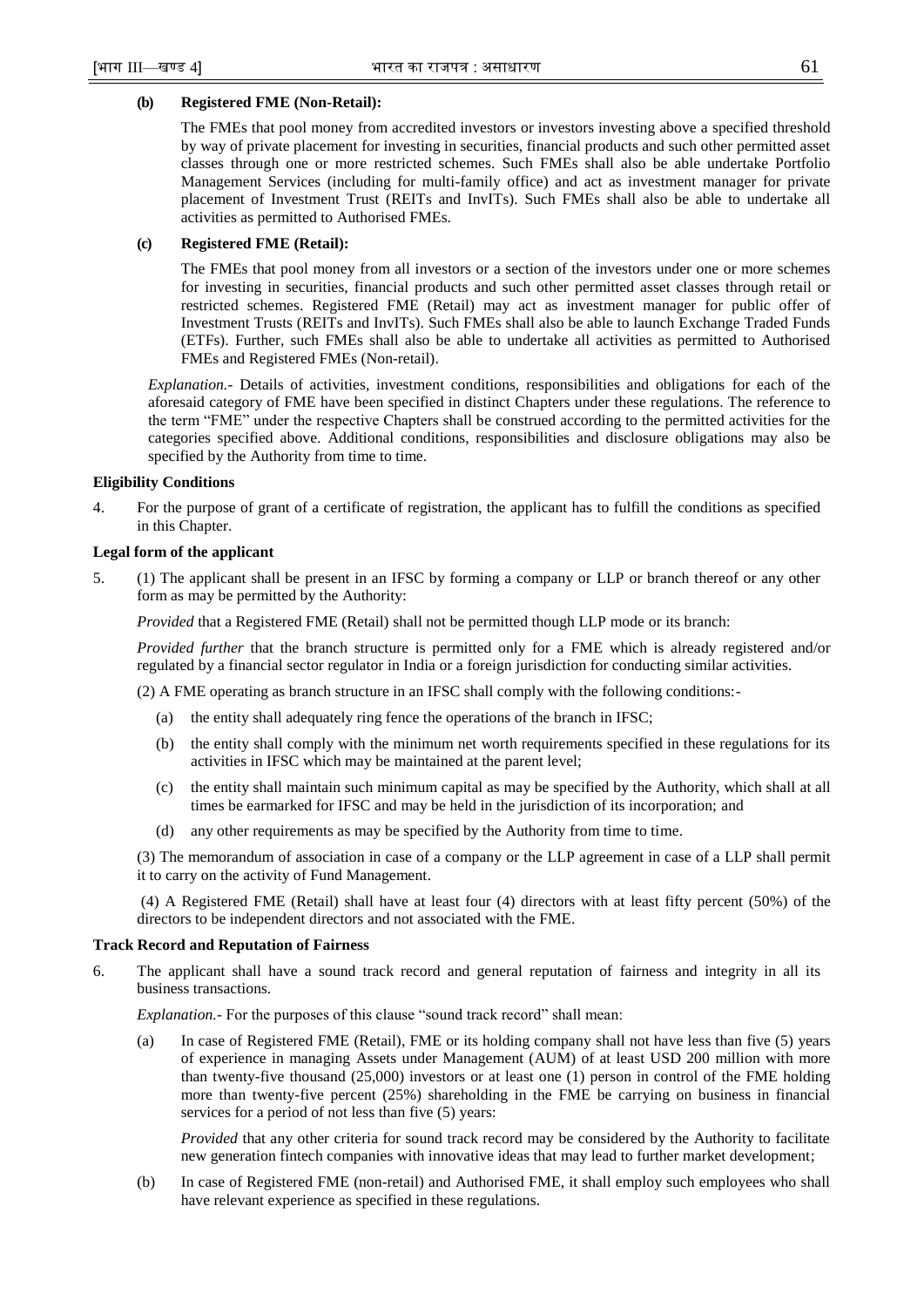**(b) Registered FME (Non-Retail):**

The FMEs that pool money from accredited investors or investors investing above a specified threshold by way of private placement for investing in securities, financial products and such other permitted asset classes through one or more restricted schemes. Such FMEs shall also be able undertake Portfolio Management Services (including for multi-family office) and act as investment manager for private placement of Investment Trust (REITs and InvITs). Such FMEs shall also be able to undertake all activities as permitted to Authorised FMEs.

**(c) Registered FME (Retail):**

The FMEs that pool money from all investors or a section of the investors under one or more schemes for investing in securities, financial products and such other permitted asset classes through retail or restricted schemes. Registered FME (Retail) may act as investment manager for public offer of Investment Trusts (REITs and InvITs). Such FMEs shall also be able to launch Exchange Traded Funds (ETFs). Further, such FMEs shall also be able to undertake all activities as permitted to Authorised FMEs and Registered FMEs (Non-retail).

*Explanation.-* Details of activities, investment conditions, responsibilities and obligations for each of the aforesaid category of FME have been specified in distinct Chapters under these regulations. The reference to the term "FME" under the respective Chapters shall be construed according to the permitted activities for the categories specified above. Additional conditions, responsibilities and disclosure obligations may also be specified by the Authority from time to time.

**Eligibility Conditions**

4. For the purpose of grant of a certificate of registration, the applicant has to fulfill the conditions as specified in this Chapter.

**Legal form of the applicant**

5. (1) The applicant shall be present in an IFSC by forming a company or LLP or branch thereof or any other form as may be permitted by the Authority:

*Provided* that a Registered FME (Retail) shall not be permitted though LLP mode or its branch:

*Provided further* that the branch structure is permitted only for a FME which is already registered and/or regulated by a financial sector regulator in India or a foreign jurisdiction for conducting similar activities.

(2) A FME operating as branch structure in an IFSC shall comply with the following conditions:-

(a) the entity shall adequately ring fence the operations of the branch in IFSC;

(b) the entity shall comply with the minimum net worth requirements specified in these regulations for its activities in IFSC which may be maintained at the parent level;

(c) the entity shall maintain such minimum capital as may be specified by the Authority, which shall at all times be earmarked for IFSC and may be held in the jurisdiction of its incorporation; and

(d) any other requirements as may be specified by the Authority from time to time.

(3) The memorandum of association in case of a company or the LLP agreement in case of a LLP shall permit it to carry on the activity of Fund Management.

(4) A Registered FME (Retail) shall have at least four (4) directors with at least fifty percent (50%) of the directors to be independent directors and not associated with the FME.

**Track Record and Reputation of Fairness**

6. The applicant shall have a sound track record and general reputation of fairness and integrity in all its business transactions.

*Explanation.-* For the purposes of this clause "sound track record" shall mean:

(a) In case of Registered FME (Retail), FME or its holding company shall not have less than five (5) years of experience in managing Assets under Management (AUM) of at least USD 200 million with more than twenty-five thousand (25,000) investors or at least one (1) person in control of the FME holding more than twenty-five percent (25%) shareholding in the FME be carrying on business in financial services for a period of not less than five (5) years:

*Provided* that any other criteria for sound track record may be considered by the Authority to facilitate new generation fintech companies with innovative ideas that may lead to further market development;

(b) In case of Registered FME (non-retail) and Authorised FME, it shall employ such employees who shall have relevant experience as specified in these regulations.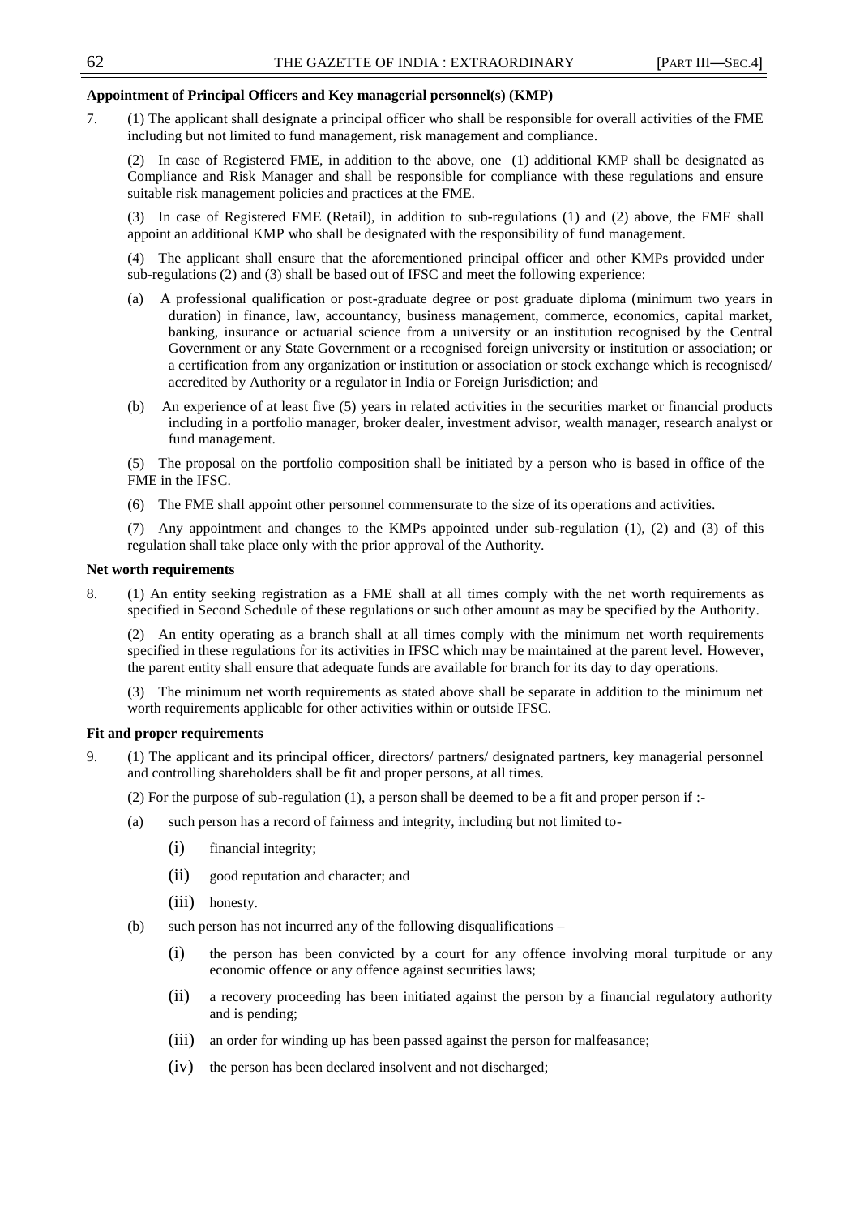**Appointment of Principal Officers and Key managerial personnel(s) (KMP)**

7. (1) The applicant shall designate a principal officer who shall be responsible for overall activities of the FME including but not limited to fund management, risk management and compliance.

(2) In case of Registered FME, in addition to the above, one (1) additional KMP shall be designated as Compliance and Risk Manager and shall be responsible for compliance with these regulations and ensure suitable risk management policies and practices at the FME.

(3) In case of Registered FME (Retail), in addition to sub-regulations (1) and (2) above, the FME shall appoint an additional KMP who shall be designated with the responsibility of fund management.

(4) The applicant shall ensure that the aforementioned principal officer and other KMPs provided under sub-regulations (2) and (3) shall be based out of IFSC and meet the following experience:

(a) A professional qualification or post-graduate degree or post graduate diploma (minimum two years in duration) in finance, law, accountancy, business management, commerce, economics, capital market, banking, insurance or actuarial science from a university or an institution recognised by the Central Government or any State Government or a recognised foreign university or institution or association; or a certification from any organization or institution or association or stock exchange which is recognised/ accredited by Authority or a regulator in India or Foreign Jurisdiction; and

(b) An experience of at least five (5) years in related activities in the securities market or financial products including in a portfolio manager, broker dealer, investment advisor, wealth manager, research analyst or fund management.

(5) The proposal on the portfolio composition shall be initiated by a person who is based in office of the FME in the IFSC.

(6) The FME shall appoint other personnel commensurate to the size of its operations and activities.

(7) Any appointment and changes to the KMPs appointed under sub-regulation (1), (2) and (3) of this regulation shall take place only with the prior approval of the Authority.

**Net worth requirements**

8. (1) An entity seeking registration as a FME shall at all times comply with the net worth requirements as specified in Second Schedule of these regulations or such other amount as may be specified by the Authority.

(2) An entity operating as a branch shall at all times comply with the minimum net worth requirements specified in these regulations for its activities in IFSC which may be maintained at the parent level. However, the parent entity shall ensure that adequate funds are available for branch for its day to day operations.

(3) The minimum net worth requirements as stated above shall be separate in addition to the minimum net worth requirements applicable for other activities within or outside IFSC.

**Fit and proper requirements**

9. (1) The applicant and its principal officer, directors/ partners/ designated partners, key managerial personnel and controlling shareholders shall be fit and proper persons, at all times.

(2) For the purpose of sub-regulation (1), a person shall be deemed to be a fit and proper person if :-

(a) such person has a record of fairness and integrity, including but not limited to-

(i) financial integrity;

(ii) good reputation and character; and

(iii) honesty.

(b) such person has not incurred any of the following disqualifications –

(i) the person has been convicted by a court for any offence involving moral turpitude or any economic offence or any offence against securities laws;

(ii) a recovery proceeding has been initiated against the person by a financial regulatory authority and is pending;

(iii) an order for winding up has been passed against the person for malfeasance;

(iv) the person has been declared insolvent and not discharged;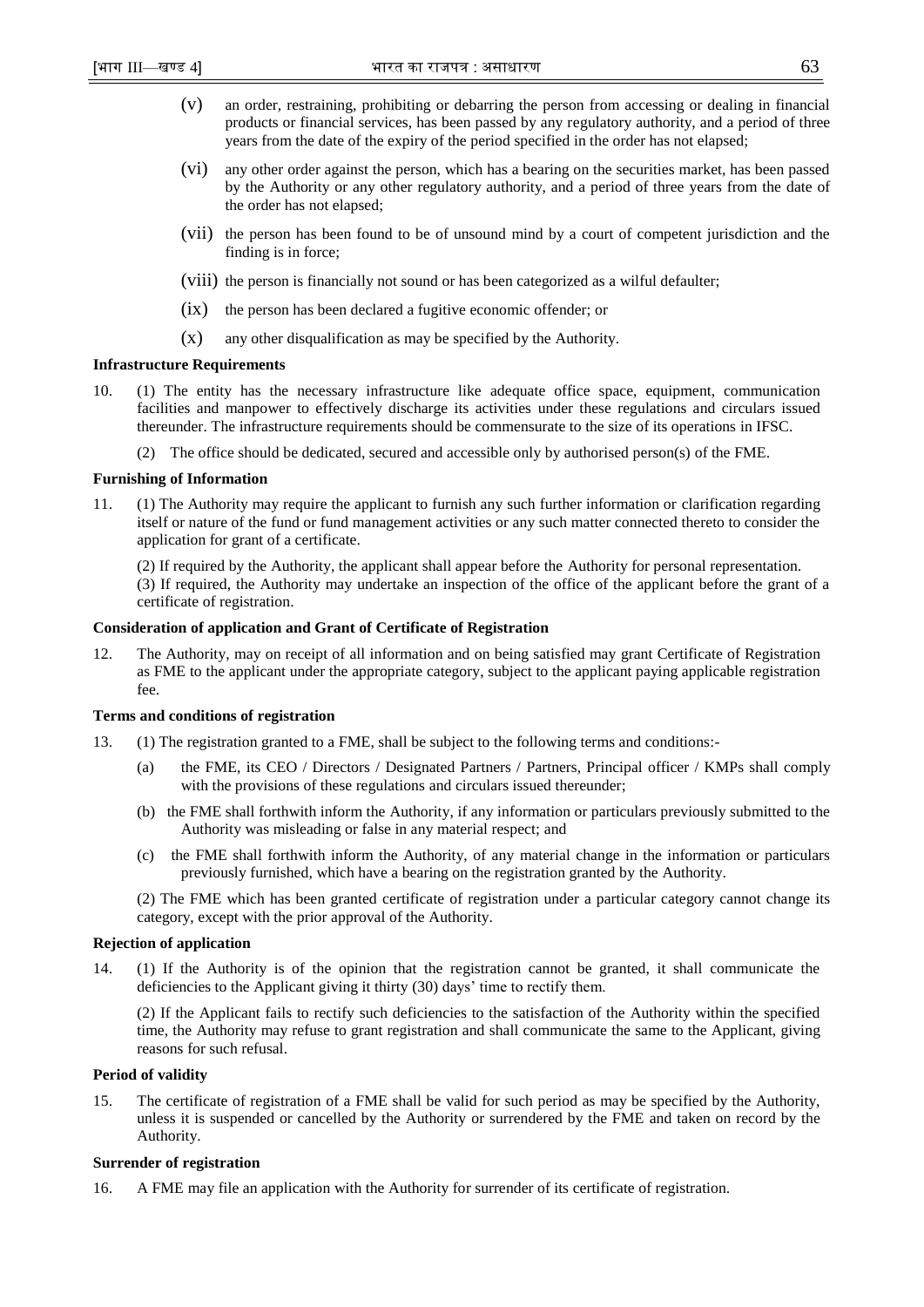(v) an order, restraining, prohibiting or debarring the person from accessing or dealing in financial products or financial services, has been passed by any regulatory authority, and a period of three years from the date of the expiry of the period specified in the order has not elapsed;

(vi) any other order against the person, which has a bearing on the securities market, has been passed by the Authority or any other regulatory authority, and a period of three years from the date of the order has not elapsed;

(vii) the person has been found to be of unsound mind by a court of competent jurisdiction and the finding is in force;

(viii) the person is financially not sound or has been categorized as a wilful defaulter;

(ix) the person has been declared a fugitive economic offender; or

(x) any other disqualification as may be specified by the Authority.

**Infrastructure Requirements**

10. (1) The entity has the necessary infrastructure like adequate office space, equipment, communication facilities and manpower to effectively discharge its activities under these regulations and circulars issued thereunder. The infrastructure requirements should be commensurate to the size of its operations in IFSC.

(2) The office should be dedicated, secured and accessible only by authorised person(s) of the FME.

**Furnishing of Information**

11. (1) The Authority may require the applicant to furnish any such further information or clarification regarding itself or nature of the fund or fund management activities or any such matter connected thereto to consider the application for grant of a certificate.

(2) If required by the Authority, the applicant shall appear before the Authority for personal representation.

(3) If required, the Authority may undertake an inspection of the office of the applicant before the grant of a certificate of registration.

**Consideration of application and Grant of Certificate of Registration**

12. The Authority, may on receipt of all information and on being satisfied may grant Certificate of Registration as FME to the applicant under the appropriate category, subject to the applicant paying applicable registration fee.

**Terms and conditions of registration**

13. (1) The registration granted to a FME, shall be subject to the following terms and conditions:-

(a) the FME, its CEO / Directors / Designated Partners / Partners, Principal officer / KMPs shall comply with the provisions of these regulations and circulars issued thereunder;

(b) the FME shall forthwith inform the Authority, if any information or particulars previously submitted to the Authority was misleading or false in any material respect; and

(c) the FME shall forthwith inform the Authority, of any material change in the information or particulars previously furnished, which have a bearing on the registration granted by the Authority.

(2) The FME which has been granted certificate of registration under a particular category cannot change its category, except with the prior approval of the Authority.

**Rejection of application**

14. (1) If the Authority is of the opinion that the registration cannot be granted, it shall communicate the deficiencies to the Applicant giving it thirty (30) days' time to rectify them.

(2) If the Applicant fails to rectify such deficiencies to the satisfaction of the Authority within the specified time, the Authority may refuse to grant registration and shall communicate the same to the Applicant, giving reasons for such refusal.

**Period of validity**

15. The certificate of registration of a FME shall be valid for such period as may be specified by the Authority, unless it is suspended or cancelled by the Authority or surrendered by the FME and taken on record by the Authority.

**Surrender of registration**

16. A FME may file an application with the Authority for surrender of its certificate of registration.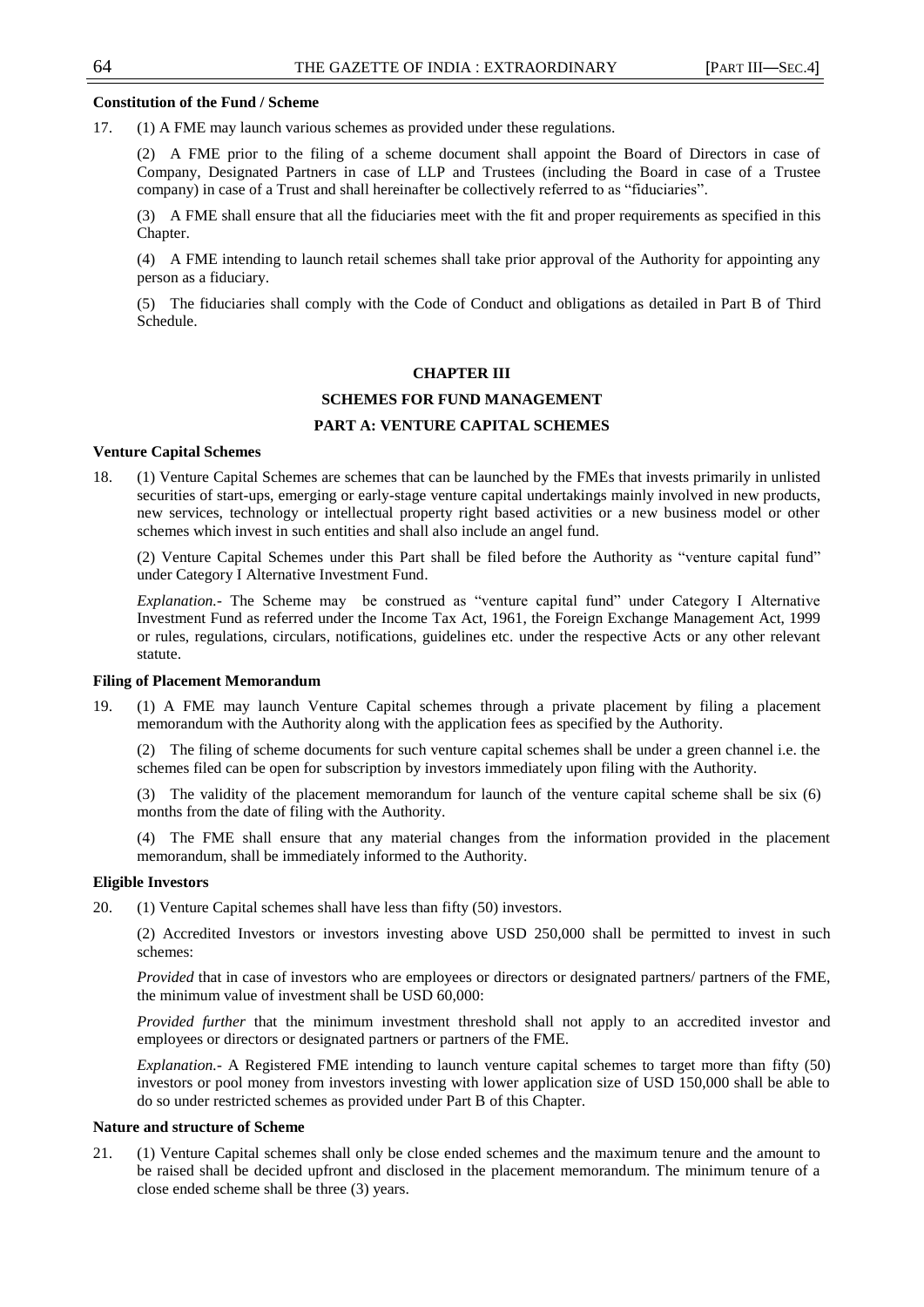**Constitution of the Fund / Scheme**

17. (1) A FME may launch various schemes as provided under these regulations.

(2) A FME prior to the filing of a scheme document shall appoint the Board of Directors in case of Company, Designated Partners in case of LLP and Trustees (including the Board in case of a Trustee company) in case of a Trust and shall hereinafter be collectively referred to as "fiduciaries".

(3) A FME shall ensure that all the fiduciaries meet with the fit and proper requirements as specified in this Chapter.

(4) A FME intending to launch retail schemes shall take prior approval of the Authority for appointing any person as a fiduciary.

(5) The fiduciaries shall comply with the Code of Conduct and obligations as detailed in Part B of Third Schedule.

## CHAPTER III

## SCHEMES FOR FUND MANAGEMENT

### PART A: VENTURE CAPITAL SCHEMES

**Venture Capital Schemes**

18. (1) Venture Capital Schemes are schemes that can be launched by the FMEs that invests primarily in unlisted securities of start-ups, emerging or early-stage venture capital undertakings mainly involved in new products, new services, technology or intellectual property right based activities or a new business model or other schemes which invest in such entities and shall also include an angel fund.

(2) Venture Capital Schemes under this Part shall be filed before the Authority as "venture capital fund" under Category I Alternative Investment Fund.

*Explanation.-* The Scheme may be construed as "venture capital fund" under Category I Alternative Investment Fund as referred under the Income Tax Act, 1961, the Foreign Exchange Management Act, 1999 or rules, regulations, circulars, notifications, guidelines etc. under the respective Acts or any other relevant statute.

**Filing of Placement Memorandum**

19. (1) A FME may launch Venture Capital schemes through a private placement by filing a placement memorandum with the Authority along with the application fees as specified by the Authority.

(2) The filing of scheme documents for such venture capital schemes shall be under a green channel i.e. the schemes filed can be open for subscription by investors immediately upon filing with the Authority.

(3) The validity of the placement memorandum for launch of the venture capital scheme shall be six (6) months from the date of filing with the Authority.

(4) The FME shall ensure that any material changes from the information provided in the placement memorandum, shall be immediately informed to the Authority.

**Eligible Investors**

20. (1) Venture Capital schemes shall have less than fifty (50) investors.

(2) Accredited Investors or investors investing above USD 250,000 shall be permitted to invest in such schemes:

*Provided* that in case of investors who are employees or directors or designated partners/ partners of the FME, the minimum value of investment shall be USD 60,000:

*Provided further* that the minimum investment threshold shall not apply to an accredited investor and employees or directors or designated partners or partners of the FME.

*Explanation.-* A Registered FME intending to launch venture capital schemes to target more than fifty (50) investors or pool money from investors investing with lower application size of USD 150,000 shall be able to do so under restricted schemes as provided under Part B of this Chapter.

**Nature and structure of Scheme**

21. (1) Venture Capital schemes shall only be close ended schemes and the maximum tenure and the amount to be raised shall be decided upfront and disclosed in the placement memorandum. The minimum tenure of a close ended scheme shall be three (3) years.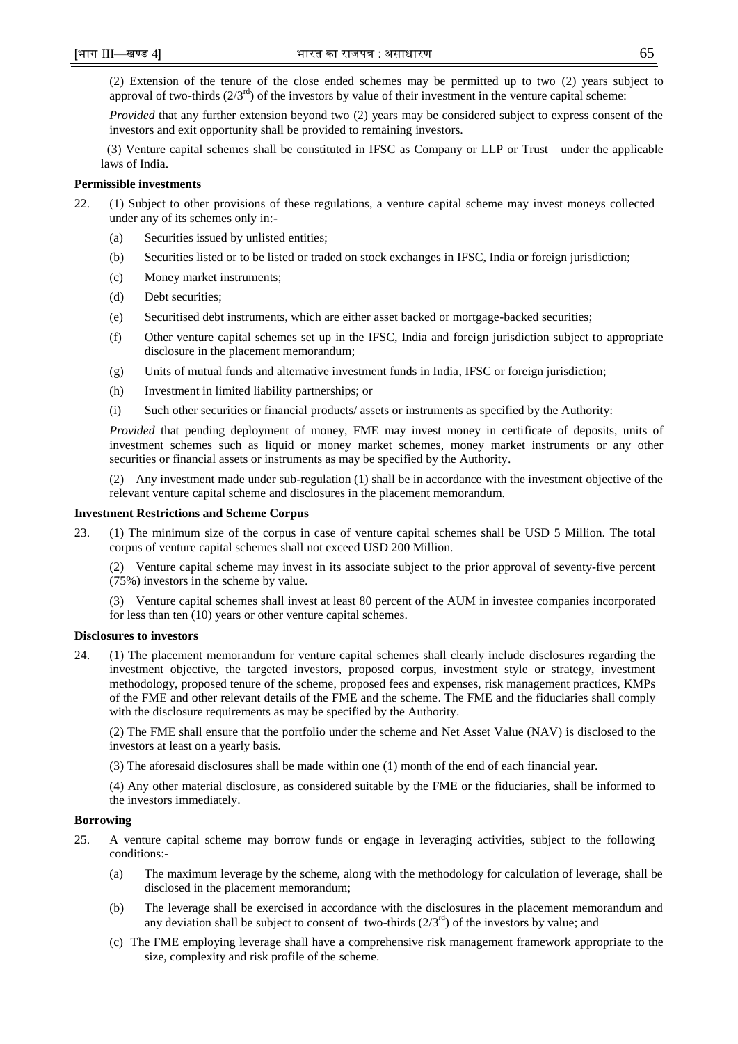(2) Extension of the tenure of the close ended schemes may be permitted up to two (2) years subject to approval of two-thirds ($2/3^{rd}$) of the investors by value of their investment in the venture capital scheme:

*Provided* that any further extension beyond two (2) years may be considered subject to express consent of the investors and exit opportunity shall be provided to remaining investors.

(3) Venture capital schemes shall be constituted in IFSC as Company or LLP or Trust under the applicable laws of India.

**Permissible investments**

22. (1) Subject to other provisions of these regulations, a venture capital scheme may invest moneys collected under any of its schemes only in:-

   (a) Securities issued by unlisted entities;

   (b) Securities listed or to be listed or traded on stock exchanges in IFSC, India or foreign jurisdiction;

   (c) Money market instruments;

   (d) Debt securities;

   (e) Securitised debt instruments, which are either asset backed or mortgage-backed securities;

   (f) Other venture capital schemes set up in the IFSC, India and foreign jurisdiction subject to appropriate disclosure in the placement memorandum;

   (g) Units of mutual funds and alternative investment funds in India, IFSC or foreign jurisdiction;

   (h) Investment in limited liability partnerships; or

   (i) Such other securities or financial products/ assets or instruments as specified by the Authority:

   *Provided* that pending deployment of money, FME may invest money in certificate of deposits, units of investment schemes such as liquid or money market schemes, money market instruments or any other securities or financial assets or instruments as may be specified by the Authority.

   (2) Any investment made under sub-regulation (1) shall be in accordance with the investment objective of the relevant venture capital scheme and disclosures in the placement memorandum.

**Investment Restrictions and Scheme Corpus**

23. (1) The minimum size of the corpus in case of venture capital schemes shall be USD 5 Million. The total corpus of venture capital schemes shall not exceed USD 200 Million.

   (2) Venture capital scheme may invest in its associate subject to the prior approval of seventy-five percent (75%) investors in the scheme by value.

   (3) Venture capital schemes shall invest at least 80 percent of the AUM in investee companies incorporated for less than ten (10) years or other venture capital schemes.

**Disclosures to investors**

24. (1) The placement memorandum for venture capital schemes shall clearly include disclosures regarding the investment objective, the targeted investors, proposed corpus, investment style or strategy, investment methodology, proposed tenure of the scheme, proposed fees and expenses, risk management practices, KMPs of the FME and other relevant details of the FME and the scheme. The FME and the fiduciaries shall comply with the disclosure requirements as may be specified by the Authority.

   (2) The FME shall ensure that the portfolio under the scheme and Net Asset Value (NAV) is disclosed to the investors at least on a yearly basis.

   (3) The aforesaid disclosures shall be made within one (1) month of the end of each financial year.

   (4) Any other material disclosure, as considered suitable by the FME or the fiduciaries, shall be informed to the investors immediately.

**Borrowing**

25. A venture capital scheme may borrow funds or engage in leveraging activities, subject to the following conditions:-

   (a) The maximum leverage by the scheme, along with the methodology for calculation of leverage, shall be disclosed in the placement memorandum;

   (b) The leverage shall be exercised in accordance with the disclosures in the placement memorandum and any deviation shall be subject to consent of two-thirds ($2/3^{rd}$) of the investors by value; and

   (c) The FME employing leverage shall have a comprehensive risk management framework appropriate to the size, complexity and risk profile of the scheme.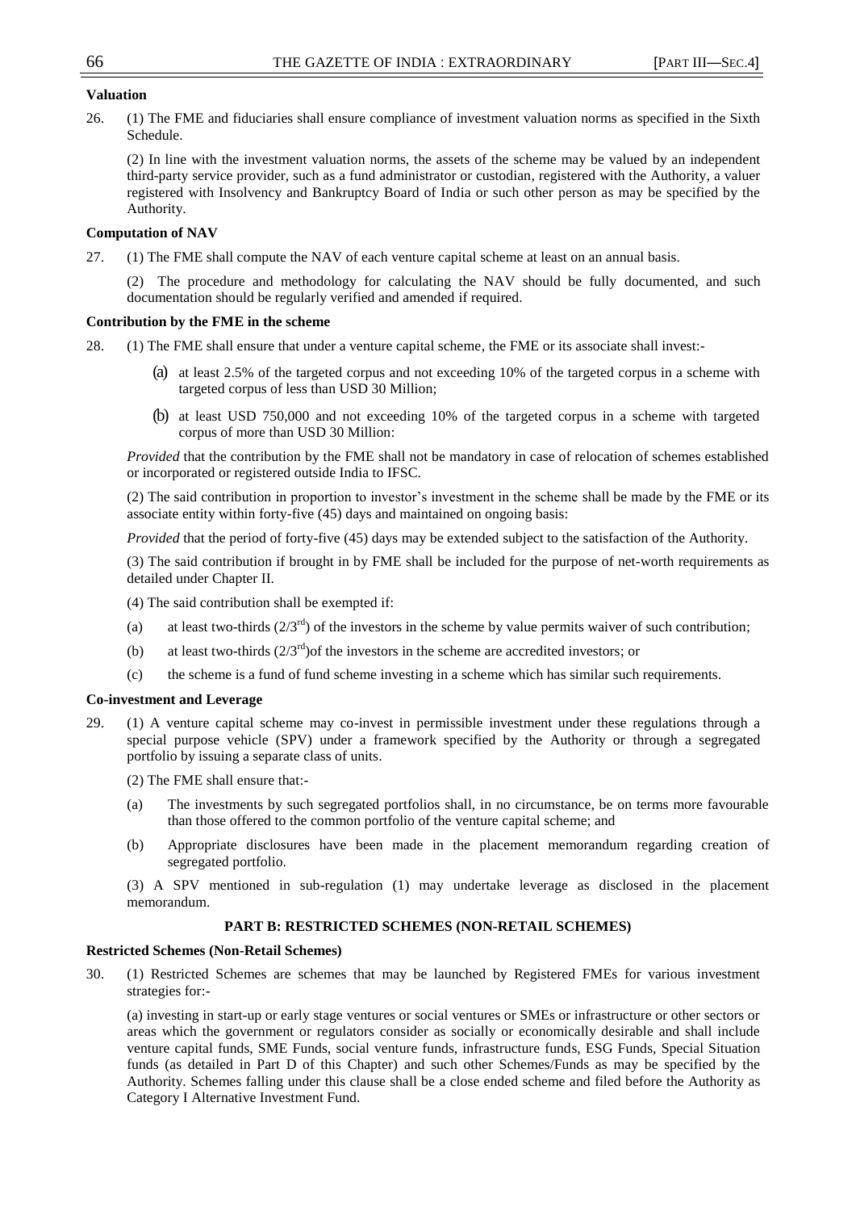**Valuation**

26. (1) The FME and fiduciaries shall ensure compliance of investment valuation norms as specified in the Sixth Schedule.

(2) In line with the investment valuation norms, the assets of the scheme may be valued by an independent third-party service provider, such as a fund administrator or custodian, registered with the Authority, a valuer registered with Insolvency and Bankruptcy Board of India or such other person as may be specified by the Authority.

**Computation of NAV**

27. (1) The FME shall compute the NAV of each venture capital scheme at least on an annual basis.

(2) The procedure and methodology for calculating the NAV should be fully documented, and such documentation should be regularly verified and amended if required.

**Contribution by the FME in the scheme**

28. (1) The FME shall ensure that under a venture capital scheme, the FME or its associate shall invest:-

(a) at least 2.5% of the targeted corpus and not exceeding 10% of the targeted corpus in a scheme with targeted corpus of less than USD 30 Million;

(b) at least USD 750,000 and not exceeding 10% of the targeted corpus in a scheme with targeted corpus of more than USD 30 Million:

*Provided* that the contribution by the FME shall not be mandatory in case of relocation of schemes established or incorporated or registered outside India to IFSC.

(2) The said contribution in proportion to investor's investment in the scheme shall be made by the FME or its associate entity within forty-five (45) days and maintained on ongoing basis:

*Provided* that the period of forty-five (45) days may be extended subject to the satisfaction of the Authority.

(3) The said contribution if brought in by FME shall be included for the purpose of net-worth requirements as detailed under Chapter II.

(4) The said contribution shall be exempted if:

(a) at least two-thirds (2/3rd) of the investors in the scheme by value permits waiver of such contribution;

(b) at least two-thirds (2/3rd)of the investors in the scheme are accredited investors; or

(c) the scheme is a fund of fund scheme investing in a scheme which has similar such requirements.

**Co-investment and Leverage**

29. (1) A venture capital scheme may co-invest in permissible investment under these regulations through a special purpose vehicle (SPV) under a framework specified by the Authority or through a segregated portfolio by issuing a separate class of units.

(2) The FME shall ensure that:-

(a) The investments by such segregated portfolios shall, in no circumstance, be on terms more favourable than those offered to the common portfolio of the venture capital scheme; and

(b) Appropriate disclosures have been made in the placement memorandum regarding creation of segregated portfolio.

(3) A SPV mentioned in sub-regulation (1) may undertake leverage as disclosed in the placement memorandum.

## PART B: RESTRICTED SCHEMES (NON-RETAIL SCHEMES)

**Restricted Schemes (Non-Retail Schemes)**

30. (1) Restricted Schemes are schemes that may be launched by Registered FMEs for various investment strategies for:-

(a) investing in start-up or early stage ventures or social ventures or SMEs or infrastructure or other sectors or areas which the government or regulators consider as socially or economically desirable and shall include venture capital funds, SME Funds, social venture funds, infrastructure funds, ESG Funds, Special Situation funds (as detailed in Part D of this Chapter) and such other Schemes/Funds as may be specified by the Authority. Schemes falling under this clause shall be a close ended scheme and filed before the Authority as Category I Alternative Investment Fund.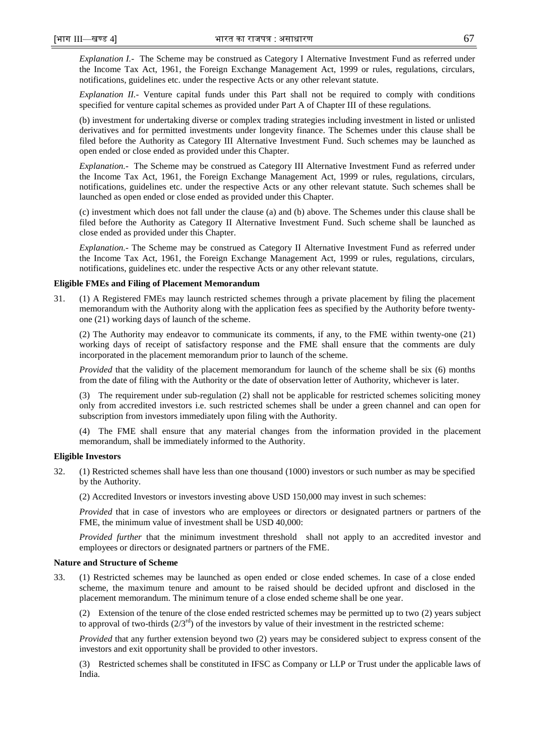*Explanation I.-* The Scheme may be construed as Category I Alternative Investment Fund as referred under the Income Tax Act, 1961, the Foreign Exchange Management Act, 1999 or rules, regulations, circulars, notifications, guidelines etc. under the respective Acts or any other relevant statute.

*Explanation II.-* Venture capital funds under this Part shall not be required to comply with conditions specified for venture capital schemes as provided under Part A of Chapter III of these regulations.

(b) investment for undertaking diverse or complex trading strategies including investment in listed or unlisted derivatives and for permitted investments under longevity finance. The Schemes under this clause shall be filed before the Authority as Category III Alternative Investment Fund. Such schemes may be launched as open ended or close ended as provided under this Chapter.

*Explanation.-* The Scheme may be construed as Category III Alternative Investment Fund as referred under the Income Tax Act, 1961, the Foreign Exchange Management Act, 1999 or rules, regulations, circulars, notifications, guidelines etc. under the respective Acts or any other relevant statute. Such schemes shall be launched as open ended or close ended as provided under this Chapter.

(c) investment which does not fall under the clause (a) and (b) above. The Schemes under this clause shall be filed before the Authority as Category II Alternative Investment Fund. Such scheme shall be launched as close ended as provided under this Chapter.

*Explanation.-* The Scheme may be construed as Category II Alternative Investment Fund as referred under the Income Tax Act, 1961, the Foreign Exchange Management Act, 1999 or rules, regulations, circulars, notifications, guidelines etc. under the respective Acts or any other relevant statute.

**Eligible FMEs and Filing of Placement Memorandum**

31. (1) A Registered FMEs may launch restricted schemes through a private placement by filing the placement memorandum with the Authority along with the application fees as specified by the Authority before twenty-one (21) working days of launch of the scheme.

(2) The Authority may endeavor to communicate its comments, if any, to the FME within twenty-one (21) working days of receipt of satisfactory response and the FME shall ensure that the comments are duly incorporated in the placement memorandum prior to launch of the scheme.

*Provided* that the validity of the placement memorandum for launch of the scheme shall be six (6) months from the date of filing with the Authority or the date of observation letter of Authority, whichever is later.

(3) The requirement under sub-regulation (2) shall not be applicable for restricted schemes soliciting money only from accredited investors i.e. such restricted schemes shall be under a green channel and can open for subscription from investors immediately upon filing with the Authority.

(4) The FME shall ensure that any material changes from the information provided in the placement memorandum, shall be immediately informed to the Authority.

**Eligible Investors**

32. (1) Restricted schemes shall have less than one thousand (1000) investors or such number as may be specified by the Authority.

(2) Accredited Investors or investors investing above USD 150,000 may invest in such schemes:

*Provided* that in case of investors who are employees or directors or designated partners or partners of the FME, the minimum value of investment shall be USD 40,000:

*Provided further* that the minimum investment threshold shall not apply to an accredited investor and employees or directors or designated partners or partners of the FME.

**Nature and Structure of Scheme**

33. (1) Restricted schemes may be launched as open ended or close ended schemes. In case of a close ended scheme, the maximum tenure and amount to be raised should be decided upfront and disclosed in the placement memorandum. The minimum tenure of a close ended scheme shall be one year.

(2) Extension of the tenure of the close ended restricted schemes may be permitted up to two (2) years subject to approval of two-thirds (2/3rd) of the investors by value of their investment in the restricted scheme:

*Provided* that any further extension beyond two (2) years may be considered subject to express consent of the investors and exit opportunity shall be provided to other investors.

(3) Restricted schemes shall be constituted in IFSC as Company or LLP or Trust under the applicable laws of India.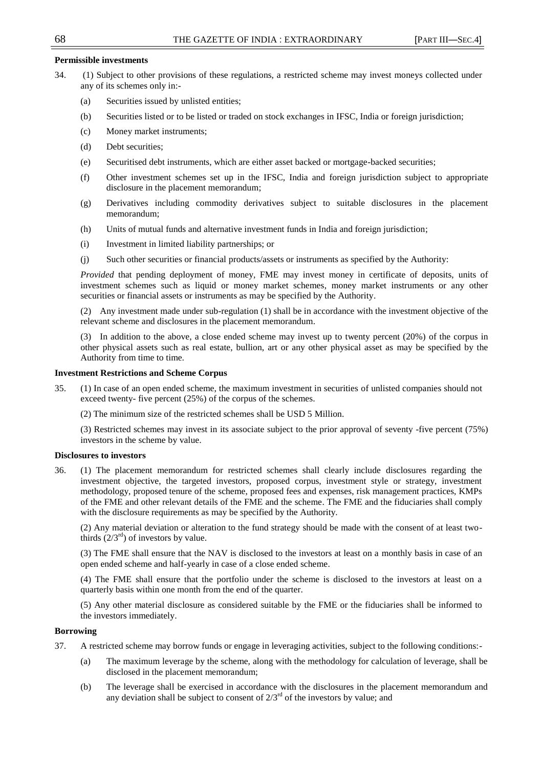**Permissible investments**

34. (1) Subject to other provisions of these regulations, a restricted scheme may invest moneys collected under any of its schemes only in:-

   (a) Securities issued by unlisted entities;

   (b) Securities listed or to be listed or traded on stock exchanges in IFSC, India or foreign jurisdiction;

   (c) Money market instruments;

   (d) Debt securities;

   (e) Securitised debt instruments, which are either asset backed or mortgage-backed securities;

   (f) Other investment schemes set up in the IFSC, India and foreign jurisdiction subject to appropriate disclosure in the placement memorandum;

   (g) Derivatives including commodity derivatives subject to suitable disclosures in the placement memorandum;

   (h) Units of mutual funds and alternative investment funds in India and foreign jurisdiction;

   (i) Investment in limited liability partnerships; or

   (j) Such other securities or financial products/assets or instruments as specified by the Authority:

   *Provided* that pending deployment of money, FME may invest money in certificate of deposits, units of investment schemes such as liquid or money market schemes, money market instruments or any other securities or financial assets or instruments as may be specified by the Authority.

   (2) Any investment made under sub-regulation (1) shall be in accordance with the investment objective of the relevant scheme and disclosures in the placement memorandum.

   (3) In addition to the above, a close ended scheme may invest up to twenty percent (20%) of the corpus in other physical assets such as real estate, bullion, art or any other physical asset as may be specified by the Authority from time to time.

**Investment Restrictions and Scheme Corpus**

35. (1) In case of an open ended scheme, the maximum investment in securities of unlisted companies should not exceed twenty- five percent (25%) of the corpus of the schemes.

   (2) The minimum size of the restricted schemes shall be USD 5 Million.

   (3) Restricted schemes may invest in its associate subject to the prior approval of seventy -five percent (75%) investors in the scheme by value.

**Disclosures to investors**

36. (1) The placement memorandum for restricted schemes shall clearly include disclosures regarding the investment objective, the targeted investors, proposed corpus, investment style or strategy, investment methodology, proposed tenure of the scheme, proposed fees and expenses, risk management practices, KMPs of the FME and other relevant details of the FME and the scheme. The FME and the fiduciaries shall comply with the disclosure requirements as may be specified by the Authority.

   (2) Any material deviation or alteration to the fund strategy should be made with the consent of at least two-thirds ($2/3^{rd}$) of investors by value.

   (3) The FME shall ensure that the NAV is disclosed to the investors at least on a monthly basis in case of an open ended scheme and half-yearly in case of a close ended scheme.

   (4) The FME shall ensure that the portfolio under the scheme is disclosed to the investors at least on a quarterly basis within one month from the end of the quarter.

   (5) Any other material disclosure as considered suitable by the FME or the fiduciaries shall be informed to the investors immediately.

**Borrowing**

37. A restricted scheme may borrow funds or engage in leveraging activities, subject to the following conditions:-

   (a) The maximum leverage by the scheme, along with the methodology for calculation of leverage, shall be disclosed in the placement memorandum;

   (b) The leverage shall be exercised in accordance with the disclosures in the placement memorandum and any deviation shall be subject to consent of $2/3^{rd}$ of the investors by value; and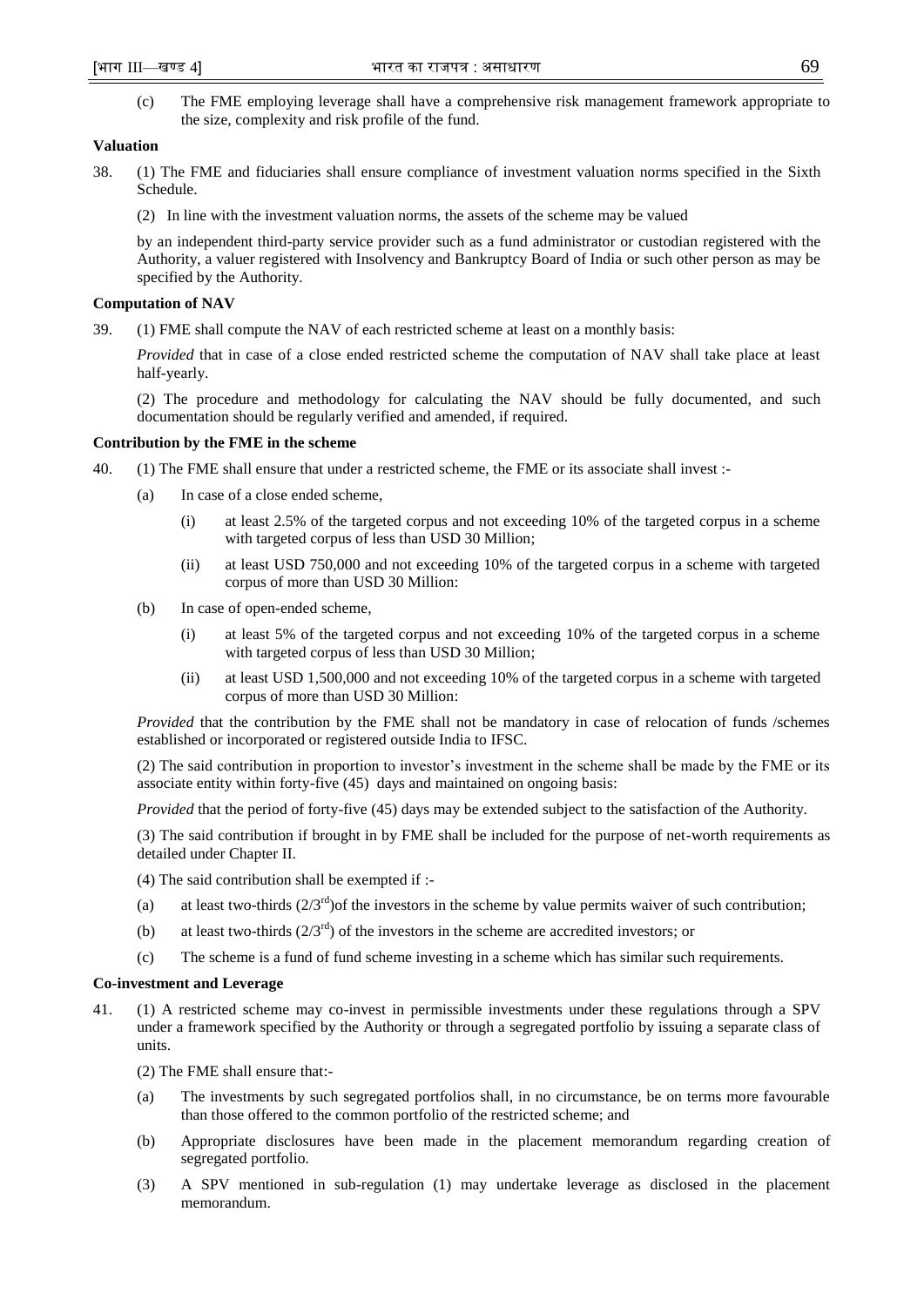(c) The FME employing leverage shall have a comprehensive risk management framework appropriate to the size, complexity and risk profile of the fund.

**Valuation**

38. (1) The FME and fiduciaries shall ensure compliance of investment valuation norms specified in the Sixth Schedule.

(2) In line with the investment valuation norms, the assets of the scheme may be valued

by an independent third-party service provider such as a fund administrator or custodian registered with the Authority, a valuer registered with Insolvency and Bankruptcy Board of India or such other person as may be specified by the Authority.

**Computation of NAV**

39. (1) FME shall compute the NAV of each restricted scheme at least on a monthly basis:

*Provided* that in case of a close ended restricted scheme the computation of NAV shall take place at least half-yearly.

(2) The procedure and methodology for calculating the NAV should be fully documented, and such documentation should be regularly verified and amended, if required.

**Contribution by the FME in the scheme**

40. (1) The FME shall ensure that under a restricted scheme, the FME or its associate shall invest :-

(a) In case of a close ended scheme,

(i) at least 2.5% of the targeted corpus and not exceeding 10% of the targeted corpus in a scheme with targeted corpus of less than USD 30 Million;

(ii) at least USD 750,000 and not exceeding 10% of the targeted corpus in a scheme with targeted corpus of more than USD 30 Million:

(b) In case of open-ended scheme,

(i) at least 5% of the targeted corpus and not exceeding 10% of the targeted corpus in a scheme with targeted corpus of less than USD 30 Million;

(ii) at least USD 1,500,000 and not exceeding 10% of the targeted corpus in a scheme with targeted corpus of more than USD 30 Million:

*Provided* that the contribution by the FME shall not be mandatory in case of relocation of funds /schemes established or incorporated or registered outside India to IFSC.

(2) The said contribution in proportion to investor's investment in the scheme shall be made by the FME or its associate entity within forty-five (45) days and maintained on ongoing basis:

*Provided* that the period of forty-five (45) days may be extended subject to the satisfaction of the Authority.

(3) The said contribution if brought in by FME shall be included for the purpose of net-worth requirements as detailed under Chapter II.

(4) The said contribution shall be exempted if :-

(a) at least two-thirds (2/3rd)of the investors in the scheme by value permits waiver of such contribution;

(b) at least two-thirds (2/3rd) of the investors in the scheme are accredited investors; or

(c) The scheme is a fund of fund scheme investing in a scheme which has similar such requirements.

**Co-investment and Leverage**

41. (1) A restricted scheme may co-invest in permissible investments under these regulations through a SPV under a framework specified by the Authority or through a segregated portfolio by issuing a separate class of units.

(2) The FME shall ensure that:-

(a) The investments by such segregated portfolios shall, in no circumstance, be on terms more favourable than those offered to the common portfolio of the restricted scheme; and

(b) Appropriate disclosures have been made in the placement memorandum regarding creation of segregated portfolio.

(3) A SPV mentioned in sub-regulation (1) may undertake leverage as disclosed in the placement memorandum.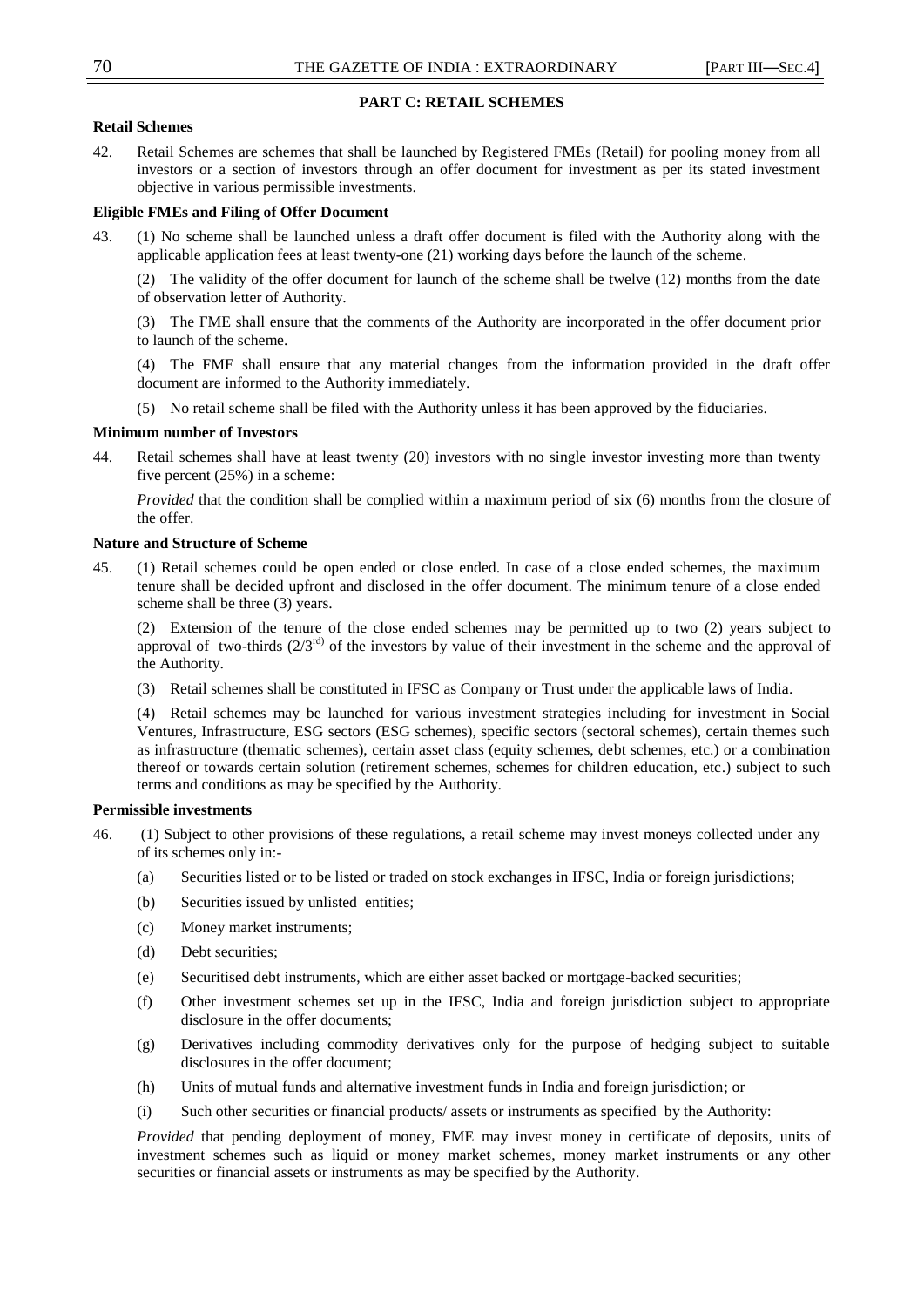**PART C: RETAIL SCHEMES**

**Retail Schemes**

42. Retail Schemes are schemes that shall be launched by Registered FMEs (Retail) for pooling money from all investors or a section of investors through an offer document for investment as per its stated investment objective in various permissible investments.

**Eligible FMEs and Filing of Offer Document**

43. (1) No scheme shall be launched unless a draft offer document is filed with the Authority along with the applicable application fees at least twenty-one (21) working days before the launch of the scheme.

(2) The validity of the offer document for launch of the scheme shall be twelve (12) months from the date of observation letter of Authority.

(3) The FME shall ensure that the comments of the Authority are incorporated in the offer document prior to launch of the scheme.

(4) The FME shall ensure that any material changes from the information provided in the draft offer document are informed to the Authority immediately.

(5) No retail scheme shall be filed with the Authority unless it has been approved by the fiduciaries.

**Minimum number of Investors**

44. Retail schemes shall have at least twenty (20) investors with no single investor investing more than twenty five percent (25%) in a scheme:

*Provided* that the condition shall be complied within a maximum period of six (6) months from the closure of the offer.

**Nature and Structure of Scheme**

45. (1) Retail schemes could be open ended or close ended. In case of a close ended schemes, the maximum tenure shall be decided upfront and disclosed in the offer document. The minimum tenure of a close ended scheme shall be three (3) years.

(2) Extension of the tenure of the close ended schemes may be permitted up to two (2) years subject to approval of two-thirds ($2/3^{rd}$) of the investors by value of their investment in the scheme and the approval of the Authority.

(3) Retail schemes shall be constituted in IFSC as Company or Trust under the applicable laws of India.

(4) Retail schemes may be launched for various investment strategies including for investment in Social Ventures, Infrastructure, ESG sectors (ESG schemes), specific sectors (sectoral schemes), certain themes such as infrastructure (thematic schemes), certain asset class (equity schemes, debt schemes, etc.) or a combination thereof or towards certain solution (retirement schemes, schemes for children education, etc.) subject to such terms and conditions as may be specified by the Authority.

**Permissible investments**

46. (1) Subject to other provisions of these regulations, a retail scheme may invest moneys collected under any of its schemes only in:-

(a) Securities listed or to be listed or traded on stock exchanges in IFSC, India or foreign jurisdictions;

(b) Securities issued by unlisted entities;

(c) Money market instruments;

(d) Debt securities;

(e) Securitised debt instruments, which are either asset backed or mortgage-backed securities;

(f) Other investment schemes set up in the IFSC, India and foreign jurisdiction subject to appropriate disclosure in the offer documents;

(g) Derivatives including commodity derivatives only for the purpose of hedging subject to suitable disclosures in the offer document;

(h) Units of mutual funds and alternative investment funds in India and foreign jurisdiction; or

(i) Such other securities or financial products/ assets or instruments as specified by the Authority:

*Provided* that pending deployment of money, FME may invest money in certificate of deposits, units of investment schemes such as liquid or money market schemes, money market instruments or any other securities or financial assets or instruments as may be specified by the Authority.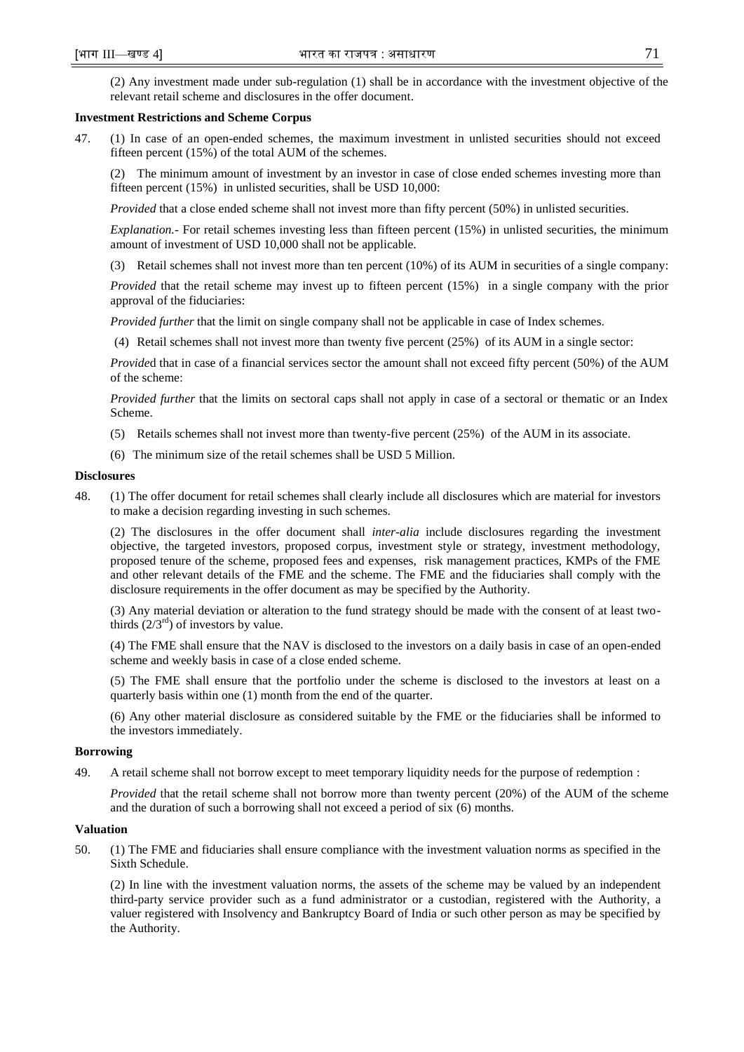(2) Any investment made under sub-regulation (1) shall be in accordance with the investment objective of the relevant retail scheme and disclosures in the offer document.

**Investment Restrictions and Scheme Corpus**

47. (1) In case of an open-ended schemes, the maximum investment in unlisted securities should not exceed fifteen percent (15%) of the total AUM of the schemes.

(2) The minimum amount of investment by an investor in case of close ended schemes investing more than fifteen percent (15%) in unlisted securities, shall be USD 10,000:

*Provided* that a close ended scheme shall not invest more than fifty percent (50%) in unlisted securities.

*Explanation*.- For retail schemes investing less than fifteen percent (15%) in unlisted securities, the minimum amount of investment of USD 10,000 shall not be applicable.

(3) Retail schemes shall not invest more than ten percent (10%) of its AUM in securities of a single company:

*Provided* that the retail scheme may invest up to fifteen percent (15%) in a single company with the prior approval of the fiduciaries:

*Provided further* that the limit on single company shall not be applicable in case of Index schemes.

(4) Retail schemes shall not invest more than twenty five percent (25%) of its AUM in a single sector:

*Provide*d that in case of a financial services sector the amount shall not exceed fifty percent (50%) of the AUM of the scheme:

*Provided further* that the limits on sectoral caps shall not apply in case of a sectoral or thematic or an Index Scheme.

(5) Retails schemes shall not invest more than twenty-five percent (25%) of the AUM in its associate.

(6) The minimum size of the retail schemes shall be USD 5 Million.

**Disclosures**

48. (1) The offer document for retail schemes shall clearly include all disclosures which are material for investors to make a decision regarding investing in such schemes.

(2) The disclosures in the offer document shall *inter-alia* include disclosures regarding the investment objective, the targeted investors, proposed corpus, investment style or strategy, investment methodology, proposed tenure of the scheme, proposed fees and expenses, risk management practices, KMPs of the FME and other relevant details of the FME and the scheme. The FME and the fiduciaries shall comply with the disclosure requirements in the offer document as may be specified by the Authority.

(3) Any material deviation or alteration to the fund strategy should be made with the consent of at least two-thirds ($2/3^{rd}$) of investors by value.

(4) The FME shall ensure that the NAV is disclosed to the investors on a daily basis in case of an open-ended scheme and weekly basis in case of a close ended scheme.

(5) The FME shall ensure that the portfolio under the scheme is disclosed to the investors at least on a quarterly basis within one (1) month from the end of the quarter.

(6) Any other material disclosure as considered suitable by the FME or the fiduciaries shall be informed to the investors immediately.

**Borrowing**

49. A retail scheme shall not borrow except to meet temporary liquidity needs for the purpose of redemption :

*Provided* that the retail scheme shall not borrow more than twenty percent (20%) of the AUM of the scheme and the duration of such a borrowing shall not exceed a period of six (6) months.

**Valuation**

50. (1) The FME and fiduciaries shall ensure compliance with the investment valuation norms as specified in the Sixth Schedule.

(2) In line with the investment valuation norms, the assets of the scheme may be valued by an independent third-party service provider such as a fund administrator or a custodian, registered with the Authority, a valuer registered with Insolvency and Bankruptcy Board of India or such other person as may be specified by the Authority.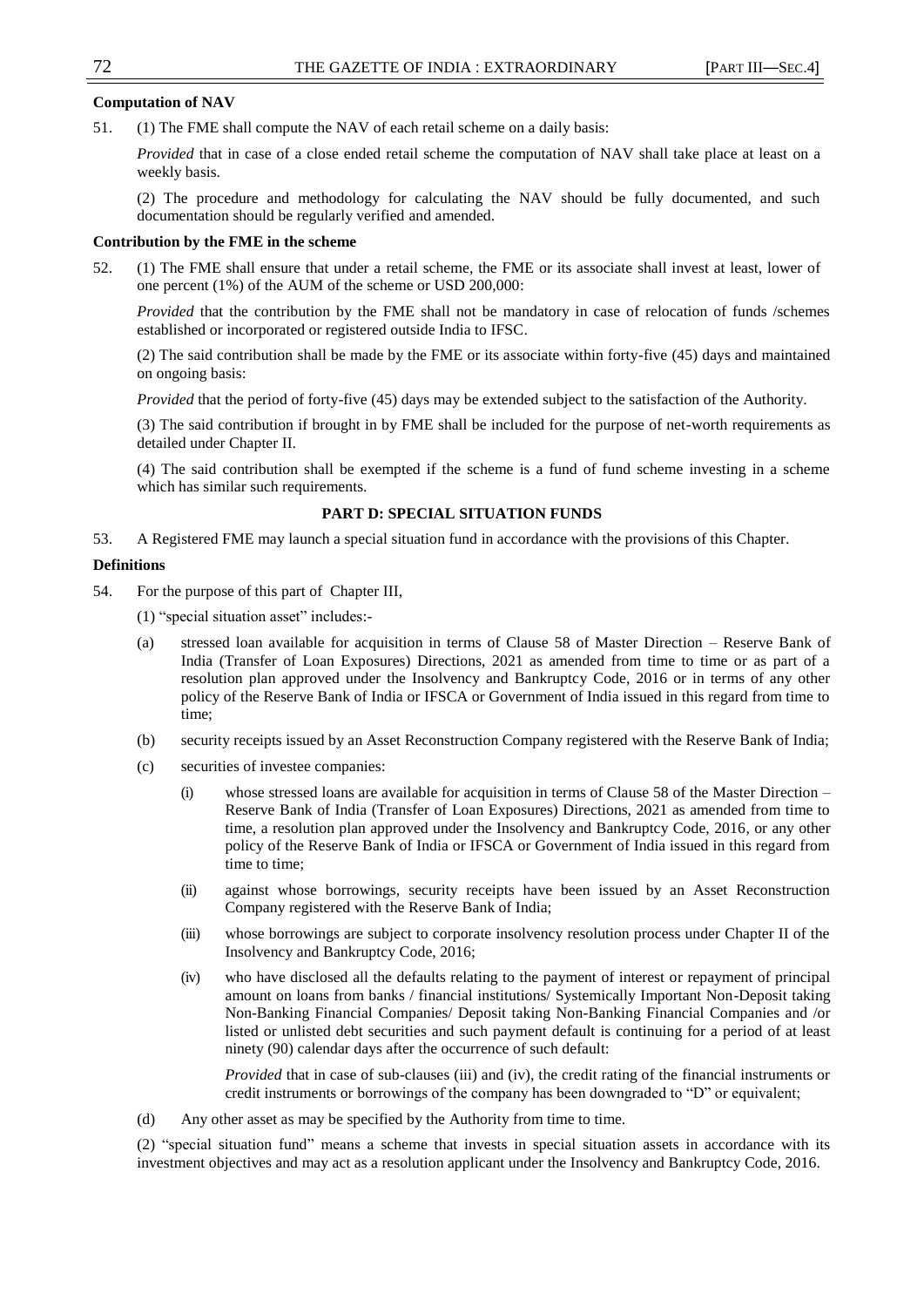**Computation of NAV**

51. (1) The FME shall compute the NAV of each retail scheme on a daily basis:

*Provided* that in case of a close ended retail scheme the computation of NAV shall take place at least on a weekly basis.

(2) The procedure and methodology for calculating the NAV should be fully documented, and such documentation should be regularly verified and amended.

**Contribution by the FME in the scheme**

52. (1) The FME shall ensure that under a retail scheme, the FME or its associate shall invest at least, lower of one percent (1%) of the AUM of the scheme or USD 200,000:

*Provided* that the contribution by the FME shall not be mandatory in case of relocation of funds /schemes established or incorporated or registered outside India to IFSC.

(2) The said contribution shall be made by the FME or its associate within forty-five (45) days and maintained on ongoing basis:

*Provided* that the period of forty-five (45) days may be extended subject to the satisfaction of the Authority.

(3) The said contribution if brought in by FME shall be included for the purpose of net-worth requirements as detailed under Chapter II.

(4) The said contribution shall be exempted if the scheme is a fund of fund scheme investing in a scheme which has similar such requirements.

## PART D: SPECIAL SITUATION FUNDS

53. A Registered FME may launch a special situation fund in accordance with the provisions of this Chapter.

**Definitions**

54. For the purpose of this part of Chapter III,

(1) "special situation asset" includes:-

(a) stressed loan available for acquisition in terms of Clause 58 of Master Direction – Reserve Bank of India (Transfer of Loan Exposures) Directions, 2021 as amended from time to time or as part of a resolution plan approved under the Insolvency and Bankruptcy Code, 2016 or in terms of any other policy of the Reserve Bank of India or IFSCA or Government of India issued in this regard from time to time;

(b) security receipts issued by an Asset Reconstruction Company registered with the Reserve Bank of India;

(c) securities of investee companies:

(i) whose stressed loans are available for acquisition in terms of Clause 58 of the Master Direction – Reserve Bank of India (Transfer of Loan Exposures) Directions, 2021 as amended from time to time, a resolution plan approved under the Insolvency and Bankruptcy Code, 2016, or any other policy of the Reserve Bank of India or IFSCA or Government of India issued in this regard from time to time;

(ii) against whose borrowings, security receipts have been issued by an Asset Reconstruction Company registered with the Reserve Bank of India;

(iii) whose borrowings are subject to corporate insolvency resolution process under Chapter II of the Insolvency and Bankruptcy Code, 2016;

(iv) who have disclosed all the defaults relating to the payment of interest or repayment of principal amount on loans from banks / financial institutions/ Systemically Important Non-Deposit taking Non-Banking Financial Companies/ Deposit taking Non-Banking Financial Companies and /or listed or unlisted debt securities and such payment default is continuing for a period of at least ninety (90) calendar days after the occurrence of such default:

*Provided* that in case of sub-clauses (iii) and (iv), the credit rating of the financial instruments or credit instruments or borrowings of the company has been downgraded to "D" or equivalent;

(d) Any other asset as may be specified by the Authority from time to time.

(2) "special situation fund" means a scheme that invests in special situation assets in accordance with its investment objectives and may act as a resolution applicant under the Insolvency and Bankruptcy Code, 2016.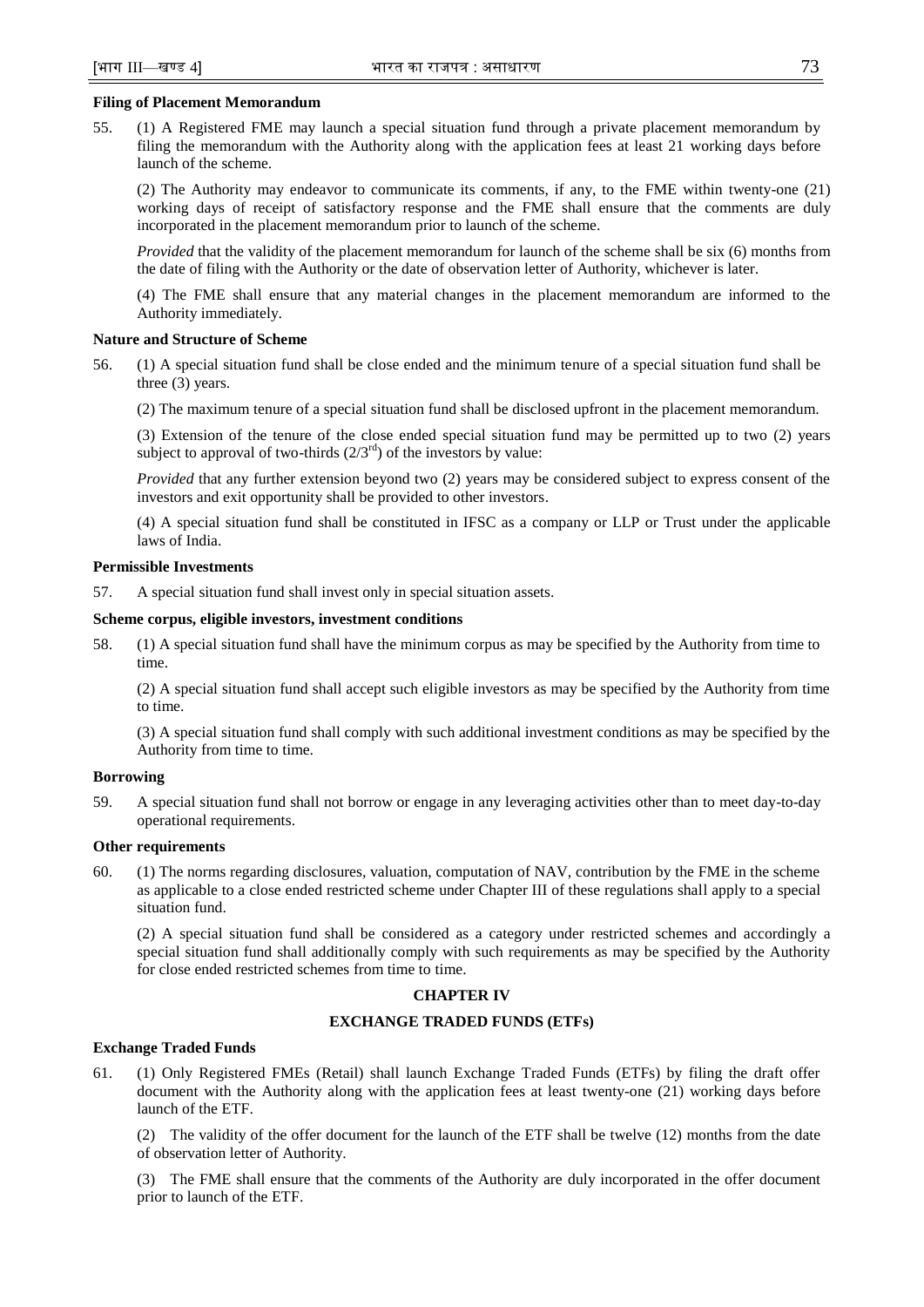**Filing of Placement Memorandum**

55. (1) A Registered FME may launch a special situation fund through a private placement memorandum by filing the memorandum with the Authority along with the application fees at least 21 working days before launch of the scheme.

(2) The Authority may endeavor to communicate its comments, if any, to the FME within twenty-one (21) working days of receipt of satisfactory response and the FME shall ensure that the comments are duly incorporated in the placement memorandum prior to launch of the scheme.

*Provided* that the validity of the placement memorandum for launch of the scheme shall be six (6) months from the date of filing with the Authority or the date of observation letter of Authority, whichever is later.

(4) The FME shall ensure that any material changes in the placement memorandum are informed to the Authority immediately.

**Nature and Structure of Scheme**

56. (1) A special situation fund shall be close ended and the minimum tenure of a special situation fund shall be three (3) years.

(2) The maximum tenure of a special situation fund shall be disclosed upfront in the placement memorandum.

(3) Extension of the tenure of the close ended special situation fund may be permitted up to two (2) years subject to approval of two-thirds ($2/3^{rd}$) of the investors by value:

*Provided* that any further extension beyond two (2) years may be considered subject to express consent of the investors and exit opportunity shall be provided to other investors.

(4) A special situation fund shall be constituted in IFSC as a company or LLP or Trust under the applicable laws of India.

**Permissible Investments**

57. A special situation fund shall invest only in special situation assets.

**Scheme corpus, eligible investors, investment conditions**

58. (1) A special situation fund shall have the minimum corpus as may be specified by the Authority from time to time.

(2) A special situation fund shall accept such eligible investors as may be specified by the Authority from time to time.

(3) A special situation fund shall comply with such additional investment conditions as may be specified by the Authority from time to time.

**Borrowing**

59. A special situation fund shall not borrow or engage in any leveraging activities other than to meet day-to-day operational requirements.

**Other requirements**

60. (1) The norms regarding disclosures, valuation, computation of NAV, contribution by the FME in the scheme as applicable to a close ended restricted scheme under Chapter III of these regulations shall apply to a special situation fund.

(2) A special situation fund shall be considered as a category under restricted schemes and accordingly a special situation fund shall additionally comply with such requirements as may be specified by the Authority for close ended restricted schemes from time to time.

## CHAPTER IV

## EXCHANGE TRADED FUNDS (ETFs)

**Exchange Traded Funds**

61. (1) Only Registered FMEs (Retail) shall launch Exchange Traded Funds (ETFs) by filing the draft offer document with the Authority along with the application fees at least twenty-one (21) working days before launch of the ETF.

(2) The validity of the offer document for the launch of the ETF shall be twelve (12) months from the date of observation letter of Authority.

(3) The FME shall ensure that the comments of the Authority are duly incorporated in the offer document prior to launch of the ETF.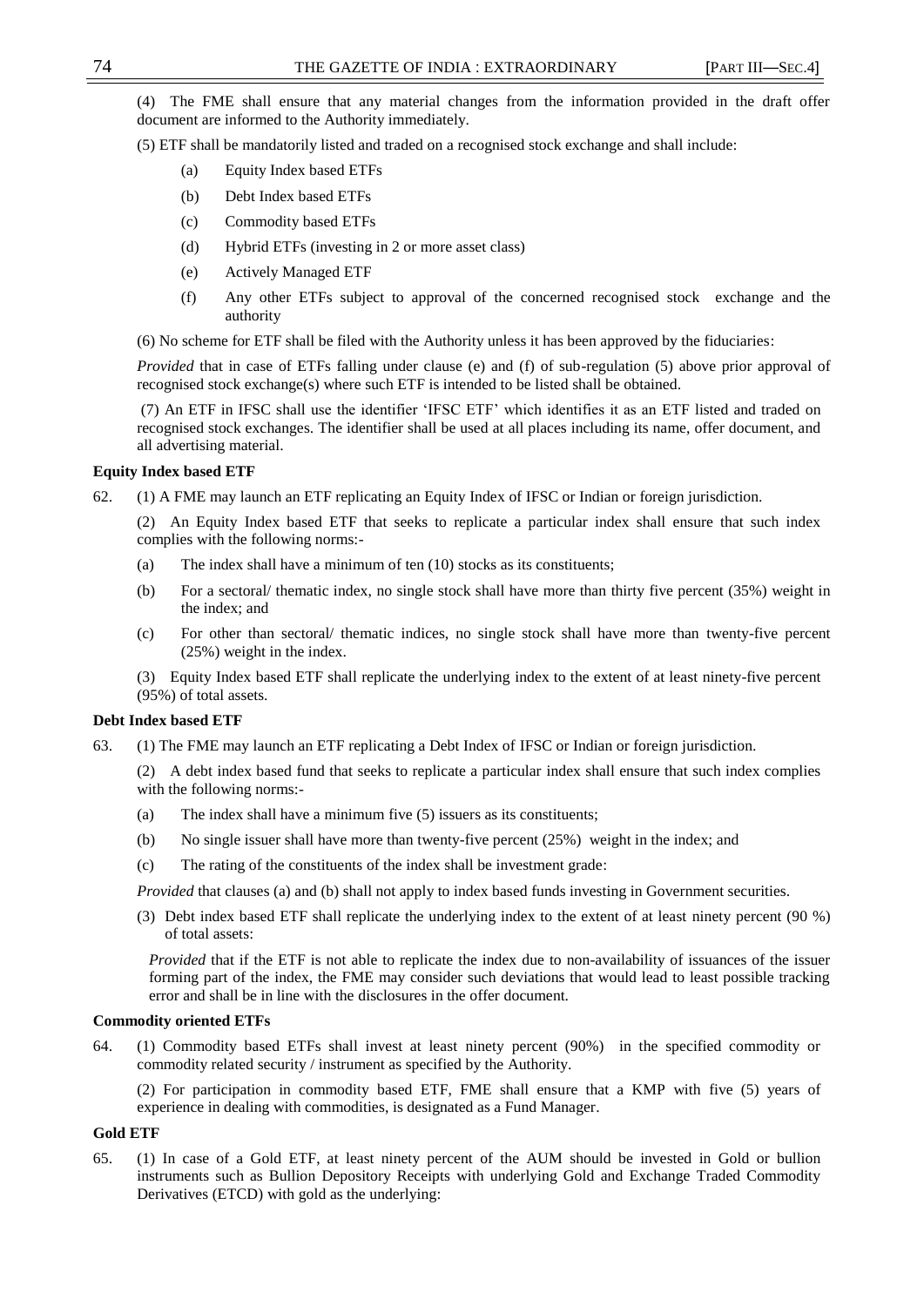(4) The FME shall ensure that any material changes from the information provided in the draft offer document are informed to the Authority immediately.

(5) ETF shall be mandatorily listed and traded on a recognised stock exchange and shall include:

- (a) Equity Index based ETFs
- (b) Debt Index based ETFs
- (c) Commodity based ETFs
- (d) Hybrid ETFs (investing in 2 or more asset class)
- (e) Actively Managed ETF
- (f) Any other ETFs subject to approval of the concerned recognised stock exchange and the authority

(6) No scheme for ETF shall be filed with the Authority unless it has been approved by the fiduciaries:

*Provided* that in case of ETFs falling under clause (e) and (f) of sub-regulation (5) above prior approval of recognised stock exchange(s) where such ETF is intended to be listed shall be obtained.

(7) An ETF in IFSC shall use the identifier 'IFSC ETF' which identifies it as an ETF listed and traded on recognised stock exchanges. The identifier shall be used at all places including its name, offer document, and all advertising material.

**Equity Index based ETF**

62. (1) A FME may launch an ETF replicating an Equity Index of IFSC or Indian or foreign jurisdiction.

(2) An Equity Index based ETF that seeks to replicate a particular index shall ensure that such index complies with the following norms:-

- (a) The index shall have a minimum of ten (10) stocks as its constituents;
- (b) For a sectoral/ thematic index, no single stock shall have more than thirty five percent (35%) weight in the index; and
- (c) For other than sectoral/ thematic indices, no single stock shall have more than twenty-five percent (25%) weight in the index.

(3) Equity Index based ETF shall replicate the underlying index to the extent of at least ninety-five percent (95%) of total assets.

**Debt Index based ETF**

63. (1) The FME may launch an ETF replicating a Debt Index of IFSC or Indian or foreign jurisdiction.

(2) A debt index based fund that seeks to replicate a particular index shall ensure that such index complies with the following norms:-

- (a) The index shall have a minimum five (5) issuers as its constituents;
- (b) No single issuer shall have more than twenty-five percent (25%) weight in the index; and
- (c) The rating of the constituents of the index shall be investment grade:

*Provided* that clauses (a) and (b) shall not apply to index based funds investing in Government securities.

(3) Debt index based ETF shall replicate the underlying index to the extent of at least ninety percent (90 %) of total assets:

*Provided* that if the ETF is not able to replicate the index due to non-availability of issuances of the issuer forming part of the index, the FME may consider such deviations that would lead to least possible tracking error and shall be in line with the disclosures in the offer document.

**Commodity oriented ETFs**

64. (1) Commodity based ETFs shall invest at least ninety percent (90%) in the specified commodity or commodity related security / instrument as specified by the Authority.

(2) For participation in commodity based ETF, FME shall ensure that a KMP with five (5) years of experience in dealing with commodities, is designated as a Fund Manager.

**Gold ETF**

65. (1) In case of a Gold ETF, at least ninety percent of the AUM should be invested in Gold or bullion instruments such as Bullion Depository Receipts with underlying Gold and Exchange Traded Commodity Derivatives (ETCD) with gold as the underlying: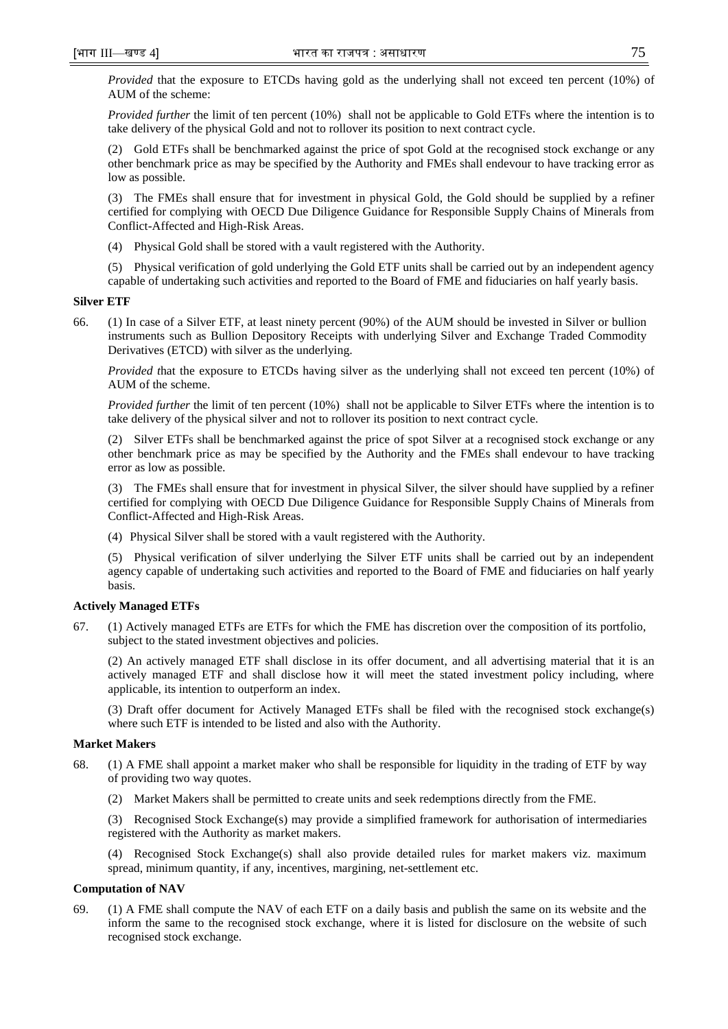*Provided* that the exposure to ETCDs having gold as the underlying shall not exceed ten percent (10%) of AUM of the scheme:

*Provided further* the limit of ten percent (10%) shall not be applicable to Gold ETFs where the intention is to take delivery of the physical Gold and not to rollover its position to next contract cycle.

(2) Gold ETFs shall be benchmarked against the price of spot Gold at the recognised stock exchange or any other benchmark price as may be specified by the Authority and FMEs shall endevour to have tracking error as low as possible.

(3) The FMEs shall ensure that for investment in physical Gold, the Gold should be supplied by a refiner certified for complying with OECD Due Diligence Guidance for Responsible Supply Chains of Minerals from Conflict-Affected and High-Risk Areas.

(4) Physical Gold shall be stored with a vault registered with the Authority.

(5) Physical verification of gold underlying the Gold ETF units shall be carried out by an independent agency capable of undertaking such activities and reported to the Board of FME and fiduciaries on half yearly basis.

**Silver ETF**

66. (1) In case of a Silver ETF, at least ninety percent (90%) of the AUM should be invested in Silver or bullion instruments such as Bullion Depository Receipts with underlying Silver and Exchange Traded Commodity Derivatives (ETCD) with silver as the underlying.

*Provided t*hat the exposure to ETCDs having silver as the underlying shall not exceed ten percent (10%) of AUM of the scheme.

*Provided further* the limit of ten percent (10%) shall not be applicable to Silver ETFs where the intention is to take delivery of the physical silver and not to rollover its position to next contract cycle.

(2) Silver ETFs shall be benchmarked against the price of spot Silver at a recognised stock exchange or any other benchmark price as may be specified by the Authority and the FMEs shall endevour to have tracking error as low as possible.

(3) The FMEs shall ensure that for investment in physical Silver, the silver should have supplied by a refiner certified for complying with OECD Due Diligence Guidance for Responsible Supply Chains of Minerals from Conflict-Affected and High-Risk Areas.

(4) Physical Silver shall be stored with a vault registered with the Authority.

(5) Physical verification of silver underlying the Silver ETF units shall be carried out by an independent agency capable of undertaking such activities and reported to the Board of FME and fiduciaries on half yearly basis.

**Actively Managed ETFs**

67. (1) Actively managed ETFs are ETFs for which the FME has discretion over the composition of its portfolio, subject to the stated investment objectives and policies.

(2) An actively managed ETF shall disclose in its offer document, and all advertising material that it is an actively managed ETF and shall disclose how it will meet the stated investment policy including, where applicable, its intention to outperform an index.

(3) Draft offer document for Actively Managed ETFs shall be filed with the recognised stock exchange(s) where such ETF is intended to be listed and also with the Authority.

**Market Makers**

68. (1) A FME shall appoint a market maker who shall be responsible for liquidity in the trading of ETF by way of providing two way quotes.

(2) Market Makers shall be permitted to create units and seek redemptions directly from the FME.

(3) Recognised Stock Exchange(s) may provide a simplified framework for authorisation of intermediaries registered with the Authority as market makers.

(4) Recognised Stock Exchange(s) shall also provide detailed rules for market makers viz. maximum spread, minimum quantity, if any, incentives, margining, net-settlement etc.

**Computation of NAV**

69. (1) A FME shall compute the NAV of each ETF on a daily basis and publish the same on its website and the inform the same to the recognised stock exchange, where it is listed for disclosure on the website of such recognised stock exchange.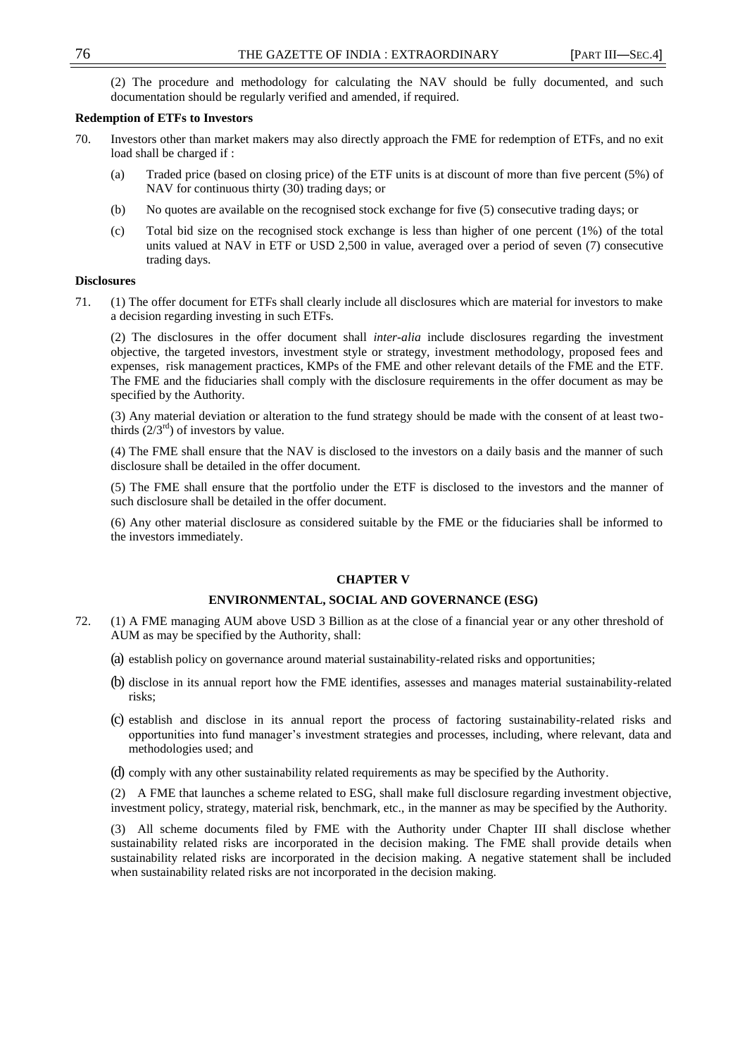(2) The procedure and methodology for calculating the NAV should be fully documented, and such documentation should be regularly verified and amended, if required.

**Redemption of ETFs to Investors**

70. Investors other than market makers may also directly approach the FME for redemption of ETFs, and no exit load shall be charged if :

(a) Traded price (based on closing price) of the ETF units is at discount of more than five percent (5%) of NAV for continuous thirty (30) trading days; or

(b) No quotes are available on the recognised stock exchange for five (5) consecutive trading days; or

(c) Total bid size on the recognised stock exchange is less than higher of one percent (1%) of the total units valued at NAV in ETF or USD 2,500 in value, averaged over a period of seven (7) consecutive trading days.

**Disclosures**

71. (1) The offer document for ETFs shall clearly include all disclosures which are material for investors to make a decision regarding investing in such ETFs.

(2) The disclosures in the offer document shall *inter-alia* include disclosures regarding the investment objective, the targeted investors, investment style or strategy, investment methodology, proposed fees and expenses, risk management practices, KMPs of the FME and other relevant details of the FME and the ETF. The FME and the fiduciaries shall comply with the disclosure requirements in the offer document as may be specified by the Authority.

(3) Any material deviation or alteration to the fund strategy should be made with the consent of at least two-thirds ($2/3^{rd}$) of investors by value.

(4) The FME shall ensure that the NAV is disclosed to the investors on a daily basis and the manner of such disclosure shall be detailed in the offer document.

(5) The FME shall ensure that the portfolio under the ETF is disclosed to the investors and the manner of such disclosure shall be detailed in the offer document.

(6) Any other material disclosure as considered suitable by the FME or the fiduciaries shall be informed to the investors immediately.

## CHAPTER V

## ENVIRONMENTAL, SOCIAL AND GOVERNANCE (ESG)

72. (1) A FME managing AUM above USD 3 Billion as at the close of a financial year or any other threshold of AUM as may be specified by the Authority, shall:

(a) establish policy on governance around material sustainability-related risks and opportunities;

(b) disclose in its annual report how the FME identifies, assesses and manages material sustainability-related risks;

(c) establish and disclose in its annual report the process of factoring sustainability-related risks and opportunities into fund manager's investment strategies and processes, including, where relevant, data and methodologies used; and

(d) comply with any other sustainability related requirements as may be specified by the Authority.

(2) A FME that launches a scheme related to ESG, shall make full disclosure regarding investment objective, investment policy, strategy, material risk, benchmark, etc., in the manner as may be specified by the Authority.

(3) All scheme documents filed by FME with the Authority under Chapter III shall disclose whether sustainability related risks are incorporated in the decision making. The FME shall provide details when sustainability related risks are incorporated in the decision making. A negative statement shall be included when sustainability related risks are not incorporated in the decision making.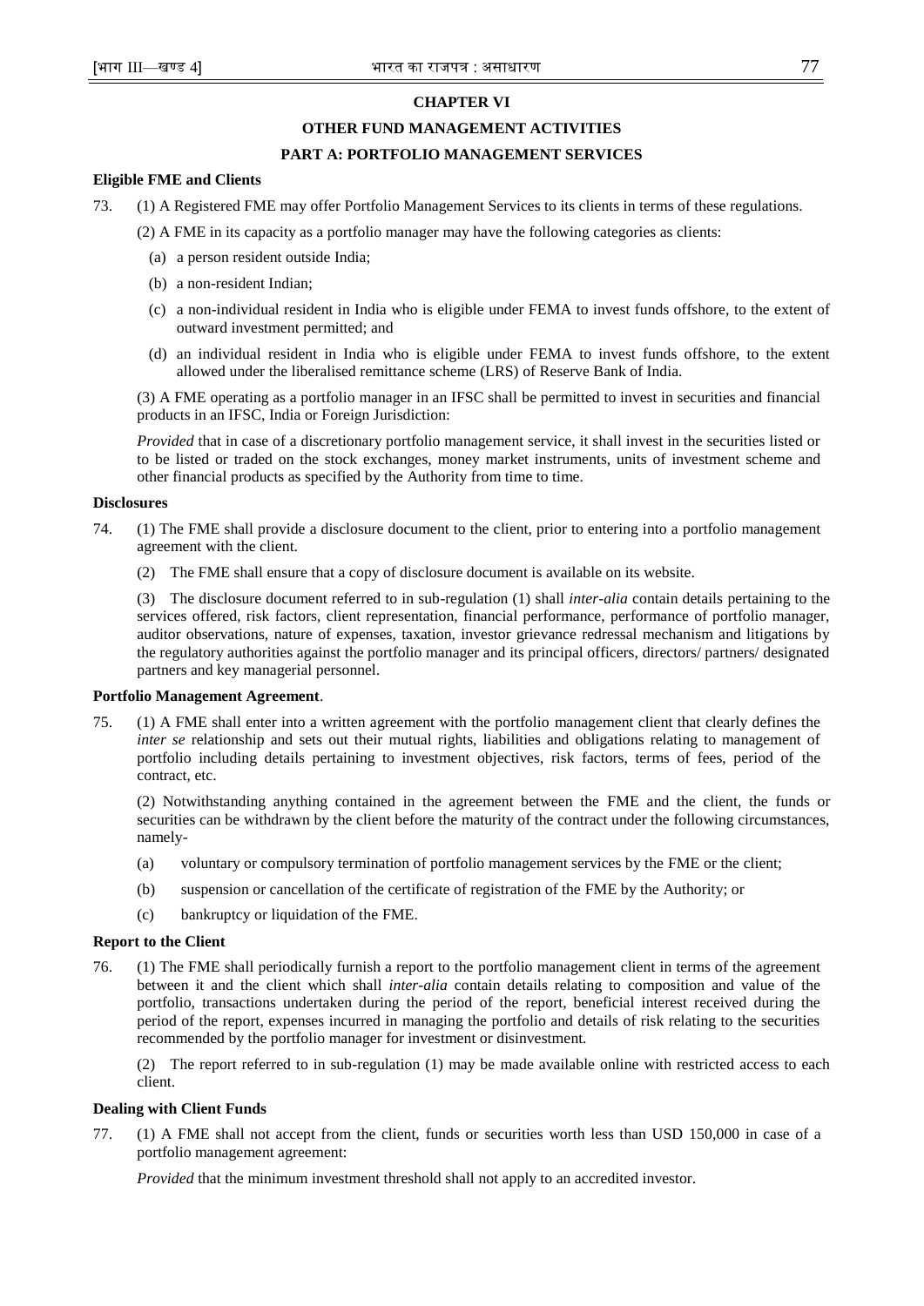## CHAPTER VI

## OTHER FUND MANAGEMENT ACTIVITIES

### PART A: PORTFOLIO MANAGEMENT SERVICES

**Eligible FME and Clients**

73. (1) A Registered FME may offer Portfolio Management Services to its clients in terms of these regulations.

(2) A FME in its capacity as a portfolio manager may have the following categories as clients:

(a) a person resident outside India;

(b) a non-resident Indian;

(c) a non-individual resident in India who is eligible under FEMA to invest funds offshore, to the extent of outward investment permitted; and

(d) an individual resident in India who is eligible under FEMA to invest funds offshore, to the extent allowed under the liberalised remittance scheme (LRS) of Reserve Bank of India.

(3) A FME operating as a portfolio manager in an IFSC shall be permitted to invest in securities and financial products in an IFSC, India or Foreign Jurisdiction:

*Provided* that in case of a discretionary portfolio management service, it shall invest in the securities listed or to be listed or traded on the stock exchanges, money market instruments, units of investment scheme and other financial products as specified by the Authority from time to time.

**Disclosures**

74. (1) The FME shall provide a disclosure document to the client, prior to entering into a portfolio management agreement with the client.

(2) The FME shall ensure that a copy of disclosure document is available on its website.

(3) The disclosure document referred to in sub-regulation (1) shall *inter-alia* contain details pertaining to the services offered, risk factors, client representation, financial performance, performance of portfolio manager, auditor observations, nature of expenses, taxation, investor grievance redressal mechanism and litigations by the regulatory authorities against the portfolio manager and its principal officers, directors/ partners/ designated partners and key managerial personnel.

**Portfolio Management Agreement**.

75. (1) A FME shall enter into a written agreement with the portfolio management client that clearly defines the *inter se* relationship and sets out their mutual rights, liabilities and obligations relating to management of portfolio including details pertaining to investment objectives, risk factors, terms of fees, period of the contract, etc.

(2) Notwithstanding anything contained in the agreement between the FME and the client, the funds or securities can be withdrawn by the client before the maturity of the contract under the following circumstances, namely-

(a) voluntary or compulsory termination of portfolio management services by the FME or the client;

(b) suspension or cancellation of the certificate of registration of the FME by the Authority; or

(c) bankruptcy or liquidation of the FME.

**Report to the Client**

76. (1) The FME shall periodically furnish a report to the portfolio management client in terms of the agreement between it and the client which shall *inter-alia* contain details relating to composition and value of the portfolio, transactions undertaken during the period of the report, beneficial interest received during the period of the report, expenses incurred in managing the portfolio and details of risk relating to the securities recommended by the portfolio manager for investment or disinvestment.

(2) The report referred to in sub-regulation (1) may be made available online with restricted access to each client.

**Dealing with Client Funds**

77. (1) A FME shall not accept from the client, funds or securities worth less than USD 150,000 in case of a portfolio management agreement:

*Provided* that the minimum investment threshold shall not apply to an accredited investor.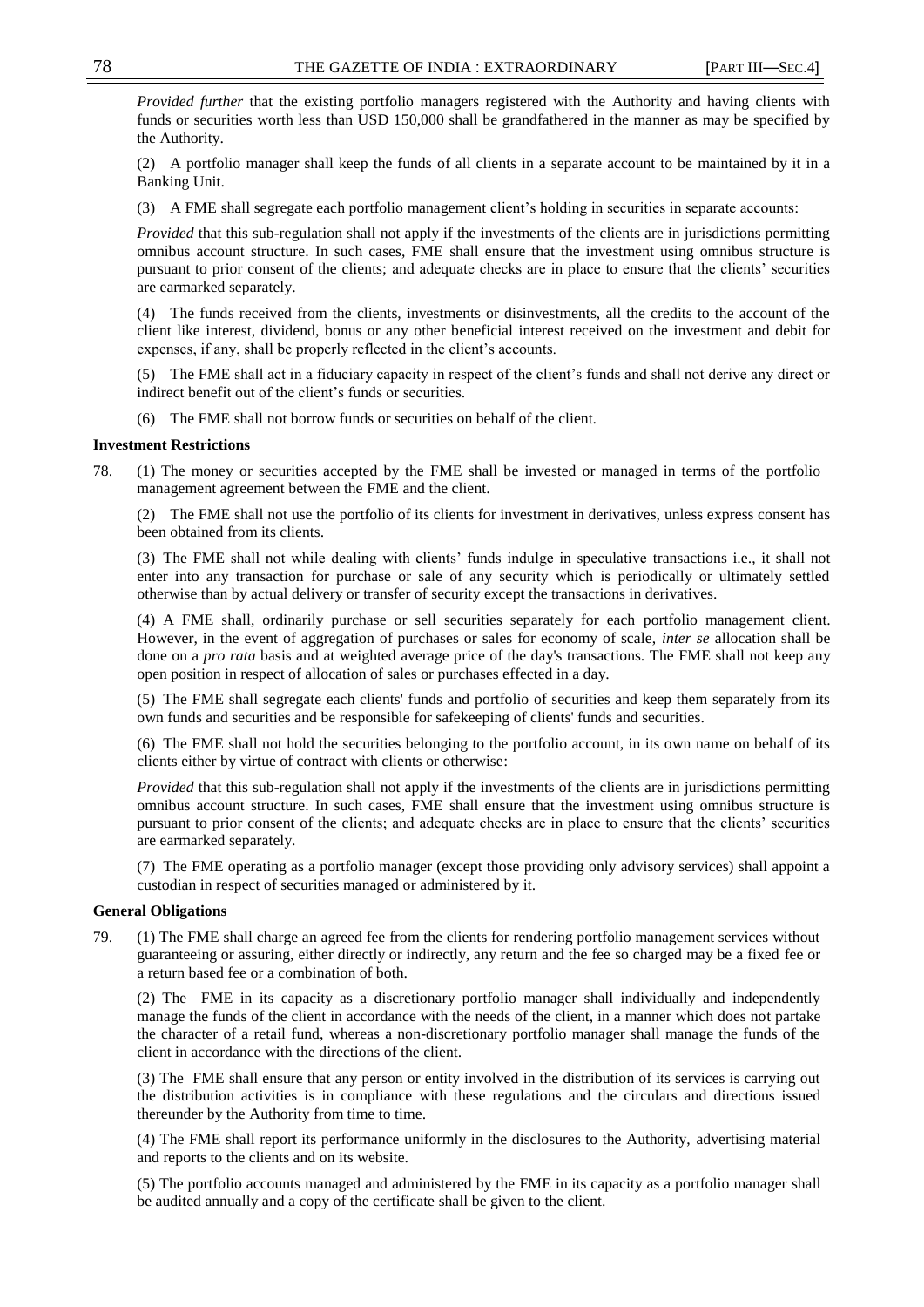*Provided further* that the existing portfolio managers registered with the Authority and having clients with funds or securities worth less than USD 150,000 shall be grandfathered in the manner as may be specified by the Authority.

(2) A portfolio manager shall keep the funds of all clients in a separate account to be maintained by it in a Banking Unit.

(3) A FME shall segregate each portfolio management client's holding in securities in separate accounts:

*Provided* that this sub-regulation shall not apply if the investments of the clients are in jurisdictions permitting omnibus account structure. In such cases, FME shall ensure that the investment using omnibus structure is pursuant to prior consent of the clients; and adequate checks are in place to ensure that the clients' securities are earmarked separately.

(4) The funds received from the clients, investments or disinvestments, all the credits to the account of the client like interest, dividend, bonus or any other beneficial interest received on the investment and debit for expenses, if any, shall be properly reflected in the client's accounts.

(5) The FME shall act in a fiduciary capacity in respect of the client's funds and shall not derive any direct or indirect benefit out of the client's funds or securities.

(6) The FME shall not borrow funds or securities on behalf of the client.

**Investment Restrictions**

78. (1) The money or securities accepted by the FME shall be invested or managed in terms of the portfolio management agreement between the FME and the client.

(2) The FME shall not use the portfolio of its clients for investment in derivatives, unless express consent has been obtained from its clients.

(3) The FME shall not while dealing with clients' funds indulge in speculative transactions i.e., it shall not enter into any transaction for purchase or sale of any security which is periodically or ultimately settled otherwise than by actual delivery or transfer of security except the transactions in derivatives.

(4) A FME shall, ordinarily purchase or sell securities separately for each portfolio management client. However, in the event of aggregation of purchases or sales for economy of scale, *inter se* allocation shall be done on a *pro rata* basis and at weighted average price of the day's transactions. The FME shall not keep any open position in respect of allocation of sales or purchases effected in a day.

(5) The FME shall segregate each clients' funds and portfolio of securities and keep them separately from its own funds and securities and be responsible for safekeeping of clients' funds and securities.

(6) The FME shall not hold the securities belonging to the portfolio account, in its own name on behalf of its clients either by virtue of contract with clients or otherwise:

*Provided* that this sub-regulation shall not apply if the investments of the clients are in jurisdictions permitting omnibus account structure. In such cases, FME shall ensure that the investment using omnibus structure is pursuant to prior consent of the clients; and adequate checks are in place to ensure that the clients' securities are earmarked separately.

(7) The FME operating as a portfolio manager (except those providing only advisory services) shall appoint a custodian in respect of securities managed or administered by it.

**General Obligations**

79. (1) The FME shall charge an agreed fee from the clients for rendering portfolio management services without guaranteeing or assuring, either directly or indirectly, any return and the fee so charged may be a fixed fee or a return based fee or a combination of both.

(2) The FME in its capacity as a discretionary portfolio manager shall individually and independently manage the funds of the client in accordance with the needs of the client, in a manner which does not partake the character of a retail fund, whereas a non-discretionary portfolio manager shall manage the funds of the client in accordance with the directions of the client.

(3) The FME shall ensure that any person or entity involved in the distribution of its services is carrying out the distribution activities is in compliance with these regulations and the circulars and directions issued thereunder by the Authority from time to time.

(4) The FME shall report its performance uniformly in the disclosures to the Authority, advertising material and reports to the clients and on its website.

(5) The portfolio accounts managed and administered by the FME in its capacity as a portfolio manager shall be audited annually and a copy of the certificate shall be given to the client.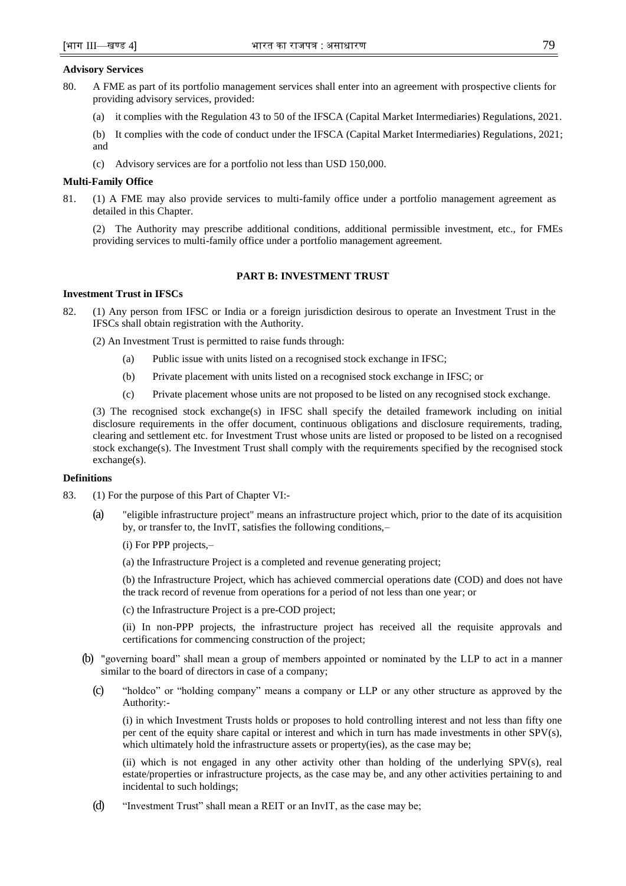**Advisory Services**

80. A FME as part of its portfolio management services shall enter into an agreement with prospective clients for providing advisory services, provided:

    (a) it complies with the Regulation 43 to 50 of the IFSCA (Capital Market Intermediaries) Regulations, 2021.

    (b) It complies with the code of conduct under the IFSCA (Capital Market Intermediaries) Regulations, 2021; and

    (c) Advisory services are for a portfolio not less than USD 150,000.

**Multi-Family Office**

81. (1) A FME may also provide services to multi-family office under a portfolio management agreement as detailed in this Chapter.

    (2) The Authority may prescribe additional conditions, additional permissible investment, etc., for FMEs providing services to multi-family office under a portfolio management agreement.

**PART B: INVESTMENT TRUST**

**Investment Trust in IFSCs**

82. (1) Any person from IFSC or India or a foreign jurisdiction desirous to operate an Investment Trust in the IFSCs shall obtain registration with the Authority.

    (2) An Investment Trust is permitted to raise funds through:

    (a) Public issue with units listed on a recognised stock exchange in IFSC;

    (b) Private placement with units listed on a recognised stock exchange in IFSC; or

    (c) Private placement whose units are not proposed to be listed on any recognised stock exchange.

    (3) The recognised stock exchange(s) in IFSC shall specify the detailed framework including on initial disclosure requirements in the offer document, continuous obligations and disclosure requirements, trading, clearing and settlement etc. for Investment Trust whose units are listed or proposed to be listed on a recognised stock exchange(s). The Investment Trust shall comply with the requirements specified by the recognised stock exchange(s).

**Definitions**

83. (1) For the purpose of this Part of Chapter VI:-

    (a) "eligible infrastructure project" means an infrastructure project which, prior to the date of its acquisition by, or transfer to, the InvIT, satisfies the following conditions,–

    (i) For PPP projects,–

    (a) the Infrastructure Project is a completed and revenue generating project;

    (b) the Infrastructure Project, which has achieved commercial operations date (COD) and does not have the track record of revenue from operations for a period of not less than one year; or

    (c) the Infrastructure Project is a pre-COD project;

    (ii) In non-PPP projects, the infrastructure project has received all the requisite approvals and certifications for commencing construction of the project;

    (b) "governing board" shall mean a group of members appointed or nominated by the LLP to act in a manner similar to the board of directors in case of a company;

    (c) "holdco" or "holding company" means a company or LLP or any other structure as approved by the Authority:-

    (i) in which Investment Trusts holds or proposes to hold controlling interest and not less than fifty one per cent of the equity share capital or interest and which in turn has made investments in other SPV(s), which ultimately hold the infrastructure assets or property(ies), as the case may be;

    (ii) which is not engaged in any other activity other than holding of the underlying SPV(s), real estate/properties or infrastructure projects, as the case may be, and any other activities pertaining to and incidental to such holdings;

    (d) "Investment Trust" shall mean a REIT or an InvIT, as the case may be;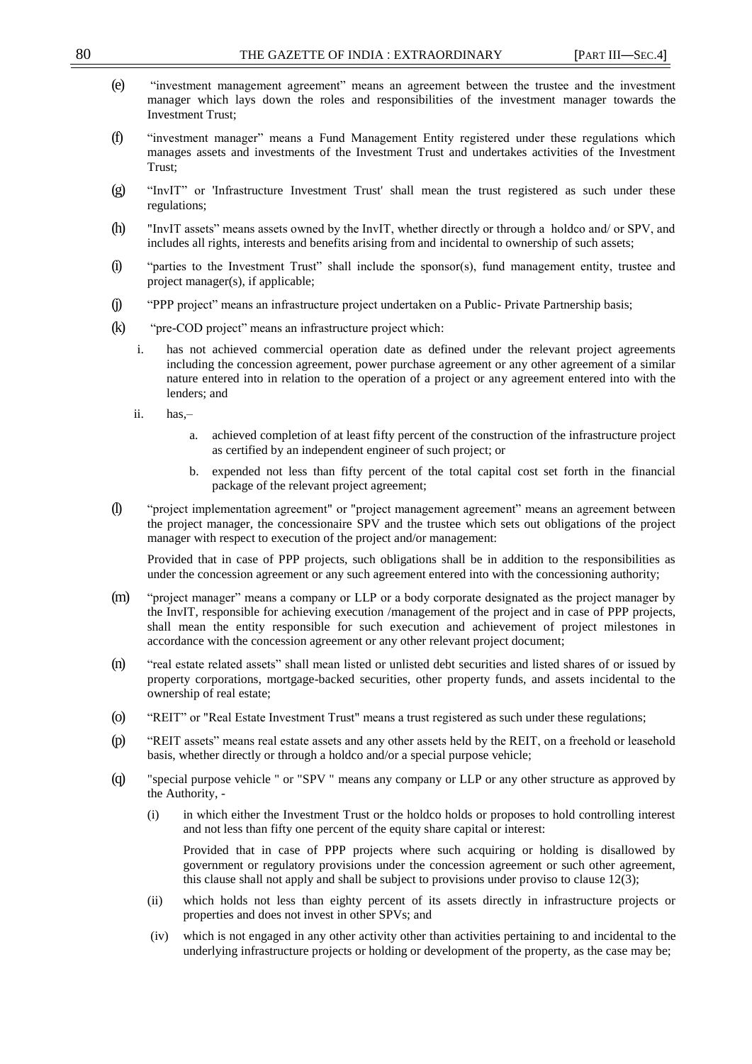(e) "investment management agreement" means an agreement between the trustee and the investment manager which lays down the roles and responsibilities of the investment manager towards the Investment Trust;

(f) "investment manager" means a Fund Management Entity registered under these regulations which manages assets and investments of the Investment Trust and undertakes activities of the Investment Trust;

(g) "InvIT" or 'Infrastructure Investment Trust' shall mean the trust registered as such under these regulations;

(h) "InvIT assets" means assets owned by the InvIT, whether directly or through a holdco and/ or SPV, and includes all rights, interests and benefits arising from and incidental to ownership of such assets;

(i) "parties to the Investment Trust" shall include the sponsor(s), fund management entity, trustee and project manager(s), if applicable;

(j) "PPP project" means an infrastructure project undertaken on a Public- Private Partnership basis;

(k) "pre-COD project" means an infrastructure project which:

   i. has not achieved commercial operation date as defined under the relevant project agreements including the concession agreement, power purchase agreement or any other agreement of a similar nature entered into in relation to the operation of a project or any agreement entered into with the lenders; and

   ii. has,–

      a. achieved completion of at least fifty percent of the construction of the infrastructure project as certified by an independent engineer of such project; or

      b. expended not less than fifty percent of the total capital cost set forth in the financial package of the relevant project agreement;

(l) "project implementation agreement" or "project management agreement" means an agreement between the project manager, the concessionaire SPV and the trustee which sets out obligations of the project manager with respect to execution of the project and/or management:

   Provided that in case of PPP projects, such obligations shall be in addition to the responsibilities as under the concession agreement or any such agreement entered into with the concessioning authority;

(m) "project manager" means a company or LLP or a body corporate designated as the project manager by the InvIT, responsible for achieving execution /management of the project and in case of PPP projects, shall mean the entity responsible for such execution and achievement of project milestones in accordance with the concession agreement or any other relevant project document;

(n) "real estate related assets" shall mean listed or unlisted debt securities and listed shares of or issued by property corporations, mortgage-backed securities, other property funds, and assets incidental to the ownership of real estate;

(o) "REIT" or "Real Estate Investment Trust" means a trust registered as such under these regulations;

(p) "REIT assets" means real estate assets and any other assets held by the REIT, on a freehold or leasehold basis, whether directly or through a holdco and/or a special purpose vehicle;

(q) "special purpose vehicle " or "SPV " means any company or LLP or any other structure as approved by the Authority, -

   (i) in which either the Investment Trust or the holdco holds or proposes to hold controlling interest and not less than fifty one percent of the equity share capital or interest:

   Provided that in case of PPP projects where such acquiring or holding is disallowed by government or regulatory provisions under the concession agreement or such other agreement, this clause shall not apply and shall be subject to provisions under proviso to clause 12(3);

   (ii) which holds not less than eighty percent of its assets directly in infrastructure projects or properties and does not invest in other SPVs; and

   (iv) which is not engaged in any other activity other than activities pertaining to and incidental to the underlying infrastructure projects or holding or development of the property, as the case may be;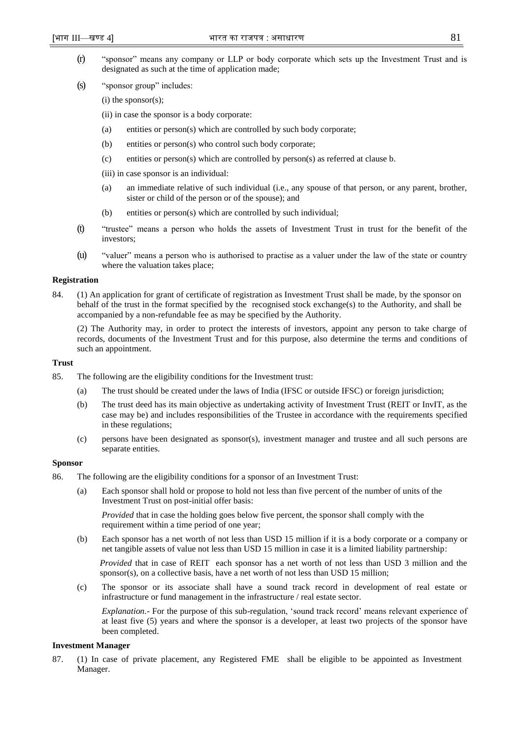(r) "sponsor" means any company or LLP or body corporate which sets up the Investment Trust and is designated as such at the time of application made;

(s) "sponsor group" includes:

(i) the sponsor(s);

(ii) in case the sponsor is a body corporate:

(a) entities or person(s) which are controlled by such body corporate;

(b) entities or person(s) who control such body corporate;

(c) entities or person(s) which are controlled by person(s) as referred at clause b.

(iii) in case sponsor is an individual:

(a) an immediate relative of such individual (i.e., any spouse of that person, or any parent, brother, sister or child of the person or of the spouse); and

(b) entities or person(s) which are controlled by such individual;

(t) "trustee" means a person who holds the assets of Investment Trust in trust for the benefit of the investors;

(u) "valuer" means a person who is authorised to practise as a valuer under the law of the state or country where the valuation takes place;

**Registration**

84. (1) An application for grant of certificate of registration as Investment Trust shall be made, by the sponsor on behalf of the trust in the format specified by the recognised stock exchange(s) to the Authority, and shall be accompanied by a non-refundable fee as may be specified by the Authority.

(2) The Authority may, in order to protect the interests of investors, appoint any person to take charge of records, documents of the Investment Trust and for this purpose, also determine the terms and conditions of such an appointment.

**Trust**

85. The following are the eligibility conditions for the Investment trust:

(a) The trust should be created under the laws of India (IFSC or outside IFSC) or foreign jurisdiction;

(b) The trust deed has its main objective as undertaking activity of Investment Trust (REIT or InvIT, as the case may be) and includes responsibilities of the Trustee in accordance with the requirements specified in these regulations;

(c) persons have been designated as sponsor(s), investment manager and trustee and all such persons are separate entities.

**Sponsor**

86. The following are the eligibility conditions for a sponsor of an Investment Trust:

(a) Each sponsor shall hold or propose to hold not less than five percent of the number of units of the Investment Trust on post-initial offer basis:

*Provided* that in case the holding goes below five percent, the sponsor shall comply with the requirement within a time period of one year;

(b) Each sponsor has a net worth of not less than USD 15 million if it is a body corporate or a company or net tangible assets of value not less than USD 15 million in case it is a limited liability partnership:

*Provided* that in case of REIT each sponsor has a net worth of not less than USD 3 million and the sponsor(s), on a collective basis, have a net worth of not less than USD 15 million;

(c) The sponsor or its associate shall have a sound track record in development of real estate or infrastructure or fund management in the infrastructure / real estate sector.

*Explanation*.- For the purpose of this sub-regulation, 'sound track record' means relevant experience of at least five (5) years and where the sponsor is a developer, at least two projects of the sponsor have been completed.

**Investment Manager**

87. (1) In case of private placement, any Registered FME shall be eligible to be appointed as Investment Manager.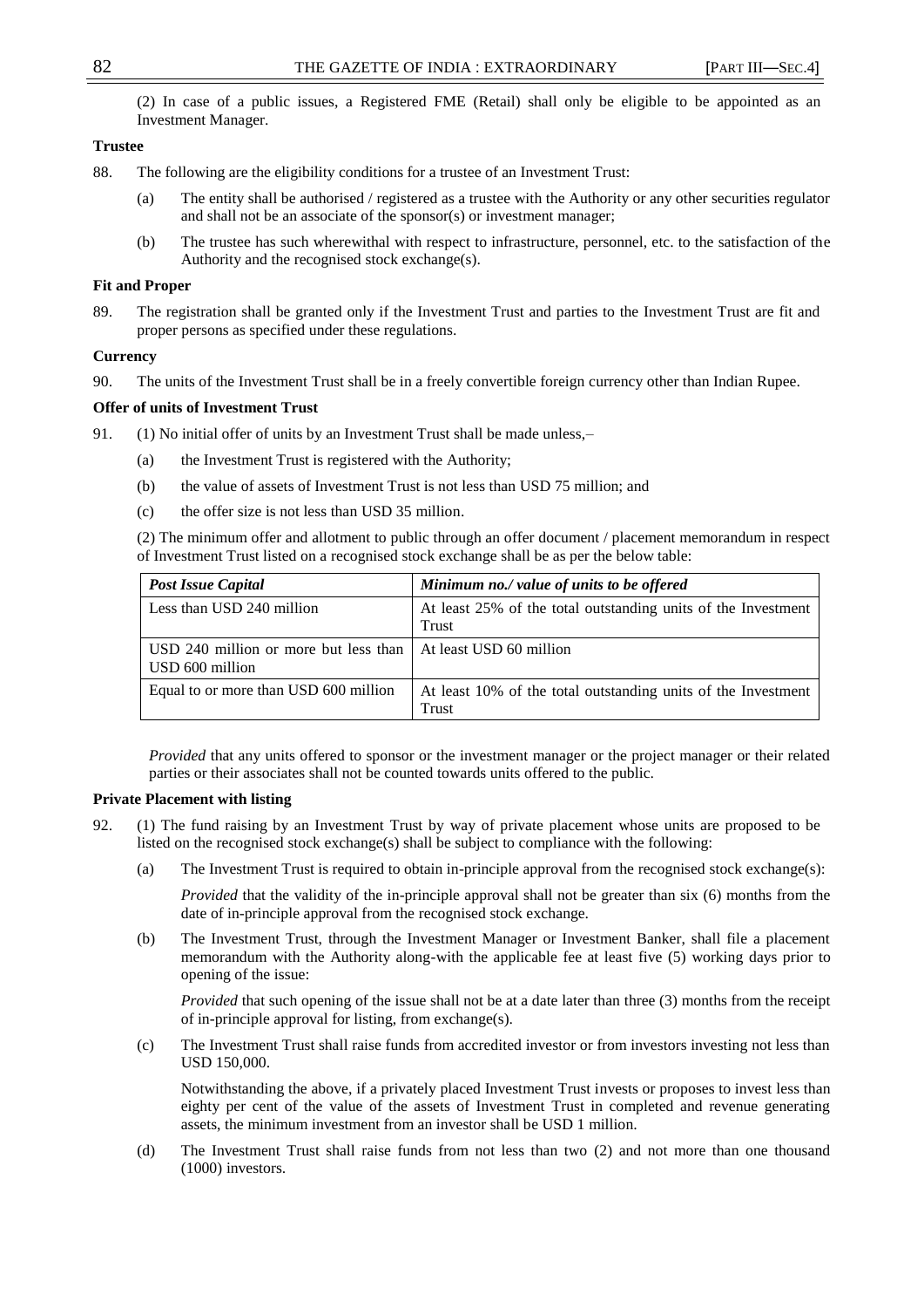(2) In case of a public issues, a Registered FME (Retail) shall only be eligible to be appointed as an Investment Manager.

**Trustee**

88. The following are the eligibility conditions for a trustee of an Investment Trust:

(a) The entity shall be authorised / registered as a trustee with the Authority or any other securities regulator and shall not be an associate of the sponsor(s) or investment manager;

(b) The trustee has such wherewithal with respect to infrastructure, personnel, etc. to the satisfaction of the Authority and the recognised stock exchange(s).

**Fit and Proper**

89. The registration shall be granted only if the Investment Trust and parties to the Investment Trust are fit and proper persons as specified under these regulations.

**Currency**

90. The units of the Investment Trust shall be in a freely convertible foreign currency other than Indian Rupee.

**Offer of units of Investment Trust**

91. (1) No initial offer of units by an Investment Trust shall be made unless,–

(a) the Investment Trust is registered with the Authority;

(b) the value of assets of Investment Trust is not less than USD 75 million; and

(c) the offer size is not less than USD 35 million.

(2) The minimum offer and allotment to public through an offer document / placement memorandum in respect of Investment Trust listed on a recognised stock exchange shall be as per the below table:

| ***Post Issue Capital*** | ***Minimum no./ value of units to be offered*** |
|---|---|
| Less than USD 240 million | At least 25% of the total outstanding units of the Investment Trust |
| USD 240 million or more but less than USD 600 million | At least USD 60 million |
| Equal to or more than USD 600 million | At least 10% of the total outstanding units of the Investment Trust |

*Provided* that any units offered to sponsor or the investment manager or the project manager or their related parties or their associates shall not be counted towards units offered to the public.

**Private Placement with listing**

92. (1) The fund raising by an Investment Trust by way of private placement whose units are proposed to be listed on the recognised stock exchange(s) shall be subject to compliance with the following:

(a) The Investment Trust is required to obtain in-principle approval from the recognised stock exchange(s):

*Provided* that the validity of the in-principle approval shall not be greater than six (6) months from the date of in-principle approval from the recognised stock exchange.

(b) The Investment Trust, through the Investment Manager or Investment Banker, shall file a placement memorandum with the Authority along-with the applicable fee at least five (5) working days prior to opening of the issue:

*Provided* that such opening of the issue shall not be at a date later than three (3) months from the receipt of in-principle approval for listing, from exchange(s).

(c) The Investment Trust shall raise funds from accredited investor or from investors investing not less than USD 150,000.

Notwithstanding the above, if a privately placed Investment Trust invests or proposes to invest less than eighty per cent of the value of the assets of Investment Trust in completed and revenue generating assets, the minimum investment from an investor shall be USD 1 million.

(d) The Investment Trust shall raise funds from not less than two (2) and not more than one thousand (1000) investors.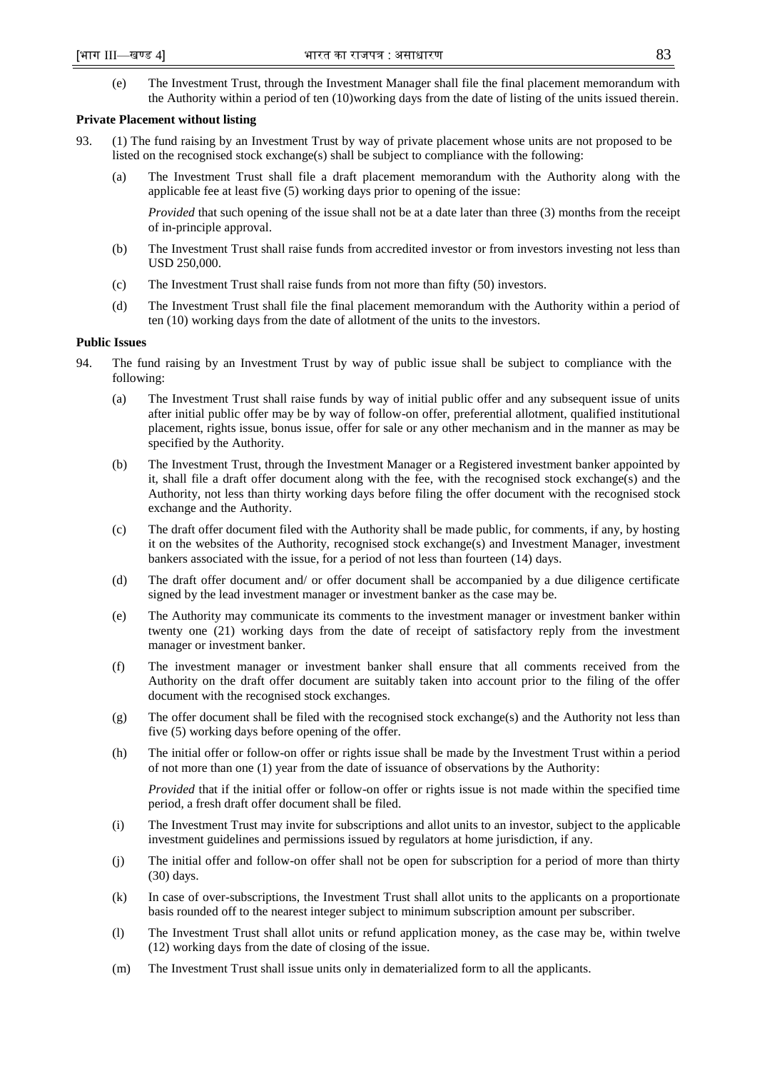(e) The Investment Trust, through the Investment Manager shall file the final placement memorandum with the Authority within a period of ten (10)working days from the date of listing of the units issued therein.

**Private Placement without listing**

93. (1) The fund raising by an Investment Trust by way of private placement whose units are not proposed to be listed on the recognised stock exchange(s) shall be subject to compliance with the following:

(a) The Investment Trust shall file a draft placement memorandum with the Authority along with the applicable fee at least five (5) working days prior to opening of the issue:

*Provided* that such opening of the issue shall not be at a date later than three (3) months from the receipt of in-principle approval.

(b) The Investment Trust shall raise funds from accredited investor or from investors investing not less than USD 250,000.

(c) The Investment Trust shall raise funds from not more than fifty (50) investors.

(d) The Investment Trust shall file the final placement memorandum with the Authority within a period of ten (10) working days from the date of allotment of the units to the investors.

**Public Issues**

94. The fund raising by an Investment Trust by way of public issue shall be subject to compliance with the following:

(a) The Investment Trust shall raise funds by way of initial public offer and any subsequent issue of units after initial public offer may be by way of follow-on offer, preferential allotment, qualified institutional placement, rights issue, bonus issue, offer for sale or any other mechanism and in the manner as may be specified by the Authority.

(b) The Investment Trust, through the Investment Manager or a Registered investment banker appointed by it, shall file a draft offer document along with the fee, with the recognised stock exchange(s) and the Authority, not less than thirty working days before filing the offer document with the recognised stock exchange and the Authority.

(c) The draft offer document filed with the Authority shall be made public, for comments, if any, by hosting it on the websites of the Authority, recognised stock exchange(s) and Investment Manager, investment bankers associated with the issue, for a period of not less than fourteen (14) days.

(d) The draft offer document and/ or offer document shall be accompanied by a due diligence certificate signed by the lead investment manager or investment banker as the case may be.

(e) The Authority may communicate its comments to the investment manager or investment banker within twenty one (21) working days from the date of receipt of satisfactory reply from the investment manager or investment banker.

(f) The investment manager or investment banker shall ensure that all comments received from the Authority on the draft offer document are suitably taken into account prior to the filing of the offer document with the recognised stock exchanges.

(g) The offer document shall be filed with the recognised stock exchange(s) and the Authority not less than five (5) working days before opening of the offer.

(h) The initial offer or follow-on offer or rights issue shall be made by the Investment Trust within a period of not more than one (1) year from the date of issuance of observations by the Authority:

*Provided* that if the initial offer or follow-on offer or rights issue is not made within the specified time period, a fresh draft offer document shall be filed.

(i) The Investment Trust may invite for subscriptions and allot units to an investor, subject to the applicable investment guidelines and permissions issued by regulators at home jurisdiction, if any.

(j) The initial offer and follow-on offer shall not be open for subscription for a period of more than thirty (30) days.

(k) In case of over-subscriptions, the Investment Trust shall allot units to the applicants on a proportionate basis rounded off to the nearest integer subject to minimum subscription amount per subscriber.

(l) The Investment Trust shall allot units or refund application money, as the case may be, within twelve (12) working days from the date of closing of the issue.

(m) The Investment Trust shall issue units only in dematerialized form to all the applicants.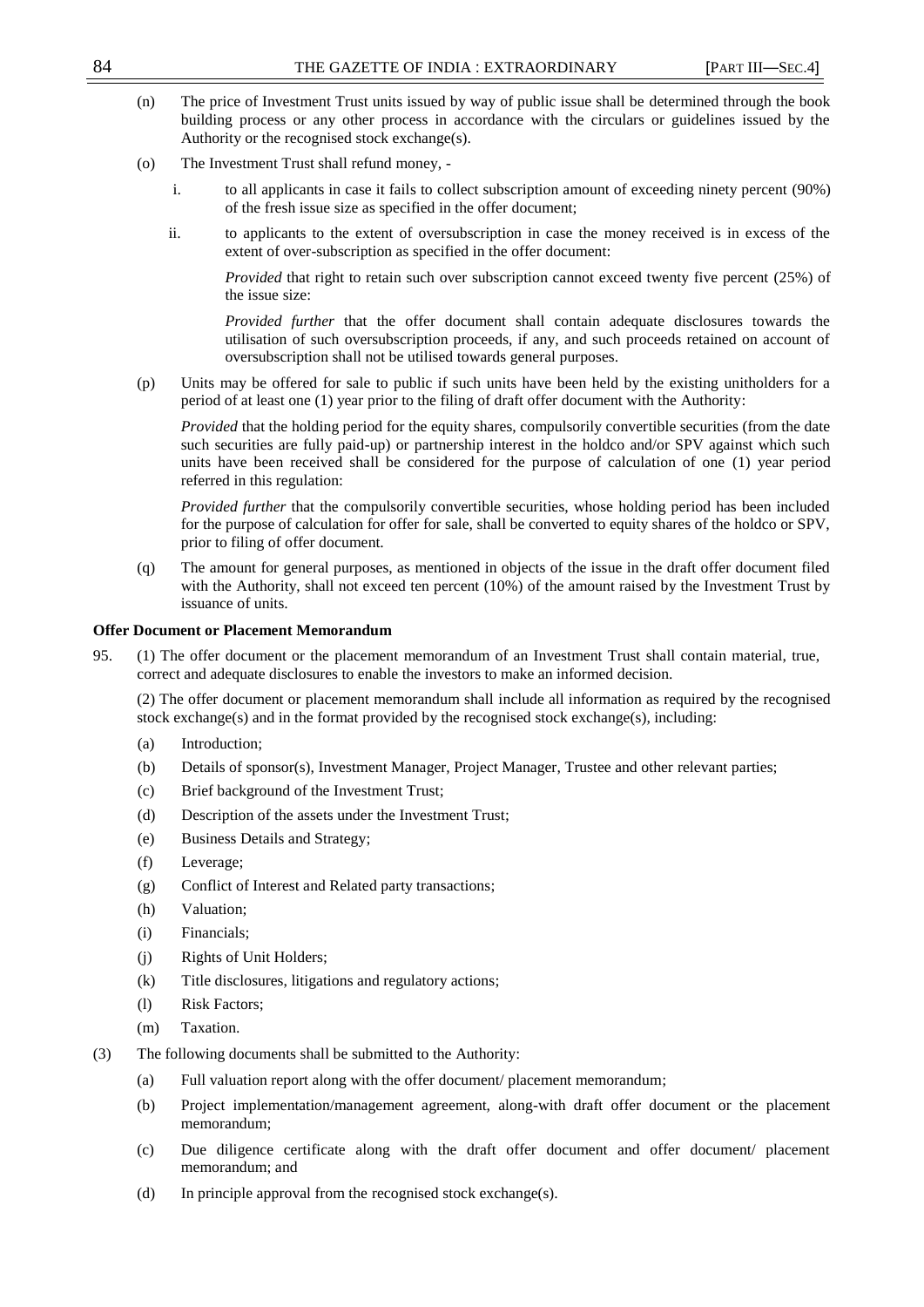(n) The price of Investment Trust units issued by way of public issue shall be determined through the book building process or any other process in accordance with the circulars or guidelines issued by the Authority or the recognised stock exchange(s).

(o) The Investment Trust shall refund money, -

i. to all applicants in case it fails to collect subscription amount of exceeding ninety percent (90%) of the fresh issue size as specified in the offer document;

ii. to applicants to the extent of oversubscription in case the money received is in excess of the extent of over-subscription as specified in the offer document:

*Provided* that right to retain such over subscription cannot exceed twenty five percent (25%) of the issue size:

*Provided further* that the offer document shall contain adequate disclosures towards the utilisation of such oversubscription proceeds, if any, and such proceeds retained on account of oversubscription shall not be utilised towards general purposes.

(p) Units may be offered for sale to public if such units have been held by the existing unitholders for a period of at least one (1) year prior to the filing of draft offer document with the Authority:

*Provided* that the holding period for the equity shares, compulsorily convertible securities (from the date such securities are fully paid-up) or partnership interest in the holdco and/or SPV against which such units have been received shall be considered for the purpose of calculation of one (1) year period referred in this regulation:

*Provided further* that the compulsorily convertible securities, whose holding period has been included for the purpose of calculation for offer for sale, shall be converted to equity shares of the holdco or SPV, prior to filing of offer document.

(q) The amount for general purposes, as mentioned in objects of the issue in the draft offer document filed with the Authority, shall not exceed ten percent (10%) of the amount raised by the Investment Trust by issuance of units.

**Offer Document or Placement Memorandum**

95. (1) The offer document or the placement memorandum of an Investment Trust shall contain material, true, correct and adequate disclosures to enable the investors to make an informed decision.

(2) The offer document or placement memorandum shall include all information as required by the recognised stock exchange(s) and in the format provided by the recognised stock exchange(s), including:

(a) Introduction;

(b) Details of sponsor(s), Investment Manager, Project Manager, Trustee and other relevant parties;

(c) Brief background of the Investment Trust;

(d) Description of the assets under the Investment Trust;

(e) Business Details and Strategy;

(f) Leverage;

(g) Conflict of Interest and Related party transactions;

(h) Valuation;

(i) Financials;

(j) Rights of Unit Holders;

(k) Title disclosures, litigations and regulatory actions;

(l) Risk Factors;

(m) Taxation.

(3) The following documents shall be submitted to the Authority:

(a) Full valuation report along with the offer document/ placement memorandum;

(b) Project implementation/management agreement, along-with draft offer document or the placement memorandum;

(c) Due diligence certificate along with the draft offer document and offer document/ placement memorandum; and

(d) In principle approval from the recognised stock exchange(s).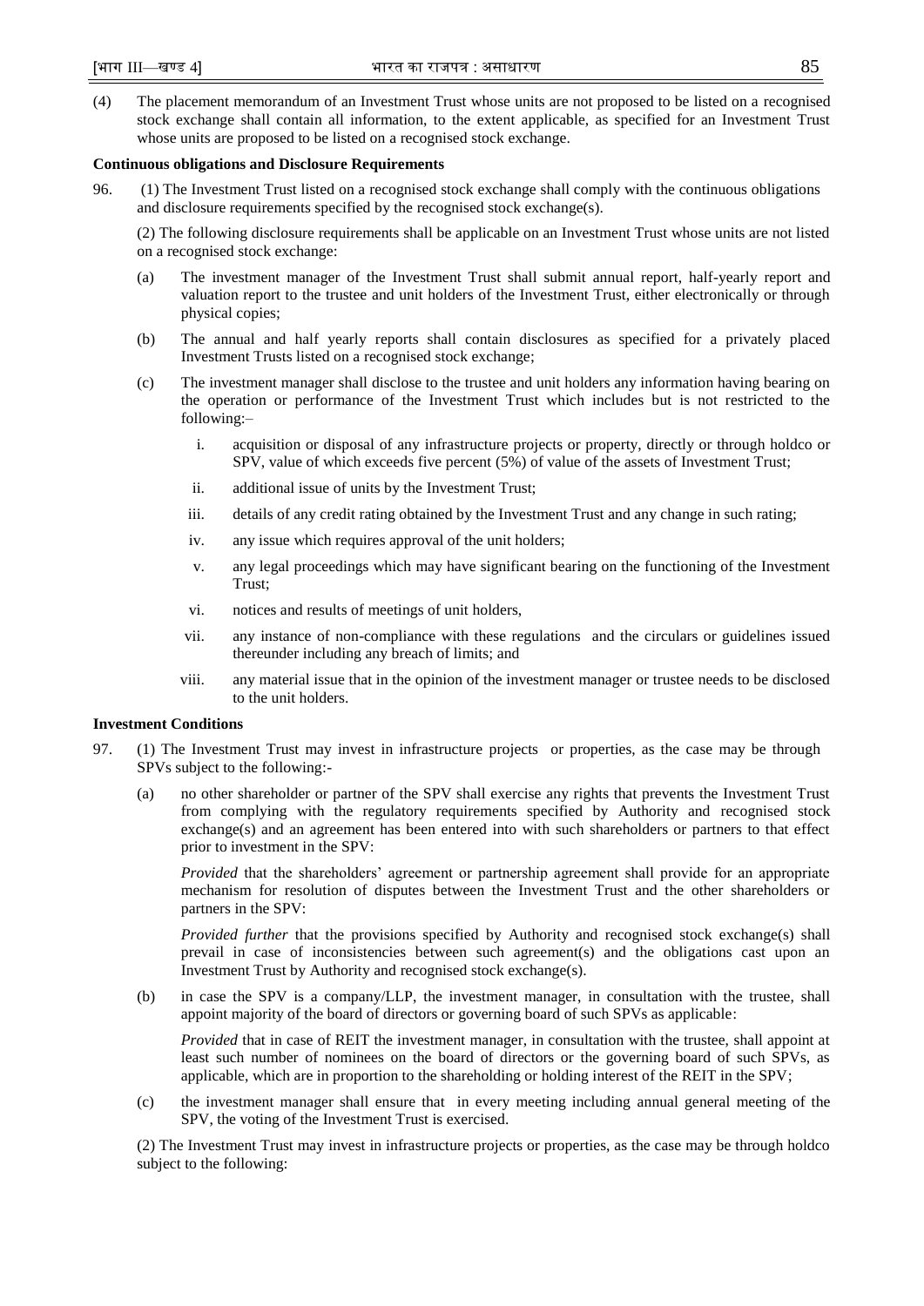(4) The placement memorandum of an Investment Trust whose units are not proposed to be listed on a recognised stock exchange shall contain all information, to the extent applicable, as specified for an Investment Trust whose units are proposed to be listed on a recognised stock exchange.

**Continuous obligations and Disclosure Requirements**

96. (1) The Investment Trust listed on a recognised stock exchange shall comply with the continuous obligations and disclosure requirements specified by the recognised stock exchange(s).

(2) The following disclosure requirements shall be applicable on an Investment Trust whose units are not listed on a recognised stock exchange:

(a) The investment manager of the Investment Trust shall submit annual report, half-yearly report and valuation report to the trustee and unit holders of the Investment Trust, either electronically or through physical copies;

(b) The annual and half yearly reports shall contain disclosures as specified for a privately placed Investment Trusts listed on a recognised stock exchange;

(c) The investment manager shall disclose to the trustee and unit holders any information having bearing on the operation or performance of the Investment Trust which includes but is not restricted to the following:–

i. acquisition or disposal of any infrastructure projects or property, directly or through holdco or SPV, value of which exceeds five percent (5%) of value of the assets of Investment Trust;

ii. additional issue of units by the Investment Trust;

iii. details of any credit rating obtained by the Investment Trust and any change in such rating;

iv. any issue which requires approval of the unit holders;

v. any legal proceedings which may have significant bearing on the functioning of the Investment Trust;

vi. notices and results of meetings of unit holders,

vii. any instance of non-compliance with these regulations and the circulars or guidelines issued thereunder including any breach of limits; and

viii. any material issue that in the opinion of the investment manager or trustee needs to be disclosed to the unit holders.

**Investment Conditions**

97. (1) The Investment Trust may invest in infrastructure projects or properties, as the case may be through SPVs subject to the following:-

(a) no other shareholder or partner of the SPV shall exercise any rights that prevents the Investment Trust from complying with the regulatory requirements specified by Authority and recognised stock exchange(s) and an agreement has been entered into with such shareholders or partners to that effect prior to investment in the SPV:

*Provided* that the shareholders' agreement or partnership agreement shall provide for an appropriate mechanism for resolution of disputes between the Investment Trust and the other shareholders or partners in the SPV:

*Provided further* that the provisions specified by Authority and recognised stock exchange(s) shall prevail in case of inconsistencies between such agreement(s) and the obligations cast upon an Investment Trust by Authority and recognised stock exchange(s).

(b) in case the SPV is a company/LLP, the investment manager, in consultation with the trustee, shall appoint majority of the board of directors or governing board of such SPVs as applicable:

*Provided* that in case of REIT the investment manager, in consultation with the trustee, shall appoint at least such number of nominees on the board of directors or the governing board of such SPVs, as applicable, which are in proportion to the shareholding or holding interest of the REIT in the SPV;

(c) the investment manager shall ensure that in every meeting including annual general meeting of the SPV, the voting of the Investment Trust is exercised.

(2) The Investment Trust may invest in infrastructure projects or properties, as the case may be through holdco subject to the following: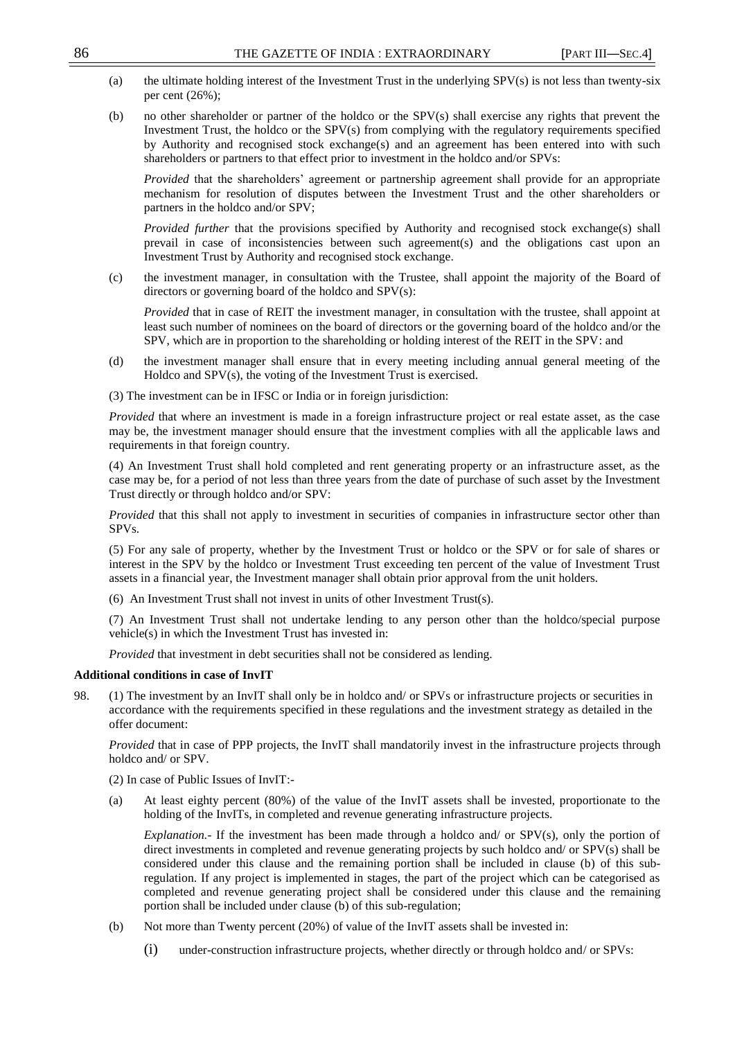(a) the ultimate holding interest of the Investment Trust in the underlying SPV(s) is not less than twenty-six per cent (26%);

(b) no other shareholder or partner of the holdco or the SPV(s) shall exercise any rights that prevent the Investment Trust, the holdco or the SPV(s) from complying with the regulatory requirements specified by Authority and recognised stock exchange(s) and an agreement has been entered into with such shareholders or partners to that effect prior to investment in the holdco and/or SPVs:

*Provided* that the shareholders' agreement or partnership agreement shall provide for an appropriate mechanism for resolution of disputes between the Investment Trust and the other shareholders or partners in the holdco and/or SPV;

*Provided further* that the provisions specified by Authority and recognised stock exchange(s) shall prevail in case of inconsistencies between such agreement(s) and the obligations cast upon an Investment Trust by Authority and recognised stock exchange.

(c) the investment manager, in consultation with the Trustee, shall appoint the majority of the Board of directors or governing board of the holdco and SPV(s):

*Provided* that in case of REIT the investment manager, in consultation with the trustee, shall appoint at least such number of nominees on the board of directors or the governing board of the holdco and/or the SPV, which are in proportion to the shareholding or holding interest of the REIT in the SPV: and

(d) the investment manager shall ensure that in every meeting including annual general meeting of the Holdco and SPV(s), the voting of the Investment Trust is exercised.

(3) The investment can be in IFSC or India or in foreign jurisdiction:

*Provided* that where an investment is made in a foreign infrastructure project or real estate asset, as the case may be, the investment manager should ensure that the investment complies with all the applicable laws and requirements in that foreign country.

(4) An Investment Trust shall hold completed and rent generating property or an infrastructure asset, as the case may be, for a period of not less than three years from the date of purchase of such asset by the Investment Trust directly or through holdco and/or SPV:

*Provided* that this shall not apply to investment in securities of companies in infrastructure sector other than SPVs.

(5) For any sale of property, whether by the Investment Trust or holdco or the SPV or for sale of shares or interest in the SPV by the holdco or Investment Trust exceeding ten percent of the value of Investment Trust assets in a financial year, the Investment manager shall obtain prior approval from the unit holders.

(6) An Investment Trust shall not invest in units of other Investment Trust(s).

(7) An Investment Trust shall not undertake lending to any person other than the holdco/special purpose vehicle(s) in which the Investment Trust has invested in:

*Provided* that investment in debt securities shall not be considered as lending.

**Additional conditions in case of InvIT**

98. (1) The investment by an InvIT shall only be in holdco and/ or SPVs or infrastructure projects or securities in accordance with the requirements specified in these regulations and the investment strategy as detailed in the offer document:

*Provided* that in case of PPP projects, the InvIT shall mandatorily invest in the infrastructure projects through holdco and/ or SPV.

(2) In case of Public Issues of InvIT:-

(a) At least eighty percent (80%) of the value of the InvIT assets shall be invested, proportionate to the holding of the InvITs, in completed and revenue generating infrastructure projects.

*Explanation*.- If the investment has been made through a holdco and/ or SPV(s), only the portion of direct investments in completed and revenue generating projects by such holdco and/ or SPV(s) shall be considered under this clause and the remaining portion shall be included in clause (b) of this sub-regulation. If any project is implemented in stages, the part of the project which can be categorised as completed and revenue generating project shall be considered under this clause and the remaining portion shall be included under clause (b) of this sub-regulation;

(b) Not more than Twenty percent (20%) of value of the InvIT assets shall be invested in:

(i) under-construction infrastructure projects, whether directly or through holdco and/ or SPVs: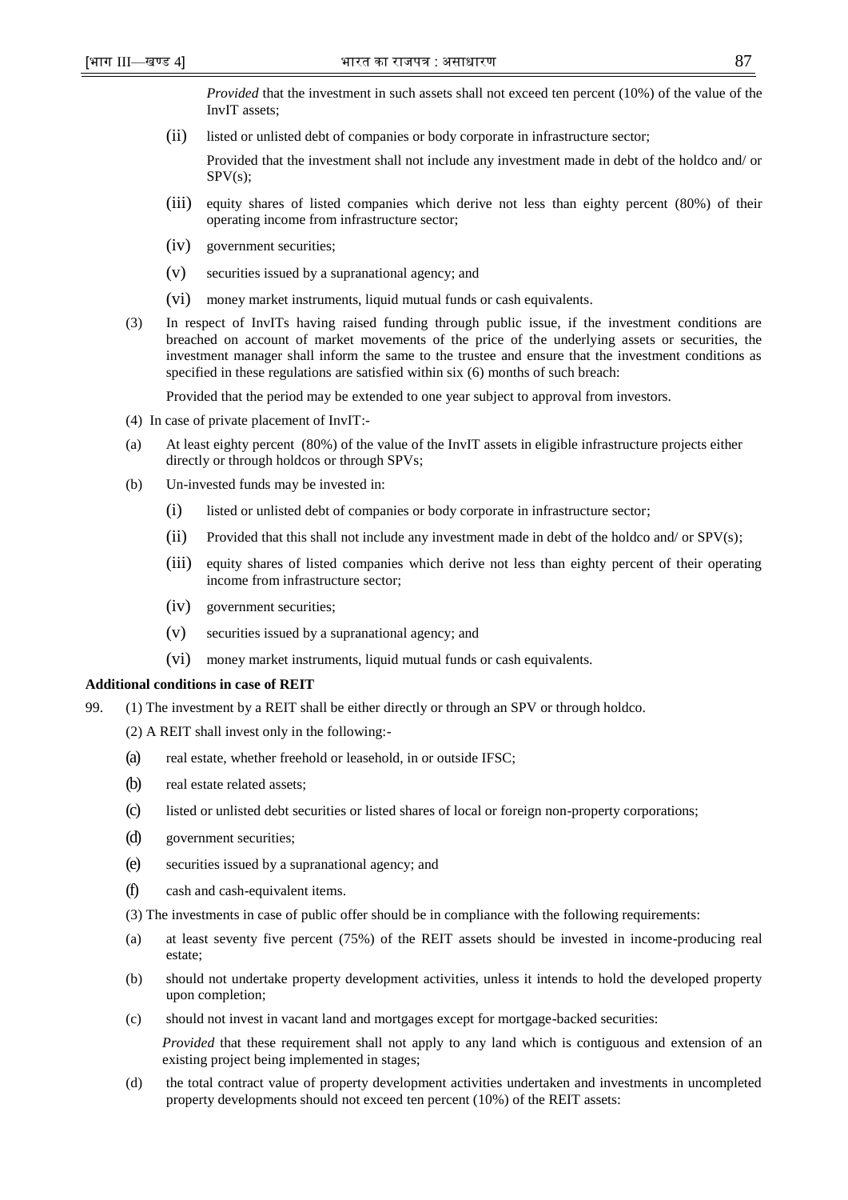*Provided* that the investment in such assets shall not exceed ten percent (10%) of the value of the InvIT assets;

(ii) listed or unlisted debt of companies or body corporate in infrastructure sector;

Provided that the investment shall not include any investment made in debt of the holdco and/ or SPV(s);

(iii) equity shares of listed companies which derive not less than eighty percent (80%) of their operating income from infrastructure sector;

(iv) government securities;

(v) securities issued by a supranational agency; and

(vi) money market instruments, liquid mutual funds or cash equivalents.

(3) In respect of InvITs having raised funding through public issue, if the investment conditions are breached on account of market movements of the price of the underlying assets or securities, the investment manager shall inform the same to the trustee and ensure that the investment conditions as specified in these regulations are satisfied within six (6) months of such breach:

Provided that the period may be extended to one year subject to approval from investors.

(4) In case of private placement of InvIT:-

(a) At least eighty percent (80%) of the value of the InvIT assets in eligible infrastructure projects either directly or through holdcos or through SPVs;

(b) Un-invested funds may be invested in:

(i) listed or unlisted debt of companies or body corporate in infrastructure sector;

(ii) Provided that this shall not include any investment made in debt of the holdco and/ or SPV(s);

(iii) equity shares of listed companies which derive not less than eighty percent of their operating income from infrastructure sector;

(iv) government securities;

(v) securities issued by a supranational agency; and

(vi) money market instruments, liquid mutual funds or cash equivalents.

**Additional conditions in case of REIT**

99. (1) The investment by a REIT shall be either directly or through an SPV or through holdco.

(2) A REIT shall invest only in the following:-

(a) real estate, whether freehold or leasehold, in or outside IFSC;

(b) real estate related assets;

(c) listed or unlisted debt securities or listed shares of local or foreign non-property corporations;

(d) government securities;

(e) securities issued by a supranational agency; and

(f) cash and cash-equivalent items.

(3) The investments in case of public offer should be in compliance with the following requirements:

(a) at least seventy five percent (75%) of the REIT assets should be invested in income-producing real estate;

(b) should not undertake property development activities, unless it intends to hold the developed property upon completion;

(c) should not invest in vacant land and mortgages except for mortgage-backed securities:

*Provided* that these requirement shall not apply to any land which is contiguous and extension of an existing project being implemented in stages;

(d) the total contract value of property development activities undertaken and investments in uncompleted property developments should not exceed ten percent (10%) of the REIT assets: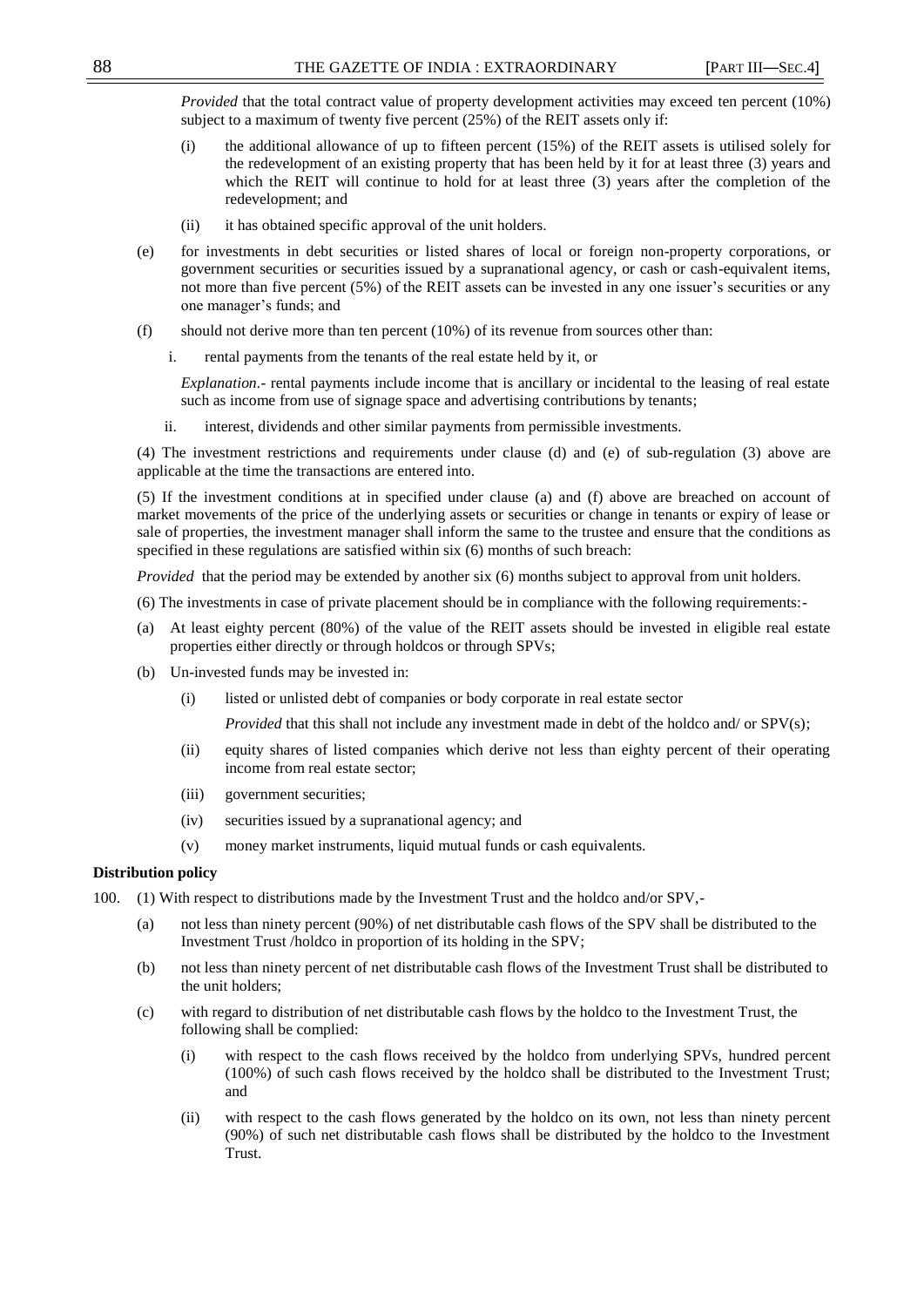*Provided* that the total contract value of property development activities may exceed ten percent (10%) subject to a maximum of twenty five percent (25%) of the REIT assets only if:

(i) the additional allowance of up to fifteen percent (15%) of the REIT assets is utilised solely for the redevelopment of an existing property that has been held by it for at least three (3) years and which the REIT will continue to hold for at least three (3) years after the completion of the redevelopment; and

(ii) it has obtained specific approval of the unit holders.

(e) for investments in debt securities or listed shares of local or foreign non-property corporations, or government securities or securities issued by a supranational agency, or cash or cash-equivalent items, not more than five percent (5%) of the REIT assets can be invested in any one issuer's securities or any one manager's funds; and

(f) should not derive more than ten percent (10%) of its revenue from sources other than:

i. rental payments from the tenants of the real estate held by it, or

*Explanation*.- rental payments include income that is ancillary or incidental to the leasing of real estate such as income from use of signage space and advertising contributions by tenants;

ii. interest, dividends and other similar payments from permissible investments.

(4) The investment restrictions and requirements under clause (d) and (e) of sub-regulation (3) above are applicable at the time the transactions are entered into.

(5) If the investment conditions at in specified under clause (a) and (f) above are breached on account of market movements of the price of the underlying assets or securities or change in tenants or expiry of lease or sale of properties, the investment manager shall inform the same to the trustee and ensure that the conditions as specified in these regulations are satisfied within six (6) months of such breach:

*Provided* that the period may be extended by another six (6) months subject to approval from unit holders.

(6) The investments in case of private placement should be in compliance with the following requirements:-

(a) At least eighty percent (80%) of the value of the REIT assets should be invested in eligible real estate properties either directly or through holdcos or through SPVs;

(b) Un-invested funds may be invested in:

(i) listed or unlisted debt of companies or body corporate in real estate sector

*Provided* that this shall not include any investment made in debt of the holdco and/ or SPV(s);

(ii) equity shares of listed companies which derive not less than eighty percent of their operating income from real estate sector;

(iii) government securities;

(iv) securities issued by a supranational agency; and

(v) money market instruments, liquid mutual funds or cash equivalents.

**Distribution policy**

100. (1) With respect to distributions made by the Investment Trust and the holdco and/or SPV,-

(a) not less than ninety percent (90%) of net distributable cash flows of the SPV shall be distributed to the Investment Trust /holdco in proportion of its holding in the SPV;

(b) not less than ninety percent of net distributable cash flows of the Investment Trust shall be distributed to the unit holders;

(c) with regard to distribution of net distributable cash flows by the holdco to the Investment Trust, the following shall be complied:

(i) with respect to the cash flows received by the holdco from underlying SPVs, hundred percent (100%) of such cash flows received by the holdco shall be distributed to the Investment Trust; and

(ii) with respect to the cash flows generated by the holdco on its own, not less than ninety percent (90%) of such net distributable cash flows shall be distributed by the holdco to the Investment Trust.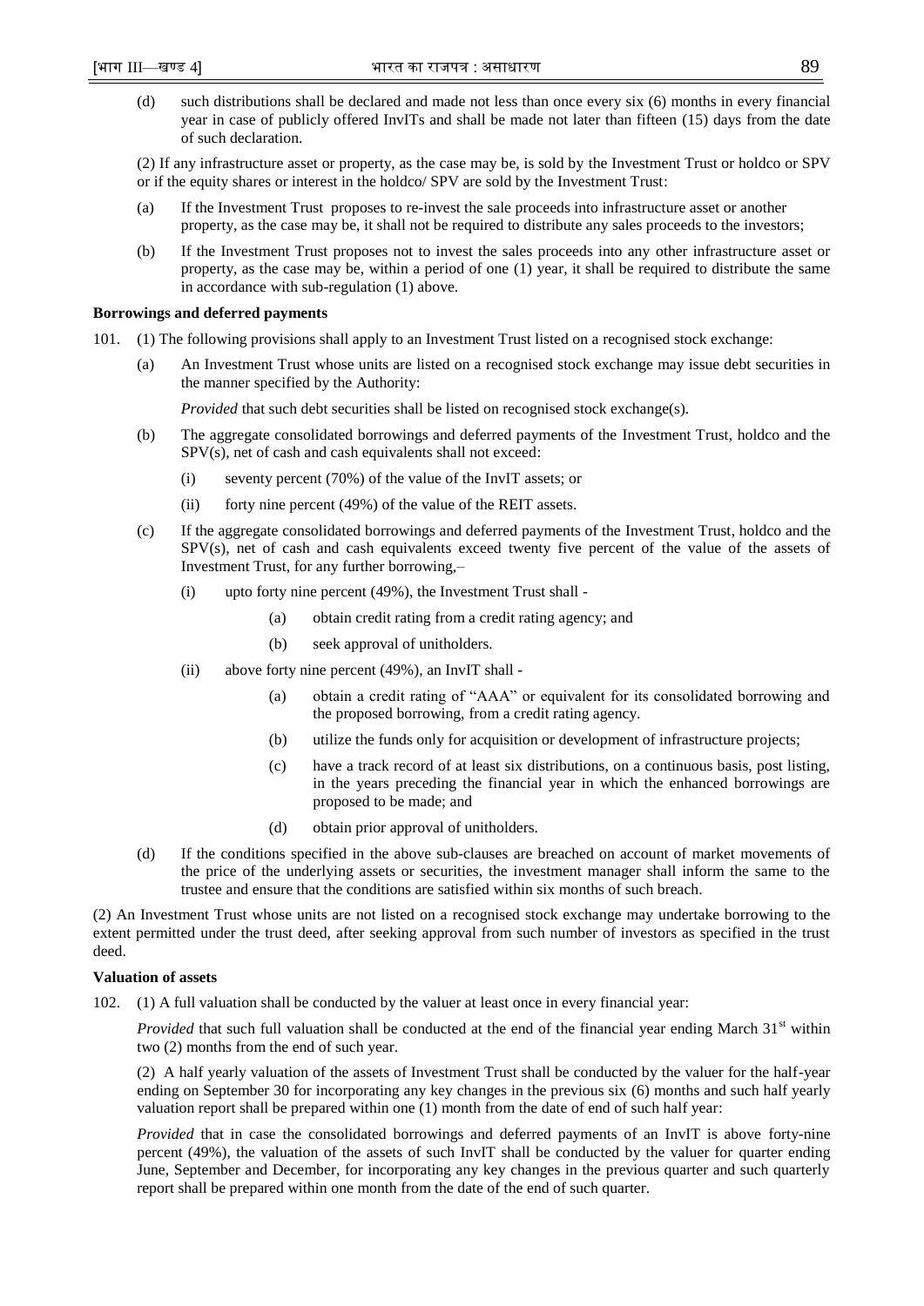(d) such distributions shall be declared and made not less than once every six (6) months in every financial year in case of publicly offered InvITs and shall be made not later than fifteen (15) days from the date of such declaration.

(2) If any infrastructure asset or property, as the case may be, is sold by the Investment Trust or holdco or SPV or if the equity shares or interest in the holdco/ SPV are sold by the Investment Trust:

(a) If the Investment Trust proposes to re-invest the sale proceeds into infrastructure asset or another property, as the case may be, it shall not be required to distribute any sales proceeds to the investors;

(b) If the Investment Trust proposes not to invest the sales proceeds into any other infrastructure asset or property, as the case may be, within a period of one (1) year, it shall be required to distribute the same in accordance with sub-regulation (1) above.

**Borrowings and deferred payments**

101. (1) The following provisions shall apply to an Investment Trust listed on a recognised stock exchange:

(a) An Investment Trust whose units are listed on a recognised stock exchange may issue debt securities in the manner specified by the Authority:

*Provided* that such debt securities shall be listed on recognised stock exchange(s).

(b) The aggregate consolidated borrowings and deferred payments of the Investment Trust, holdco and the SPV(s), net of cash and cash equivalents shall not exceed:

(i) seventy percent (70%) of the value of the InvIT assets; or

(ii) forty nine percent (49%) of the value of the REIT assets.

(c) If the aggregate consolidated borrowings and deferred payments of the Investment Trust, holdco and the SPV(s), net of cash and cash equivalents exceed twenty five percent of the value of the assets of Investment Trust, for any further borrowing,–

(i) upto forty nine percent (49%), the Investment Trust shall -

(a) obtain credit rating from a credit rating agency; and

(b) seek approval of unitholders.

(ii) above forty nine percent (49%), an InvIT shall -

(a) obtain a credit rating of "AAA" or equivalent for its consolidated borrowing and the proposed borrowing, from a credit rating agency.

(b) utilize the funds only for acquisition or development of infrastructure projects;

(c) have a track record of at least six distributions, on a continuous basis, post listing, in the years preceding the financial year in which the enhanced borrowings are proposed to be made; and

(d) obtain prior approval of unitholders.

(d) If the conditions specified in the above sub-clauses are breached on account of market movements of the price of the underlying assets or securities, the investment manager shall inform the same to the trustee and ensure that the conditions are satisfied within six months of such breach.

(2) An Investment Trust whose units are not listed on a recognised stock exchange may undertake borrowing to the extent permitted under the trust deed, after seeking approval from such number of investors as specified in the trust deed.

**Valuation of assets**

102. (1) A full valuation shall be conducted by the valuer at least once in every financial year:

*Provided* that such full valuation shall be conducted at the end of the financial year ending March 31st within two (2) months from the end of such year.

(2) A half yearly valuation of the assets of Investment Trust shall be conducted by the valuer for the half-year ending on September 30 for incorporating any key changes in the previous six (6) months and such half yearly valuation report shall be prepared within one (1) month from the date of end of such half year:

*Provided* that in case the consolidated borrowings and deferred payments of an InvIT is above forty-nine percent (49%), the valuation of the assets of such InvIT shall be conducted by the valuer for quarter ending June, September and December, for incorporating any key changes in the previous quarter and such quarterly report shall be prepared within one month from the date of the end of such quarter.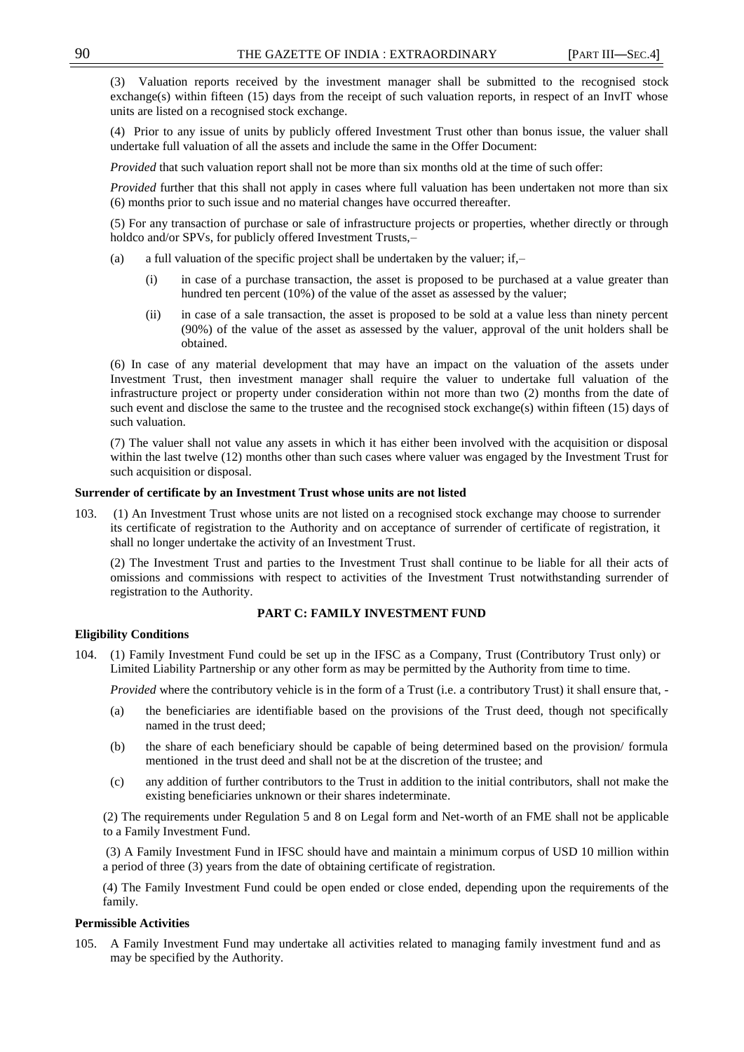(3) Valuation reports received by the investment manager shall be submitted to the recognised stock exchange(s) within fifteen (15) days from the receipt of such valuation reports, in respect of an InvIT whose units are listed on a recognised stock exchange.

(4) Prior to any issue of units by publicly offered Investment Trust other than bonus issue, the valuer shall undertake full valuation of all the assets and include the same in the Offer Document:

*Provided* that such valuation report shall not be more than six months old at the time of such offer:

*Provided* further that this shall not apply in cases where full valuation has been undertaken not more than six (6) months prior to such issue and no material changes have occurred thereafter.

(5) For any transaction of purchase or sale of infrastructure projects or properties, whether directly or through holdco and/or SPVs, for publicly offered Investment Trusts,–

(a) a full valuation of the specific project shall be undertaken by the valuer; if,–

(i) in case of a purchase transaction, the asset is proposed to be purchased at a value greater than hundred ten percent (10%) of the value of the asset as assessed by the valuer;

(ii) in case of a sale transaction, the asset is proposed to be sold at a value less than ninety percent (90%) of the value of the asset as assessed by the valuer, approval of the unit holders shall be obtained.

(6) In case of any material development that may have an impact on the valuation of the assets under Investment Trust, then investment manager shall require the valuer to undertake full valuation of the infrastructure project or property under consideration within not more than two (2) months from the date of such event and disclose the same to the trustee and the recognised stock exchange(s) within fifteen (15) days of such valuation.

(7) The valuer shall not value any assets in which it has either been involved with the acquisition or disposal within the last twelve (12) months other than such cases where valuer was engaged by the Investment Trust for such acquisition or disposal.

**Surrender of certificate by an Investment Trust whose units are not listed**

103. (1) An Investment Trust whose units are not listed on a recognised stock exchange may choose to surrender its certificate of registration to the Authority and on acceptance of surrender of certificate of registration, it shall no longer undertake the activity of an Investment Trust.

(2) The Investment Trust and parties to the Investment Trust shall continue to be liable for all their acts of omissions and commissions with respect to activities of the Investment Trust notwithstanding surrender of registration to the Authority.

## PART C: FAMILY INVESTMENT FUND

**Eligibility Conditions**

104. (1) Family Investment Fund could be set up in the IFSC as a Company, Trust (Contributory Trust only) or Limited Liability Partnership or any other form as may be permitted by the Authority from time to time.

*Provided* where the contributory vehicle is in the form of a Trust (i.e. a contributory Trust) it shall ensure that, -

(a) the beneficiaries are identifiable based on the provisions of the Trust deed, though not specifically named in the trust deed;

(b) the share of each beneficiary should be capable of being determined based on the provision/ formula mentioned in the trust deed and shall not be at the discretion of the trustee; and

(c) any addition of further contributors to the Trust in addition to the initial contributors, shall not make the existing beneficiaries unknown or their shares indeterminate.

(2) The requirements under Regulation 5 and 8 on Legal form and Net-worth of an FME shall not be applicable to a Family Investment Fund.

(3) A Family Investment Fund in IFSC should have and maintain a minimum corpus of USD 10 million within a period of three (3) years from the date of obtaining certificate of registration.

(4) The Family Investment Fund could be open ended or close ended, depending upon the requirements of the family.

**Permissible Activities**

105. A Family Investment Fund may undertake all activities related to managing family investment fund and as may be specified by the Authority.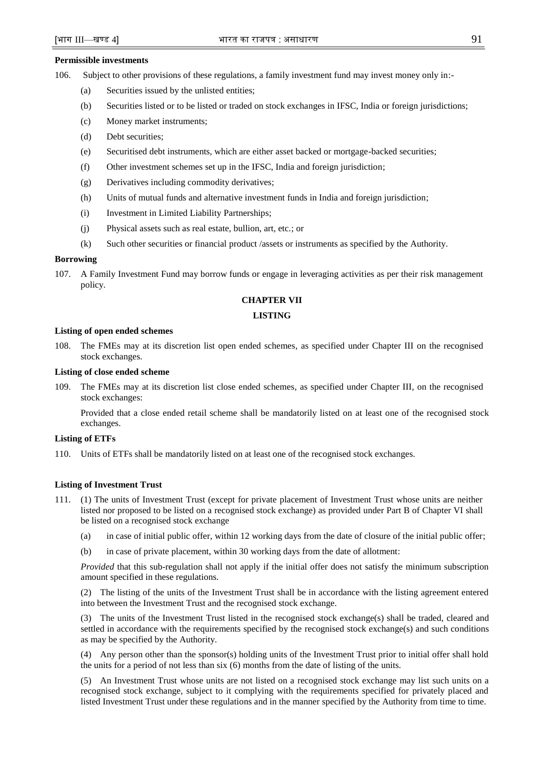**Permissible investments**

106. Subject to other provisions of these regulations, a family investment fund may invest money only in:-

  (a) Securities issued by the unlisted entities;

  (b) Securities listed or to be listed or traded on stock exchanges in IFSC, India or foreign jurisdictions;

  (c) Money market instruments;

  (d) Debt securities;

  (e) Securitised debt instruments, which are either asset backed or mortgage-backed securities;

  (f) Other investment schemes set up in the IFSC, India and foreign jurisdiction;

  (g) Derivatives including commodity derivatives;

  (h) Units of mutual funds and alternative investment funds in India and foreign jurisdiction;

  (i) Investment in Limited Liability Partnerships;

  (j) Physical assets such as real estate, bullion, art, etc.; or

  (k) Such other securities or financial product /assets or instruments as specified by the Authority.

**Borrowing**

107. A Family Investment Fund may borrow funds or engage in leveraging activities as per their risk management policy.

## CHAPTER VII

## LISTING

**Listing of open ended schemes**

108. The FMEs may at its discretion list open ended schemes, as specified under Chapter III on the recognised stock exchanges.

**Listing of close ended scheme**

109. The FMEs may at its discretion list close ended schemes, as specified under Chapter III, on the recognised stock exchanges:

Provided that a close ended retail scheme shall be mandatorily listed on at least one of the recognised stock exchanges.

**Listing of ETFs**

110. Units of ETFs shall be mandatorily listed on at least one of the recognised stock exchanges.

**Listing of Investment Trust**

111. (1) The units of Investment Trust (except for private placement of Investment Trust whose units are neither listed nor proposed to be listed on a recognised stock exchange) as provided under Part B of Chapter VI shall be listed on a recognised stock exchange

  (a) in case of initial public offer, within 12 working days from the date of closure of the initial public offer;

  (b) in case of private placement, within 30 working days from the date of allotment:

*Provided* that this sub-regulation shall not apply if the initial offer does not satisfy the minimum subscription amount specified in these regulations.

(2) The listing of the units of the Investment Trust shall be in accordance with the listing agreement entered into between the Investment Trust and the recognised stock exchange.

(3) The units of the Investment Trust listed in the recognised stock exchange(s) shall be traded, cleared and settled in accordance with the requirements specified by the recognised stock exchange(s) and such conditions as may be specified by the Authority.

(4) Any person other than the sponsor(s) holding units of the Investment Trust prior to initial offer shall hold the units for a period of not less than six (6) months from the date of listing of the units.

(5) An Investment Trust whose units are not listed on a recognised stock exchange may list such units on a recognised stock exchange, subject to it complying with the requirements specified for privately placed and listed Investment Trust under these regulations and in the manner specified by the Authority from time to time.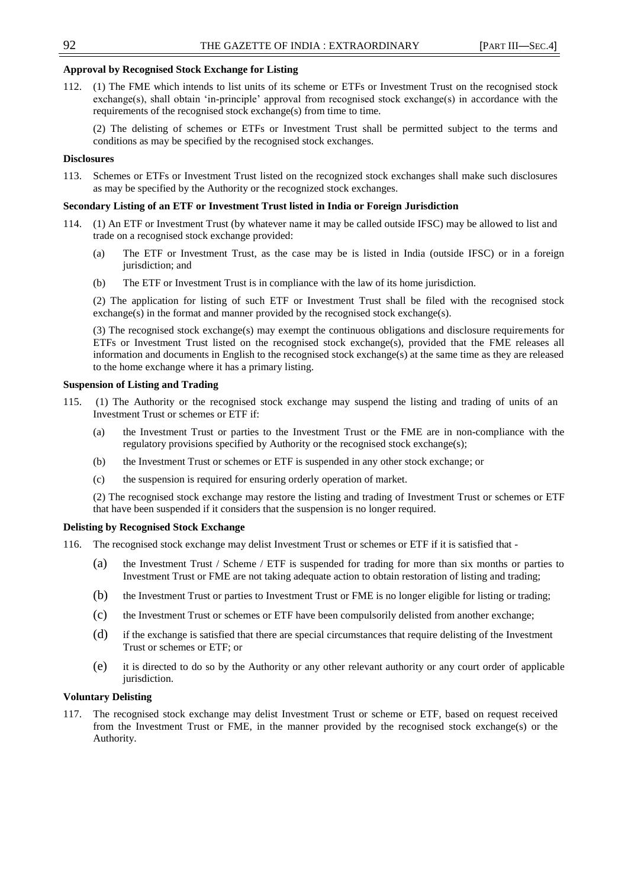**Approval by Recognised Stock Exchange for Listing**

112. (1) The FME which intends to list units of its scheme or ETFs or Investment Trust on the recognised stock exchange(s), shall obtain 'in-principle' approval from recognised stock exchange(s) in accordance with the requirements of the recognised stock exchange(s) from time to time.

(2) The delisting of schemes or ETFs or Investment Trust shall be permitted subject to the terms and conditions as may be specified by the recognised stock exchanges.

**Disclosures**

113. Schemes or ETFs or Investment Trust listed on the recognized stock exchanges shall make such disclosures as may be specified by the Authority or the recognized stock exchanges.

**Secondary Listing of an ETF or Investment Trust listed in India or Foreign Jurisdiction**

114. (1) An ETF or Investment Trust (by whatever name it may be called outside IFSC) may be allowed to list and trade on a recognised stock exchange provided:

(a) The ETF or Investment Trust, as the case may be is listed in India (outside IFSC) or in a foreign jurisdiction; and

(b) The ETF or Investment Trust is in compliance with the law of its home jurisdiction.

(2) The application for listing of such ETF or Investment Trust shall be filed with the recognised stock exchange(s) in the format and manner provided by the recognised stock exchange(s).

(3) The recognised stock exchange(s) may exempt the continuous obligations and disclosure requirements for ETFs or Investment Trust listed on the recognised stock exchange(s), provided that the FME releases all information and documents in English to the recognised stock exchange(s) at the same time as they are released to the home exchange where it has a primary listing.

**Suspension of Listing and Trading**

115. (1) The Authority or the recognised stock exchange may suspend the listing and trading of units of an Investment Trust or schemes or ETF if:

(a) the Investment Trust or parties to the Investment Trust or the FME are in non-compliance with the regulatory provisions specified by Authority or the recognised stock exchange(s);

(b) the Investment Trust or schemes or ETF is suspended in any other stock exchange; or

(c) the suspension is required for ensuring orderly operation of market.

(2) The recognised stock exchange may restore the listing and trading of Investment Trust or schemes or ETF that have been suspended if it considers that the suspension is no longer required.

**Delisting by Recognised Stock Exchange**

116. The recognised stock exchange may delist Investment Trust or schemes or ETF if it is satisfied that -

(a) the Investment Trust / Scheme / ETF is suspended for trading for more than six months or parties to Investment Trust or FME are not taking adequate action to obtain restoration of listing and trading;

(b) the Investment Trust or parties to Investment Trust or FME is no longer eligible for listing or trading;

(c) the Investment Trust or schemes or ETF have been compulsorily delisted from another exchange;

(d) if the exchange is satisfied that there are special circumstances that require delisting of the Investment Trust or schemes or ETF; or

(e) it is directed to do so by the Authority or any other relevant authority or any court order of applicable jurisdiction.

**Voluntary Delisting**

117. The recognised stock exchange may delist Investment Trust or scheme or ETF, based on request received from the Investment Trust or FME, in the manner provided by the recognised stock exchange(s) or the Authority.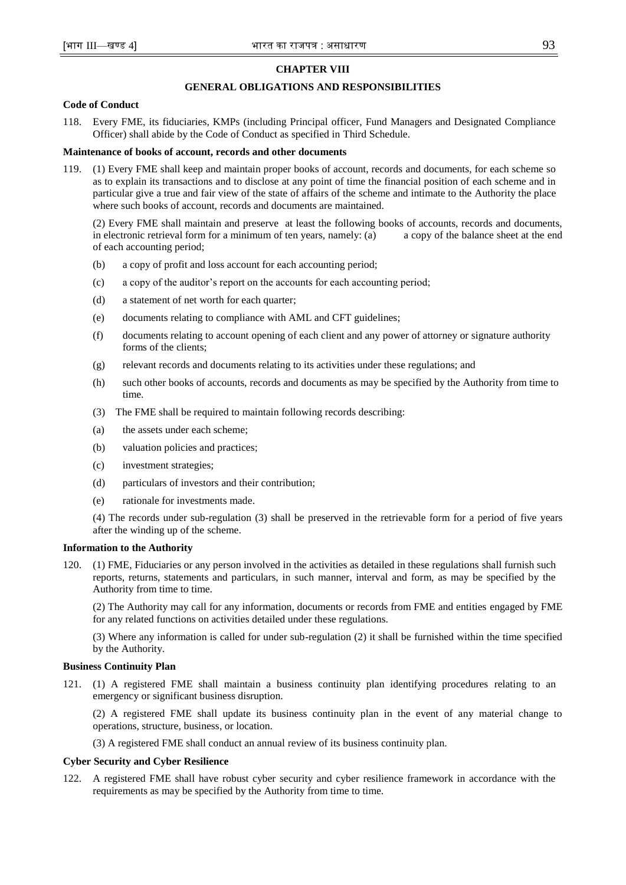## CHAPTER VIII

## GENERAL OBLIGATIONS AND RESPONSIBILITIES

**Code of Conduct**

118. Every FME, its fiduciaries, KMPs (including Principal officer, Fund Managers and Designated Compliance Officer) shall abide by the Code of Conduct as specified in Third Schedule.

**Maintenance of books of account, records and other documents**

119. (1) Every FME shall keep and maintain proper books of account, records and documents, for each scheme so as to explain its transactions and to disclose at any point of time the financial position of each scheme and in particular give a true and fair view of the state of affairs of the scheme and intimate to the Authority the place where such books of account, records and documents are maintained.

(2) Every FME shall maintain and preserve at least the following books of accounts, records and documents, in electronic retrieval form for a minimum of ten years, namely: (a) a copy of the balance sheet at the end of each accounting period;

(b) a copy of profit and loss account for each accounting period;

(c) a copy of the auditor's report on the accounts for each accounting period;

(d) a statement of net worth for each quarter;

(e) documents relating to compliance with AML and CFT guidelines;

(f) documents relating to account opening of each client and any power of attorney or signature authority forms of the clients;

(g) relevant records and documents relating to its activities under these regulations; and

(h) such other books of accounts, records and documents as may be specified by the Authority from time to time.

(3) The FME shall be required to maintain following records describing:

(a) the assets under each scheme;

(b) valuation policies and practices;

(c) investment strategies;

(d) particulars of investors and their contribution;

(e) rationale for investments made.

(4) The records under sub-regulation (3) shall be preserved in the retrievable form for a period of five years after the winding up of the scheme.

**Information to the Authority**

120. (1) FME, Fiduciaries or any person involved in the activities as detailed in these regulations shall furnish such reports, returns, statements and particulars, in such manner, interval and form, as may be specified by the Authority from time to time.

(2) The Authority may call for any information, documents or records from FME and entities engaged by FME for any related functions on activities detailed under these regulations.

(3) Where any information is called for under sub-regulation (2) it shall be furnished within the time specified by the Authority.

**Business Continuity Plan**

121. (1) A registered FME shall maintain a business continuity plan identifying procedures relating to an emergency or significant business disruption.

(2) A registered FME shall update its business continuity plan in the event of any material change to operations, structure, business, or location.

(3) A registered FME shall conduct an annual review of its business continuity plan.

**Cyber Security and Cyber Resilience**

122. A registered FME shall have robust cyber security and cyber resilience framework in accordance with the requirements as may be specified by the Authority from time to time.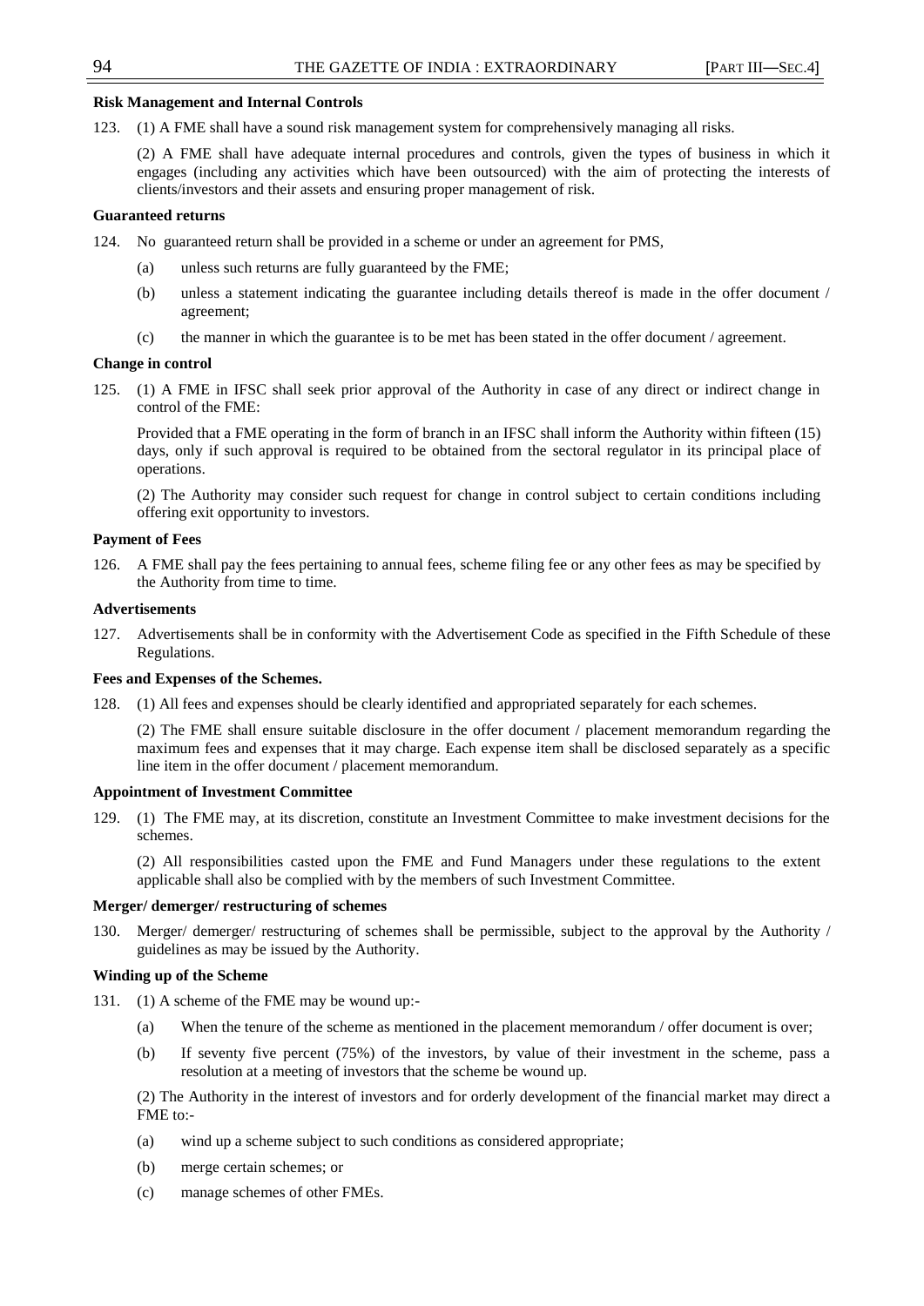**Risk Management and Internal Controls**

123. (1) A FME shall have a sound risk management system for comprehensively managing all risks.

(2) A FME shall have adequate internal procedures and controls, given the types of business in which it engages (including any activities which have been outsourced) with the aim of protecting the interests of clients/investors and their assets and ensuring proper management of risk.

**Guaranteed returns**

124. No guaranteed return shall be provided in a scheme or under an agreement for PMS,

(a) unless such returns are fully guaranteed by the FME;

(b) unless a statement indicating the guarantee including details thereof is made in the offer document / agreement;

(c) the manner in which the guarantee is to be met has been stated in the offer document / agreement.

**Change in control**

125. (1) A FME in IFSC shall seek prior approval of the Authority in case of any direct or indirect change in control of the FME:

Provided that a FME operating in the form of branch in an IFSC shall inform the Authority within fifteen (15) days, only if such approval is required to be obtained from the sectoral regulator in its principal place of operations.

(2) The Authority may consider such request for change in control subject to certain conditions including offering exit opportunity to investors.

**Payment of Fees**

126. A FME shall pay the fees pertaining to annual fees, scheme filing fee or any other fees as may be specified by the Authority from time to time.

**Advertisements**

127. Advertisements shall be in conformity with the Advertisement Code as specified in the Fifth Schedule of these Regulations.

**Fees and Expenses of the Schemes.**

128. (1) All fees and expenses should be clearly identified and appropriated separately for each schemes.

(2) The FME shall ensure suitable disclosure in the offer document / placement memorandum regarding the maximum fees and expenses that it may charge. Each expense item shall be disclosed separately as a specific line item in the offer document / placement memorandum.

**Appointment of Investment Committee**

129. (1) The FME may, at its discretion, constitute an Investment Committee to make investment decisions for the schemes.

(2) All responsibilities casted upon the FME and Fund Managers under these regulations to the extent applicable shall also be complied with by the members of such Investment Committee.

**Merger/ demerger/ restructuring of schemes**

130. Merger/ demerger/ restructuring of schemes shall be permissible, subject to the approval by the Authority / guidelines as may be issued by the Authority.

**Winding up of the Scheme**

131. (1) A scheme of the FME may be wound up:-

(a) When the tenure of the scheme as mentioned in the placement memorandum / offer document is over;

(b) If seventy five percent (75%) of the investors, by value of their investment in the scheme, pass a resolution at a meeting of investors that the scheme be wound up.

(2) The Authority in the interest of investors and for orderly development of the financial market may direct a FME to:-

(a) wind up a scheme subject to such conditions as considered appropriate;

(b) merge certain schemes; or

(c) manage schemes of other FMEs.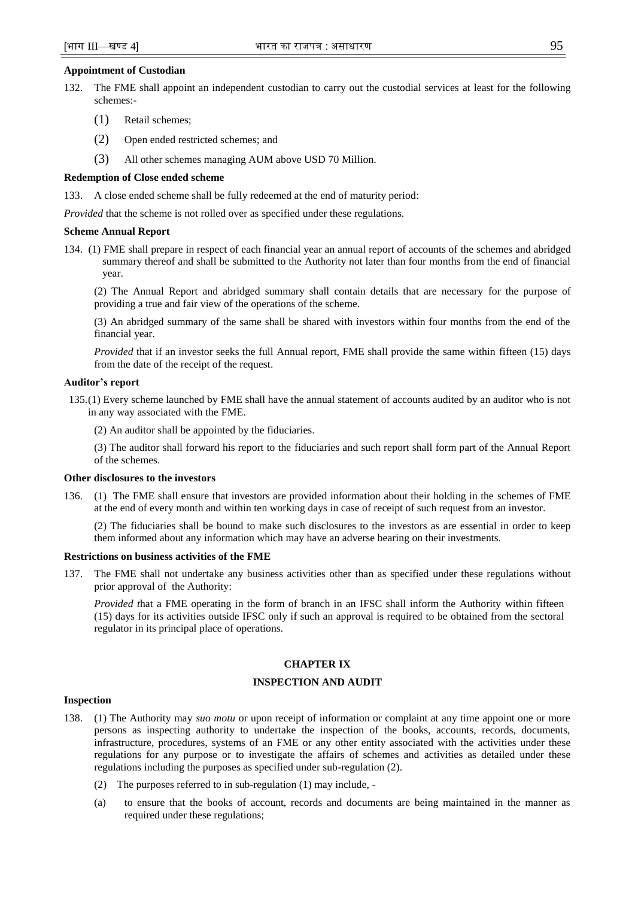**Appointment of Custodian**

132. The FME shall appoint an independent custodian to carry out the custodial services at least for the following schemes:-

(1) Retail schemes;

(2) Open ended restricted schemes; and

(3) All other schemes managing AUM above USD 70 Million.

**Redemption of Close ended scheme**

133. A close ended scheme shall be fully redeemed at the end of maturity period:

*Provided* that the scheme is not rolled over as specified under these regulations.

**Scheme Annual Report**

134. (1) FME shall prepare in respect of each financial year an annual report of accounts of the schemes and abridged summary thereof and shall be submitted to the Authority not later than four months from the end of financial year.

(2) The Annual Report and abridged summary shall contain details that are necessary for the purpose of providing a true and fair view of the operations of the scheme.

(3) An abridged summary of the same shall be shared with investors within four months from the end of the financial year.

*Provided* that if an investor seeks the full Annual report, FME shall provide the same within fifteen (15) days from the date of the receipt of the request.

**Auditor's report**

135.(1) Every scheme launched by FME shall have the annual statement of accounts audited by an auditor who is not in any way associated with the FME.

(2) An auditor shall be appointed by the fiduciaries.

(3) The auditor shall forward his report to the fiduciaries and such report shall form part of the Annual Report of the schemes.

**Other disclosures to the investors**

136. (1) The FME shall ensure that investors are provided information about their holding in the schemes of FME at the end of every month and within ten working days in case of receipt of such request from an investor.

(2) The fiduciaries shall be bound to make such disclosures to the investors as are essential in order to keep them informed about any information which may have an adverse bearing on their investments.

**Restrictions on business activities of the FME**

137. The FME shall not undertake any business activities other than as specified under these regulations without prior approval of the Authority:

*Provided t*hat a FME operating in the form of branch in an IFSC shall inform the Authority within fifteen (15) days for its activities outside IFSC only if such an approval is required to be obtained from the sectoral regulator in its principal place of operations.

## CHAPTER IX

## INSPECTION AND AUDIT

**Inspection**

138. (1) The Authority may *suo motu* or upon receipt of information or complaint at any time appoint one or more persons as inspecting authority to undertake the inspection of the books, accounts, records, documents, infrastructure, procedures, systems of an FME or any other entity associated with the activities under these regulations for any purpose or to investigate the affairs of schemes and activities as detailed under these regulations including the purposes as specified under sub-regulation (2).

(2) The purposes referred to in sub-regulation (1) may include, -

(a) to ensure that the books of account, records and documents are being maintained in the manner as required under these regulations;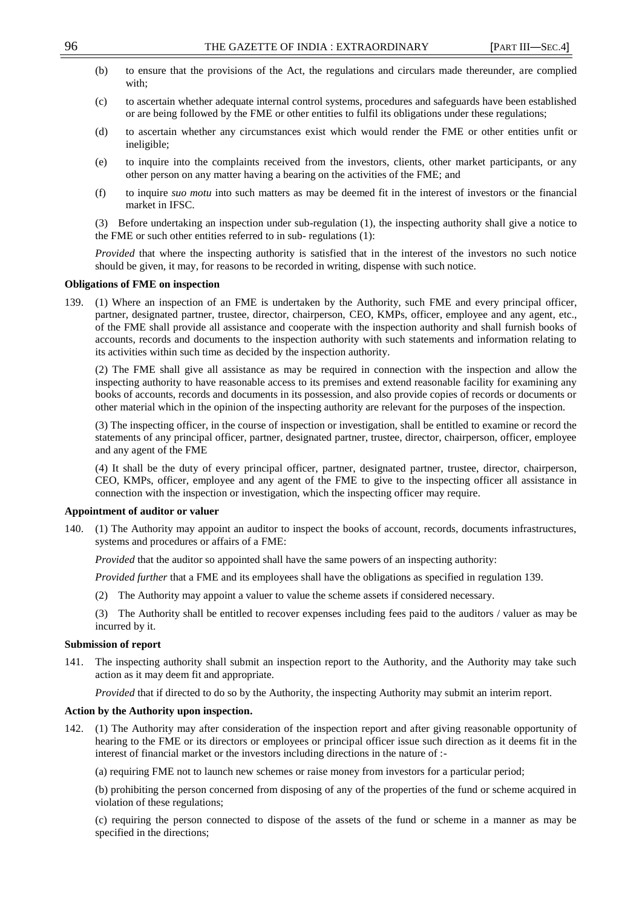(b) to ensure that the provisions of the Act, the regulations and circulars made thereunder, are complied with;

(c) to ascertain whether adequate internal control systems, procedures and safeguards have been established or are being followed by the FME or other entities to fulfil its obligations under these regulations;

(d) to ascertain whether any circumstances exist which would render the FME or other entities unfit or ineligible;

(e) to inquire into the complaints received from the investors, clients, other market participants, or any other person on any matter having a bearing on the activities of the FME; and

(f) to inquire *suo motu* into such matters as may be deemed fit in the interest of investors or the financial market in IFSC.

(3) Before undertaking an inspection under sub-regulation (1), the inspecting authority shall give a notice to the FME or such other entities referred to in sub- regulations (1):

*Provided* that where the inspecting authority is satisfied that in the interest of the investors no such notice should be given, it may, for reasons to be recorded in writing, dispense with such notice.

**Obligations of FME on inspection**

139. (1) Where an inspection of an FME is undertaken by the Authority, such FME and every principal officer, partner, designated partner, trustee, director, chairperson, CEO, KMPs, officer, employee and any agent, etc., of the FME shall provide all assistance and cooperate with the inspection authority and shall furnish books of accounts, records and documents to the inspection authority with such statements and information relating to its activities within such time as decided by the inspection authority.

(2) The FME shall give all assistance as may be required in connection with the inspection and allow the inspecting authority to have reasonable access to its premises and extend reasonable facility for examining any books of accounts, records and documents in its possession, and also provide copies of records or documents or other material which in the opinion of the inspecting authority are relevant for the purposes of the inspection.

(3) The inspecting officer, in the course of inspection or investigation, shall be entitled to examine or record the statements of any principal officer, partner, designated partner, trustee, director, chairperson, officer, employee and any agent of the FME

(4) It shall be the duty of every principal officer, partner, designated partner, trustee, director, chairperson, CEO, KMPs, officer, employee and any agent of the FME to give to the inspecting officer all assistance in connection with the inspection or investigation, which the inspecting officer may require.

**Appointment of auditor or valuer**

140. (1) The Authority may appoint an auditor to inspect the books of account, records, documents infrastructures, systems and procedures or affairs of a FME:

*Provided* that the auditor so appointed shall have the same powers of an inspecting authority:

*Provided further* that a FME and its employees shall have the obligations as specified in regulation 139.

(2) The Authority may appoint a valuer to value the scheme assets if considered necessary.

(3) The Authority shall be entitled to recover expenses including fees paid to the auditors / valuer as may be incurred by it.

**Submission of report**

141. The inspecting authority shall submit an inspection report to the Authority, and the Authority may take such action as it may deem fit and appropriate.

*Provided* that if directed to do so by the Authority, the inspecting Authority may submit an interim report.

**Action by the Authority upon inspection.**

142. (1) The Authority may after consideration of the inspection report and after giving reasonable opportunity of hearing to the FME or its directors or employees or principal officer issue such direction as it deems fit in the interest of financial market or the investors including directions in the nature of :-

(a) requiring FME not to launch new schemes or raise money from investors for a particular period;

(b) prohibiting the person concerned from disposing of any of the properties of the fund or scheme acquired in violation of these regulations;

(c) requiring the person connected to dispose of the assets of the fund or scheme in a manner as may be specified in the directions;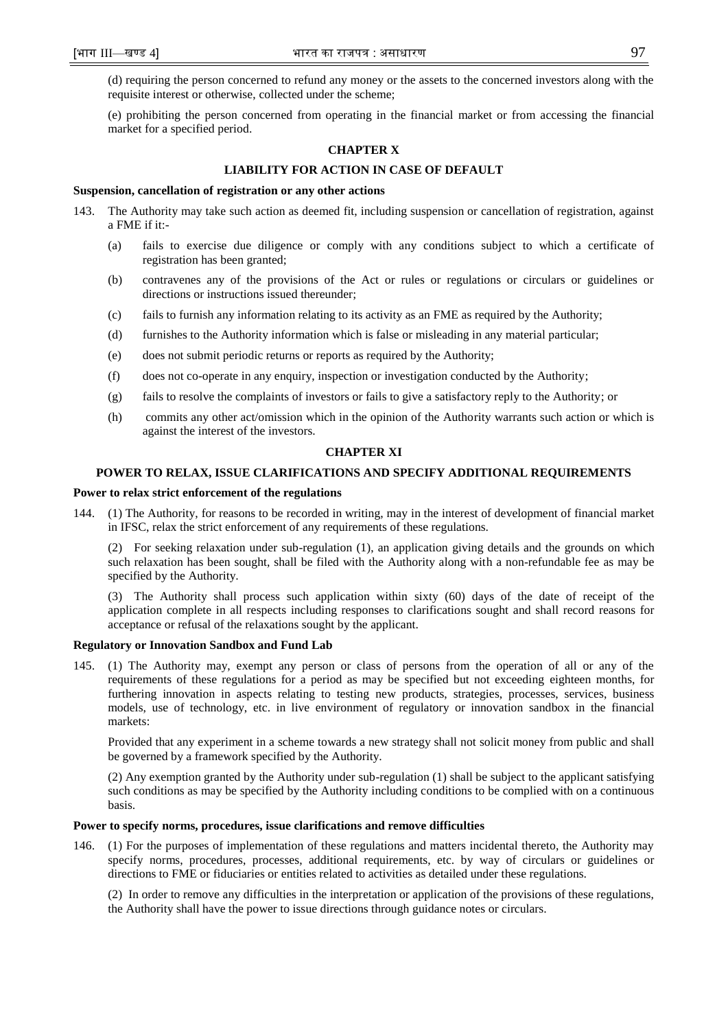(d) requiring the person concerned to refund any money or the assets to the concerned investors along with the requisite interest or otherwise, collected under the scheme;

(e) prohibiting the person concerned from operating in the financial market or from accessing the financial market for a specified period.

## CHAPTER X

## LIABILITY FOR ACTION IN CASE OF DEFAULT

**Suspension, cancellation of registration or any other actions**

143. The Authority may take such action as deemed fit, including suspension or cancellation of registration, against a FME if it:-

(a) fails to exercise due diligence or comply with any conditions subject to which a certificate of registration has been granted;

(b) contravenes any of the provisions of the Act or rules or regulations or circulars or guidelines or directions or instructions issued thereunder;

(c) fails to furnish any information relating to its activity as an FME as required by the Authority;

(d) furnishes to the Authority information which is false or misleading in any material particular;

(e) does not submit periodic returns or reports as required by the Authority;

(f) does not co-operate in any enquiry, inspection or investigation conducted by the Authority;

(g) fails to resolve the complaints of investors or fails to give a satisfactory reply to the Authority; or

(h) commits any other act/omission which in the opinion of the Authority warrants such action or which is against the interest of the investors.

## CHAPTER XI

## POWER TO RELAX, ISSUE CLARIFICATIONS AND SPECIFY ADDITIONAL REQUIREMENTS

**Power to relax strict enforcement of the regulations**

144. (1) The Authority, for reasons to be recorded in writing, may in the interest of development of financial market in IFSC, relax the strict enforcement of any requirements of these regulations.

(2) For seeking relaxation under sub-regulation (1), an application giving details and the grounds on which such relaxation has been sought, shall be filed with the Authority along with a non-refundable fee as may be specified by the Authority.

(3) The Authority shall process such application within sixty (60) days of the date of receipt of the application complete in all respects including responses to clarifications sought and shall record reasons for acceptance or refusal of the relaxations sought by the applicant.

**Regulatory or Innovation Sandbox and Fund Lab**

145. (1) The Authority may, exempt any person or class of persons from the operation of all or any of the requirements of these regulations for a period as may be specified but not exceeding eighteen months, for furthering innovation in aspects relating to testing new products, strategies, processes, services, business models, use of technology, etc. in live environment of regulatory or innovation sandbox in the financial markets:

Provided that any experiment in a scheme towards a new strategy shall not solicit money from public and shall be governed by a framework specified by the Authority.

(2) Any exemption granted by the Authority under sub-regulation (1) shall be subject to the applicant satisfying such conditions as may be specified by the Authority including conditions to be complied with on a continuous basis.

**Power to specify norms, procedures, issue clarifications and remove difficulties**

146. (1) For the purposes of implementation of these regulations and matters incidental thereto, the Authority may specify norms, procedures, processes, additional requirements, etc. by way of circulars or guidelines or directions to FME or fiduciaries or entities related to activities as detailed under these regulations.

(2) In order to remove any difficulties in the interpretation or application of the provisions of these regulations, the Authority shall have the power to issue directions through guidance notes or circulars.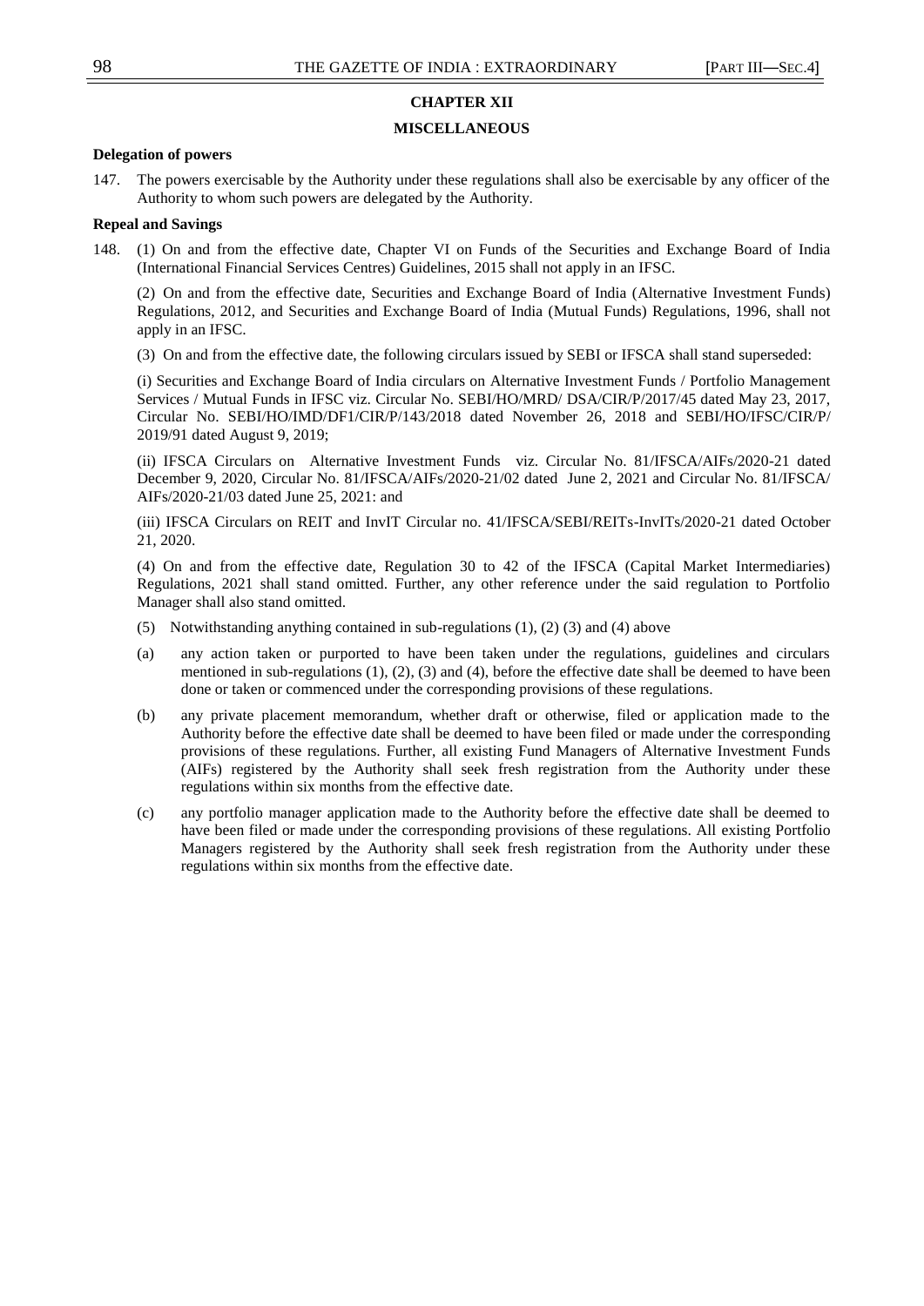## CHAPTER XII

## MISCELLANEOUS

**Delegation of powers**

147. The powers exercisable by the Authority under these regulations shall also be exercisable by any officer of the Authority to whom such powers are delegated by the Authority.

**Repeal and Savings**

148. (1) On and from the effective date, Chapter VI on Funds of the Securities and Exchange Board of India (International Financial Services Centres) Guidelines, 2015 shall not apply in an IFSC.

(2) On and from the effective date, Securities and Exchange Board of India (Alternative Investment Funds) Regulations, 2012, and Securities and Exchange Board of India (Mutual Funds) Regulations, 1996, shall not apply in an IFSC.

(3) On and from the effective date, the following circulars issued by SEBI or IFSCA shall stand superseded:

(i) Securities and Exchange Board of India circulars on Alternative Investment Funds / Portfolio Management Services / Mutual Funds in IFSC viz. Circular No. SEBI/HO/MRD/ DSA/CIR/P/2017/45 dated May 23, 2017, Circular No. SEBI/HO/IMD/DF1/CIR/P/143/2018 dated November 26, 2018 and SEBI/HO/IFSC/CIR/P/ 2019/91 dated August 9, 2019;

(ii) IFSCA Circulars on Alternative Investment Funds viz. Circular No. 81/IFSCA/AIFs/2020-21 dated December 9, 2020, Circular No. 81/IFSCA/AIFs/2020-21/02 dated June 2, 2021 and Circular No. 81/IFSCA/ AIFs/2020-21/03 dated June 25, 2021: and

(iii) IFSCA Circulars on REIT and InvIT Circular no. 41/IFSCA/SEBI/REITs-InvITs/2020-21 dated October 21, 2020.

(4) On and from the effective date, Regulation 30 to 42 of the IFSCA (Capital Market Intermediaries) Regulations, 2021 shall stand omitted. Further, any other reference under the said regulation to Portfolio Manager shall also stand omitted.

(5) Notwithstanding anything contained in sub-regulations (1), (2) (3) and (4) above

(a) any action taken or purported to have been taken under the regulations, guidelines and circulars mentioned in sub-regulations (1), (2), (3) and (4), before the effective date shall be deemed to have been done or taken or commenced under the corresponding provisions of these regulations.

(b) any private placement memorandum, whether draft or otherwise, filed or application made to the Authority before the effective date shall be deemed to have been filed or made under the corresponding provisions of these regulations. Further, all existing Fund Managers of Alternative Investment Funds (AIFs) registered by the Authority shall seek fresh registration from the Authority under these regulations within six months from the effective date.

(c) any portfolio manager application made to the Authority before the effective date shall be deemed to have been filed or made under the corresponding provisions of these regulations. All existing Portfolio Managers registered by the Authority shall seek fresh registration from the Authority under these regulations within six months from the effective date.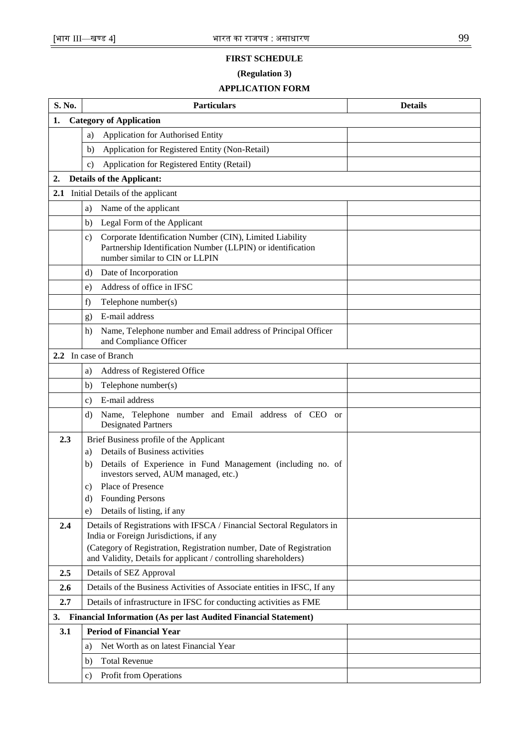**FIRST SCHEDULE**

**(Regulation 3)**

**APPLICATION FORM**

| S. No. | Particulars | Details |
|---|---|---|
| **1.** | **Category of Application** | |
| | a) Application for Authorised Entity | |
| | b) Application for Registered Entity (Non-Retail) | |
| | c) Application for Registered Entity (Retail) | |
| **2.** | **Details of the Applicant:** | |
| **2.1** | Initial Details of the applicant | |
| | a) Name of the applicant | |
| | b) Legal Form of the Applicant | |
| | c) Corporate Identification Number (CIN), Limited Liability Partnership Identification Number (LLPIN) or identification number similar to CIN or LLPIN | |
| | d) Date of Incorporation | |
| | e) Address of office in IFSC | |
| | f) Telephone number(s) | |
| | g) E-mail address | |
| | h) Name, Telephone number and Email address of Principal Officer and Compliance Officer | |
| **2.2** | In case of Branch | |
| | a) Address of Registered Office | |
| | b) Telephone number(s) | |
| | c) E-mail address | |
| | d) Name, Telephone number and Email address of CEO or Designated Partners | |
| **2.3** | Brief Business profile of the Applicant<br>a) Details of Business activities<br>b) Details of Experience in Fund Management (including no. of investors served, AUM managed, etc.)<br>c) Place of Presence<br>d) Founding Persons<br>e) Details of listing, if any | |
| **2.4** | Details of Registrations with IFSCA / Financial Sectoral Regulators in India or Foreign Jurisdictions, if any<br>(Category of Registration, Registration number, Date of Registration and Validity, Details for applicant / controlling shareholders) | |
| **2.5** | Details of SEZ Approval | |
| **2.6** | Details of the Business Activities of Associate entities in IFSC, If any | |
| **2.7** | Details of infrastructure in IFSC for conducting activities as FME | |
| **3.** | **Financial Information (As per last Audited Financial Statement)** | |
| **3.1** | **Period of Financial Year** | |
| | a) Net Worth as on latest Financial Year | |
| | b) Total Revenue | |
| | c) Profit from Operations | |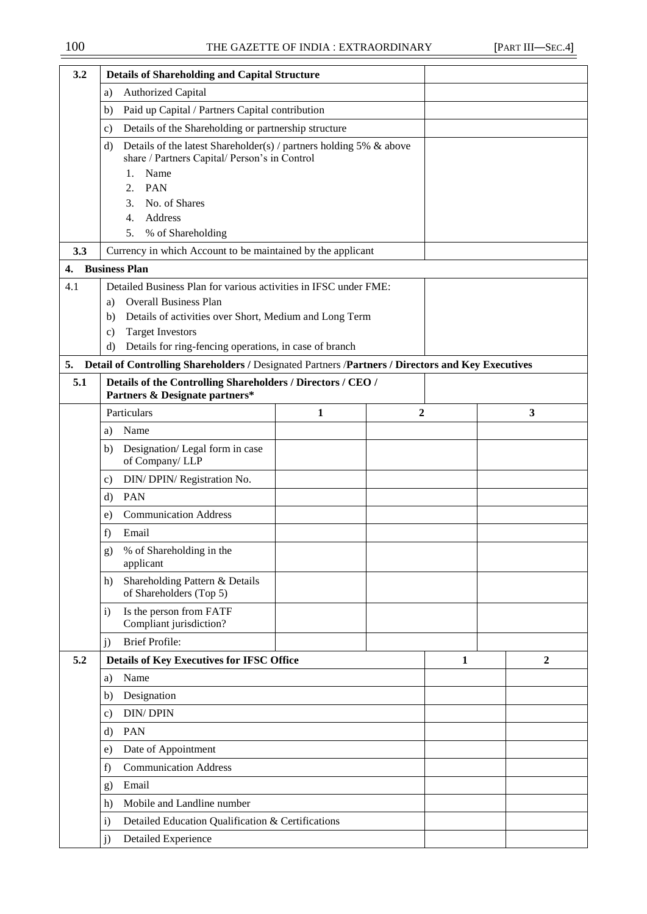| 3.2 | **Details of Shareholding and Capital Structure** | |
|---|---|---|
| | a) Authorized Capital | |
| | b) Paid up Capital / Partners Capital contribution | |
| | c) Details of the Shareholding or partnership structure | |
| | d) Details of the latest Shareholder(s) / partners holding 5% & above share / Partners Capital/ Person's in Control<br>1. Name<br>2. PAN<br>3. No. of Shares<br>4. Address<br>5. % of Shareholding | |
| **3.3** | Currency in which Account to be maintained by the applicant | |
| **4.** | **Business Plan** | |
| 4.1 | Detailed Business Plan for various activities in IFSC under FME:<br>a) Overall Business Plan<br>b) Details of activities over Short, Medium and Long Term<br>c) Target Investors<br>d) Details for ring-fencing operations, in case of branch | |

**5. Detail of Controlling Shareholders /** Designated Partners /**Partners / Directors and Key Executives**

| 5.1 | **Details of the Controlling Shareholders / Directors / CEO / Partners & Designate partners*** | | | |
|---|---|---|---|---|
| | Particulars | **1** | **2** | **3** |
| | a) Name | | | |
| | b) Designation/ Legal form in case of Company/ LLP | | | |
| | c) DIN/ DPIN/ Registration No. | | | |
| | d) PAN | | | |
| | e) Communication Address | | | |
| | f) Email | | | |
| | g) % of Shareholding in the applicant | | | |
| | h) Shareholding Pattern & Details of Shareholders (Top 5) | | | |
| | i) Is the person from FATF Compliant jurisdiction? | | | |
| | j) Brief Profile: | | | |

| 5.2 | **Details of Key Executives for IFSC Office** | **1** | **2** |
|---|---|---|---|
| | a) Name | | |
| | b) Designation | | |
| | c) DIN/ DPIN | | |
| | d) PAN | | |
| | e) Date of Appointment | | |
| | f) Communication Address | | |
| | g) Email | | |
| | h) Mobile and Landline number | | |
| | i) Detailed Education Qualification & Certifications | | |
| | j) Detailed Experience | | |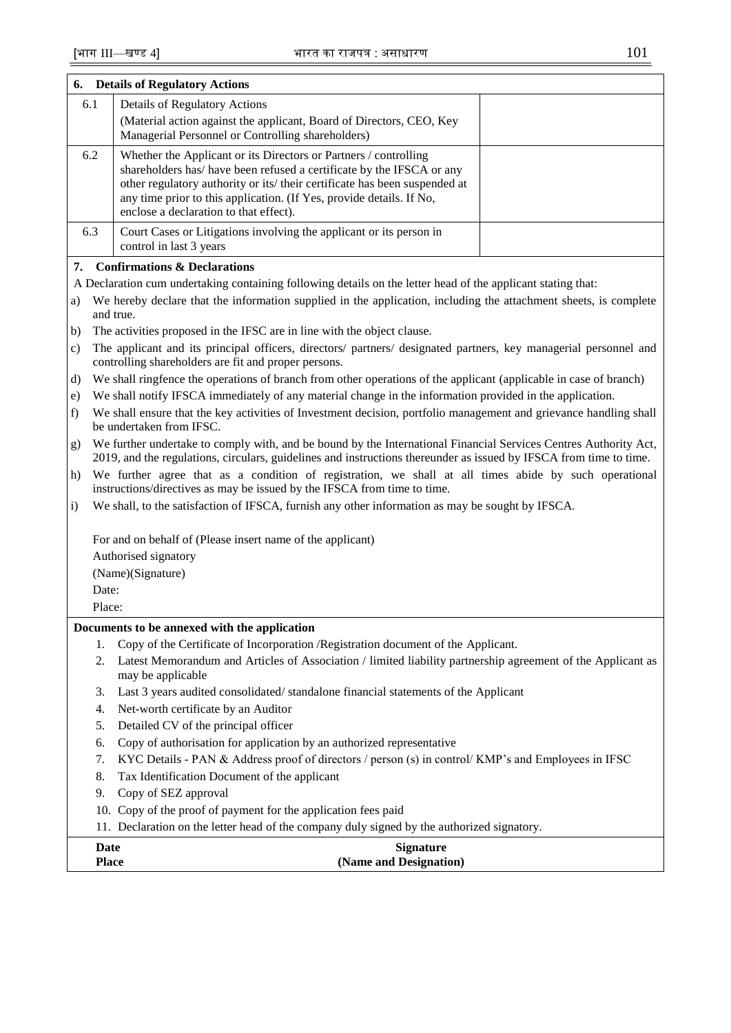| 6. | **Details of Regulatory Actions** | |
|---|---|---|
| 6.1 | Details of Regulatory Actions (Material action against the applicant, Board of Directors, CEO, Key Managerial Personnel or Controlling shareholders) | |
| 6.2 | Whether the Applicant or its Directors or Partners / controlling shareholders has/ have been refused a certificate by the IFSCA or any other regulatory authority or its/ their certificate has been suspended at any time prior to this application. (If Yes, provide details. If No, enclose a declaration to that effect). | |
| 6.3 | Court Cases or Litigations involving the applicant or its person in control in last 3 years | |

**7. Confirmations & Declarations**

A Declaration cum undertaking containing following details on the letter head of the applicant stating that:

a) We hereby declare that the information supplied in the application, including the attachment sheets, is complete and true.

b) The activities proposed in the IFSC are in line with the object clause.

c) The applicant and its principal officers, directors/ partners/ designated partners, key managerial personnel and controlling shareholders are fit and proper persons.

d) We shall ringfence the operations of branch from other operations of the applicant (applicable in case of branch)

e) We shall notify IFSCA immediately of any material change in the information provided in the application.

f) We shall ensure that the key activities of Investment decision, portfolio management and grievance handling shall be undertaken from IFSC.

g) We further undertake to comply with, and be bound by the International Financial Services Centres Authority Act, 2019, and the regulations, circulars, guidelines and instructions thereunder as issued by IFSCA from time to time.

h) We further agree that as a condition of registration, we shall at all times abide by such operational instructions/directives as may be issued by the IFSCA from time to time.

i) We shall, to the satisfaction of IFSCA, furnish any other information as may be sought by IFSCA.

For and on behalf of (Please insert name of the applicant)

Authorised signatory

(Name)(Signature)

Date:

Place:

**Documents to be annexed with the application**

1. Copy of the Certificate of Incorporation /Registration document of the Applicant.
2. Latest Memorandum and Articles of Association / limited liability partnership agreement of the Applicant as may be applicable
3. Last 3 years audited consolidated/ standalone financial statements of the Applicant
4. Net-worth certificate by an Auditor
5. Detailed CV of the principal officer
6. Copy of authorisation for application by an authorized representative
7. KYC Details - PAN & Address proof of directors / person (s) in control/ KMP's and Employees in IFSC
8. Tax Identification Document of the applicant
9. Copy of SEZ approval
10. Copy of the proof of payment for the application fees paid
11. Declaration on the letter head of the company duly signed by the authorized signatory.

**Date** — **Signature**

**Place** — **(Name and Designation)**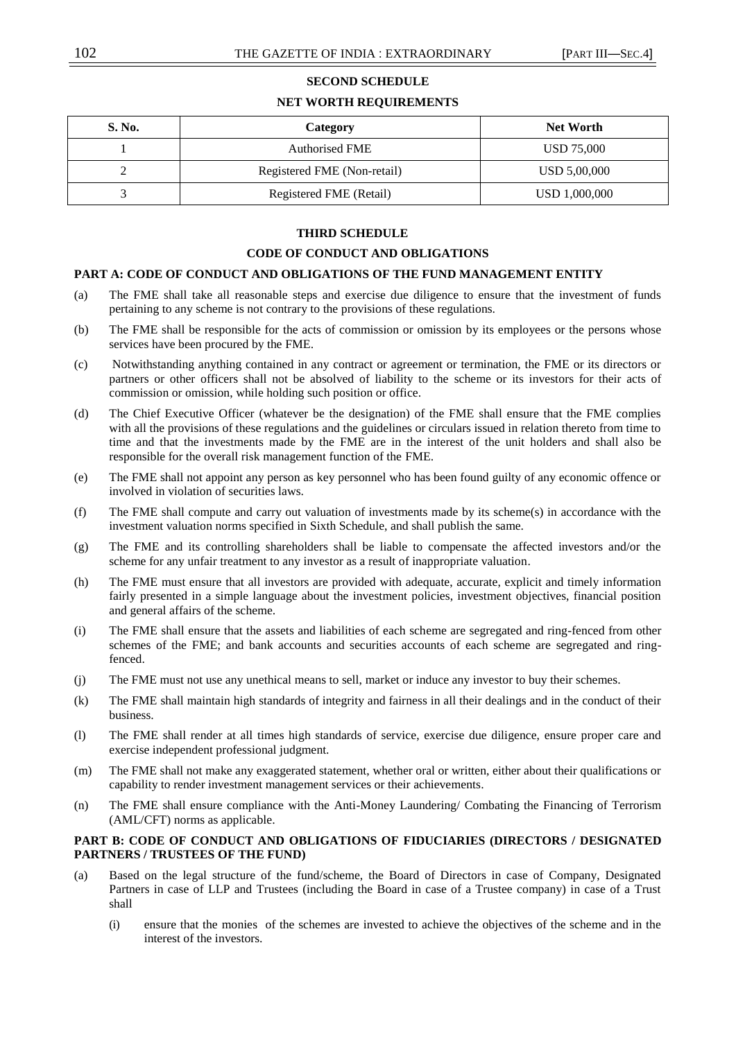## SECOND SCHEDULE

### NET WORTH REQUIREMENTS

| S. No. | Category | Net Worth |
|---|---|---|
| 1 | Authorised FME | USD 75,000 |
| 2 | Registered FME (Non-retail) | USD 5,00,000 |
| 3 | Registered FME (Retail) | USD 1,000,000 |

## THIRD SCHEDULE

### CODE OF CONDUCT AND OBLIGATIONS

#### PART A: CODE OF CONDUCT AND OBLIGATIONS OF THE FUND MANAGEMENT ENTITY

(a) The FME shall take all reasonable steps and exercise due diligence to ensure that the investment of funds pertaining to any scheme is not contrary to the provisions of these regulations.

(b) The FME shall be responsible for the acts of commission or omission by its employees or the persons whose services have been procured by the FME.

(c) Notwithstanding anything contained in any contract or agreement or termination, the FME or its directors or partners or other officers shall not be absolved of liability to the scheme or its investors for their acts of commission or omission, while holding such position or office.

(d) The Chief Executive Officer (whatever be the designation) of the FME shall ensure that the FME complies with all the provisions of these regulations and the guidelines or circulars issued in relation thereto from time to time and that the investments made by the FME are in the interest of the unit holders and shall also be responsible for the overall risk management function of the FME.

(e) The FME shall not appoint any person as key personnel who has been found guilty of any economic offence or involved in violation of securities laws.

(f) The FME shall compute and carry out valuation of investments made by its scheme(s) in accordance with the investment valuation norms specified in Sixth Schedule, and shall publish the same.

(g) The FME and its controlling shareholders shall be liable to compensate the affected investors and/or the scheme for any unfair treatment to any investor as a result of inappropriate valuation.

(h) The FME must ensure that all investors are provided with adequate, accurate, explicit and timely information fairly presented in a simple language about the investment policies, investment objectives, financial position and general affairs of the scheme.

(i) The FME shall ensure that the assets and liabilities of each scheme are segregated and ring-fenced from other schemes of the FME; and bank accounts and securities accounts of each scheme are segregated and ring-fenced.

(j) The FME must not use any unethical means to sell, market or induce any investor to buy their schemes.

(k) The FME shall maintain high standards of integrity and fairness in all their dealings and in the conduct of their business.

(l) The FME shall render at all times high standards of service, exercise due diligence, ensure proper care and exercise independent professional judgment.

(m) The FME shall not make any exaggerated statement, whether oral or written, either about their qualifications or capability to render investment management services or their achievements.

(n) The FME shall ensure compliance with the Anti-Money Laundering/ Combating the Financing of Terrorism (AML/CFT) norms as applicable.

#### PART B: CODE OF CONDUCT AND OBLIGATIONS OF FIDUCIARIES (DIRECTORS / DESIGNATED PARTNERS / TRUSTEES OF THE FUND)

(a) Based on the legal structure of the fund/scheme, the Board of Directors in case of Company, Designated Partners in case of LLP and Trustees (including the Board in case of a Trustee company) in case of a Trust shall

(i) ensure that the monies of the schemes are invested to achieve the objectives of the scheme and in the interest of the investors.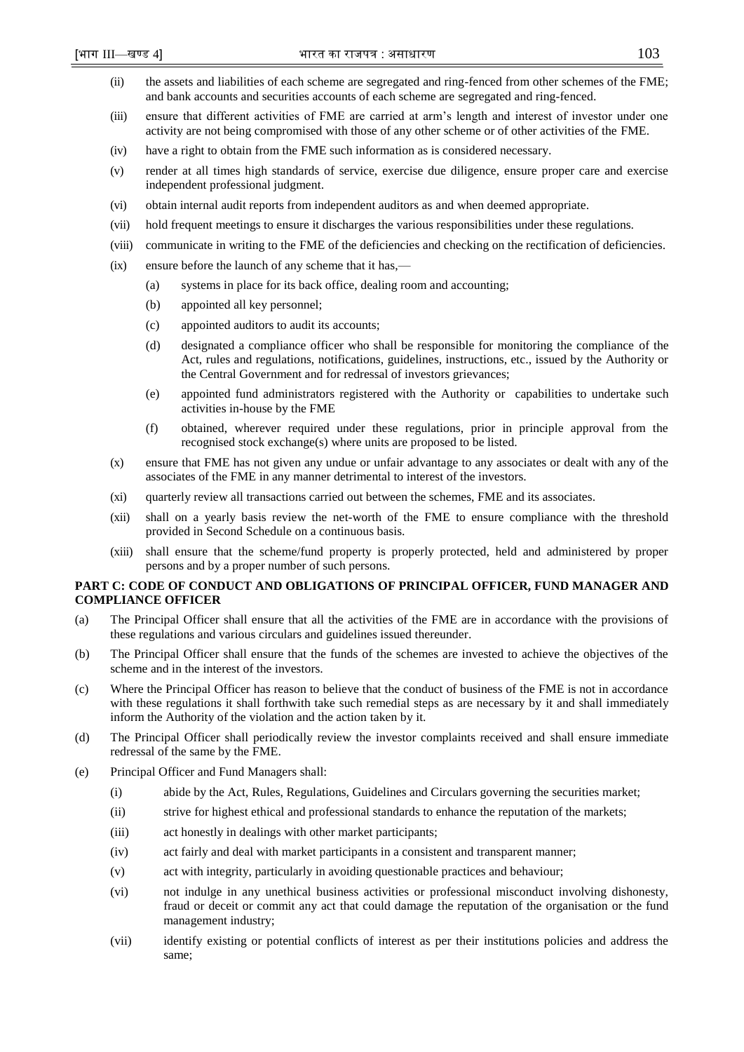(ii) the assets and liabilities of each scheme are segregated and ring-fenced from other schemes of the FME; and bank accounts and securities accounts of each scheme are segregated and ring-fenced.

(iii) ensure that different activities of FME are carried at arm's length and interest of investor under one activity are not being compromised with those of any other scheme or of other activities of the FME.

(iv) have a right to obtain from the FME such information as is considered necessary.

(v) render at all times high standards of service, exercise due diligence, ensure proper care and exercise independent professional judgment.

(vi) obtain internal audit reports from independent auditors as and when deemed appropriate.

(vii) hold frequent meetings to ensure it discharges the various responsibilities under these regulations.

(viii) communicate in writing to the FME of the deficiencies and checking on the rectification of deficiencies.

(ix) ensure before the launch of any scheme that it has,—

- (a) systems in place for its back office, dealing room and accounting;
- (b) appointed all key personnel;
- (c) appointed auditors to audit its accounts;
- (d) designated a compliance officer who shall be responsible for monitoring the compliance of the Act, rules and regulations, notifications, guidelines, instructions, etc., issued by the Authority or the Central Government and for redressal of investors grievances;
- (e) appointed fund administrators registered with the Authority or capabilities to undertake such activities in-house by the FME
- (f) obtained, wherever required under these regulations, prior in principle approval from the recognised stock exchange(s) where units are proposed to be listed.

(x) ensure that FME has not given any undue or unfair advantage to any associates or dealt with any of the associates of the FME in any manner detrimental to interest of the investors.

(xi) quarterly review all transactions carried out between the schemes, FME and its associates.

(xii) shall on a yearly basis review the net-worth of the FME to ensure compliance with the threshold provided in Second Schedule on a continuous basis.

(xiii) shall ensure that the scheme/fund property is properly protected, held and administered by proper persons and by a proper number of such persons.

**PART C: CODE OF CONDUCT AND OBLIGATIONS OF PRINCIPAL OFFICER, FUND MANAGER AND COMPLIANCE OFFICER**

(a) The Principal Officer shall ensure that all the activities of the FME are in accordance with the provisions of these regulations and various circulars and guidelines issued thereunder.

(b) The Principal Officer shall ensure that the funds of the schemes are invested to achieve the objectives of the scheme and in the interest of the investors.

(c) Where the Principal Officer has reason to believe that the conduct of business of the FME is not in accordance with these regulations it shall forthwith take such remedial steps as are necessary by it and shall immediately inform the Authority of the violation and the action taken by it.

(d) The Principal Officer shall periodically review the investor complaints received and shall ensure immediate redressal of the same by the FME.

(e) Principal Officer and Fund Managers shall:

- (i) abide by the Act, Rules, Regulations, Guidelines and Circulars governing the securities market;
- (ii) strive for highest ethical and professional standards to enhance the reputation of the markets;
- (iii) act honestly in dealings with other market participants;
- (iv) act fairly and deal with market participants in a consistent and transparent manner;
- (v) act with integrity, particularly in avoiding questionable practices and behaviour;
- (vi) not indulge in any unethical business activities or professional misconduct involving dishonesty, fraud or deceit or commit any act that could damage the reputation of the organisation or the fund management industry;
- (vii) identify existing or potential conflicts of interest as per their institutions policies and address the same;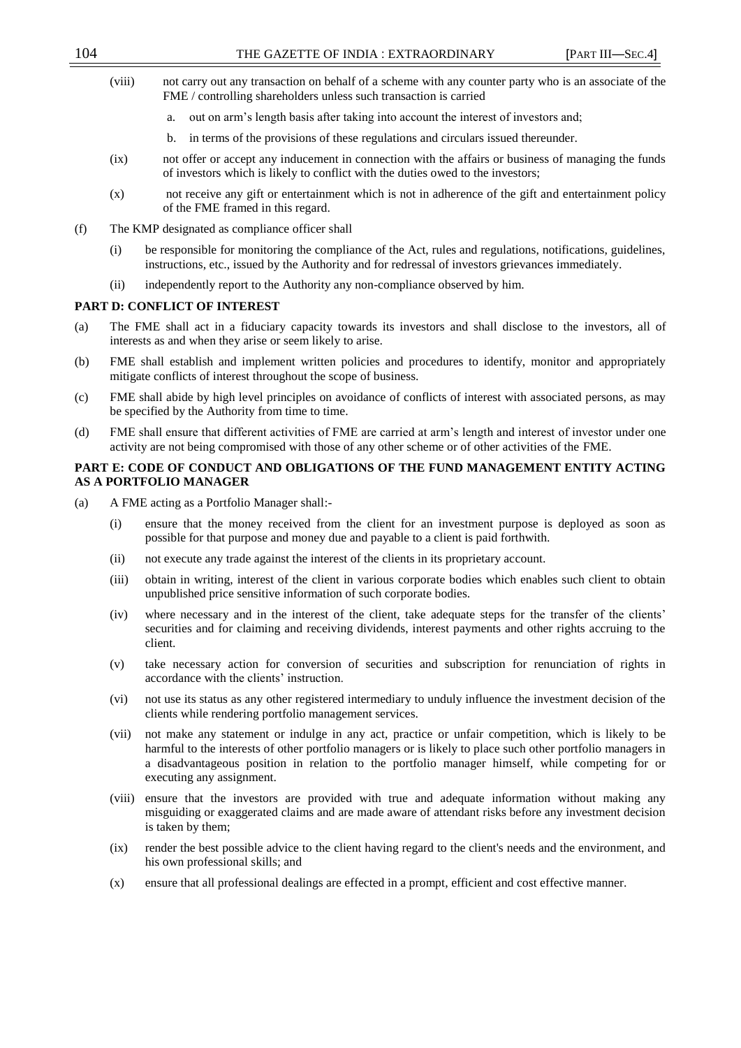(viii) not carry out any transaction on behalf of a scheme with any counter party who is an associate of the FME / controlling shareholders unless such transaction is carried

   a. out on arm's length basis after taking into account the interest of investors and;

   b. in terms of the provisions of these regulations and circulars issued thereunder.

(ix) not offer or accept any inducement in connection with the affairs or business of managing the funds of investors which is likely to conflict with the duties owed to the investors;

(x) not receive any gift or entertainment which is not in adherence of the gift and entertainment policy of the FME framed in this regard.

(f) The KMP designated as compliance officer shall

   (i) be responsible for monitoring the compliance of the Act, rules and regulations, notifications, guidelines, instructions, etc., issued by the Authority and for redressal of investors grievances immediately.

   (ii) independently report to the Authority any non-compliance observed by him.

**PART D: CONFLICT OF INTEREST**

(a) The FME shall act in a fiduciary capacity towards its investors and shall disclose to the investors, all of interests as and when they arise or seem likely to arise.

(b) FME shall establish and implement written policies and procedures to identify, monitor and appropriately mitigate conflicts of interest throughout the scope of business.

(c) FME shall abide by high level principles on avoidance of conflicts of interest with associated persons, as may be specified by the Authority from time to time.

(d) FME shall ensure that different activities of FME are carried at arm's length and interest of investor under one activity are not being compromised with those of any other scheme or of other activities of the FME.

**PART E: CODE OF CONDUCT AND OBLIGATIONS OF THE FUND MANAGEMENT ENTITY ACTING AS A PORTFOLIO MANAGER**

(a) A FME acting as a Portfolio Manager shall:-

   (i) ensure that the money received from the client for an investment purpose is deployed as soon as possible for that purpose and money due and payable to a client is paid forthwith.

   (ii) not execute any trade against the interest of the clients in its proprietary account.

   (iii) obtain in writing, interest of the client in various corporate bodies which enables such client to obtain unpublished price sensitive information of such corporate bodies.

   (iv) where necessary and in the interest of the client, take adequate steps for the transfer of the clients' securities and for claiming and receiving dividends, interest payments and other rights accruing to the client.

   (v) take necessary action for conversion of securities and subscription for renunciation of rights in accordance with the clients' instruction.

   (vi) not use its status as any other registered intermediary to unduly influence the investment decision of the clients while rendering portfolio management services.

   (vii) not make any statement or indulge in any act, practice or unfair competition, which is likely to be harmful to the interests of other portfolio managers or is likely to place such other portfolio managers in a disadvantageous position in relation to the portfolio manager himself, while competing for or executing any assignment.

   (viii) ensure that the investors are provided with true and adequate information without making any misguiding or exaggerated claims and are made aware of attendant risks before any investment decision is taken by them;

   (ix) render the best possible advice to the client having regard to the client's needs and the environment, and his own professional skills; and

   (x) ensure that all professional dealings are effected in a prompt, efficient and cost effective manner.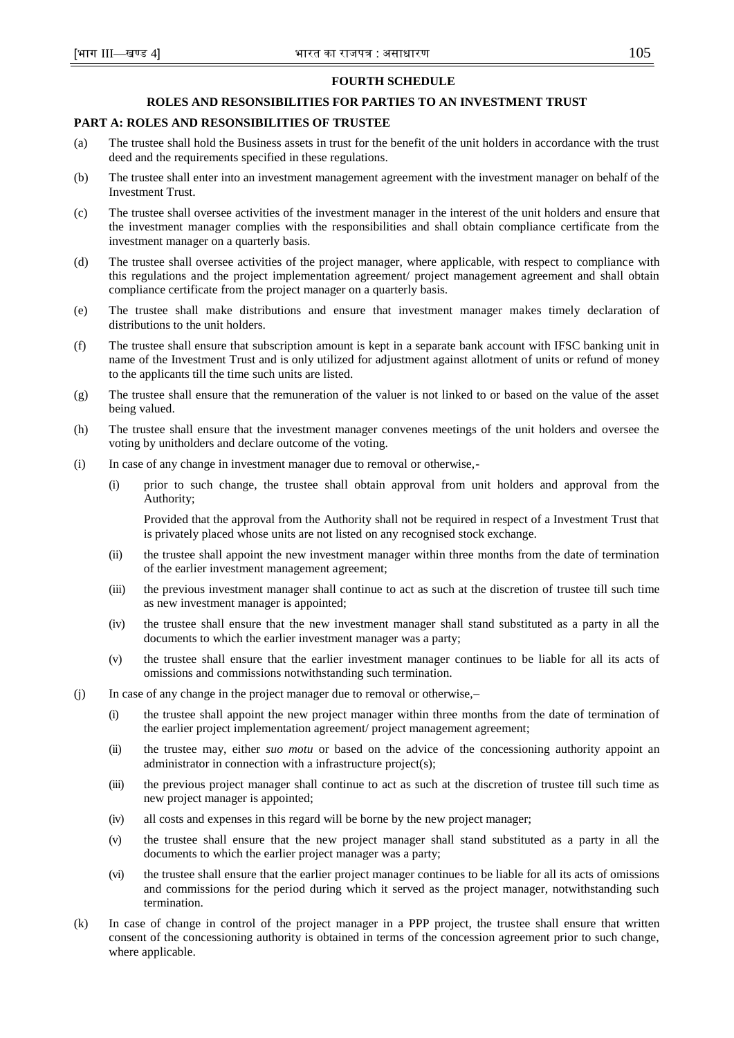**FOURTH SCHEDULE**

**ROLES AND RESONSIBILITIES FOR PARTIES TO AN INVESTMENT TRUST**

**PART A: ROLES AND RESONSIBILITIES OF TRUSTEE**

(a) The trustee shall hold the Business assets in trust for the benefit of the unit holders in accordance with the trust deed and the requirements specified in these regulations.

(b) The trustee shall enter into an investment management agreement with the investment manager on behalf of the Investment Trust.

(c) The trustee shall oversee activities of the investment manager in the interest of the unit holders and ensure that the investment manager complies with the responsibilities and shall obtain compliance certificate from the investment manager on a quarterly basis.

(d) The trustee shall oversee activities of the project manager, where applicable, with respect to compliance with this regulations and the project implementation agreement/ project management agreement and shall obtain compliance certificate from the project manager on a quarterly basis.

(e) The trustee shall make distributions and ensure that investment manager makes timely declaration of distributions to the unit holders.

(f) The trustee shall ensure that subscription amount is kept in a separate bank account with IFSC banking unit in name of the Investment Trust and is only utilized for adjustment against allotment of units or refund of money to the applicants till the time such units are listed.

(g) The trustee shall ensure that the remuneration of the valuer is not linked to or based on the value of the asset being valued.

(h) The trustee shall ensure that the investment manager convenes meetings of the unit holders and oversee the voting by unitholders and declare outcome of the voting.

(i) In case of any change in investment manager due to removal or otherwise,-

   (i) prior to such change, the trustee shall obtain approval from unit holders and approval from the Authority;

   Provided that the approval from the Authority shall not be required in respect of a Investment Trust that is privately placed whose units are not listed on any recognised stock exchange.

   (ii) the trustee shall appoint the new investment manager within three months from the date of termination of the earlier investment management agreement;

   (iii) the previous investment manager shall continue to act as such at the discretion of trustee till such time as new investment manager is appointed;

   (iv) the trustee shall ensure that the new investment manager shall stand substituted as a party in all the documents to which the earlier investment manager was a party;

   (v) the trustee shall ensure that the earlier investment manager continues to be liable for all its acts of omissions and commissions notwithstanding such termination.

(j) In case of any change in the project manager due to removal or otherwise,–

   (i) the trustee shall appoint the new project manager within three months from the date of termination of the earlier project implementation agreement/ project management agreement;

   (ii) the trustee may, either *suo motu* or based on the advice of the concessioning authority appoint an administrator in connection with a infrastructure project(s);

   (iii) the previous project manager shall continue to act as such at the discretion of trustee till such time as new project manager is appointed;

   (iv) all costs and expenses in this regard will be borne by the new project manager;

   (v) the trustee shall ensure that the new project manager shall stand substituted as a party in all the documents to which the earlier project manager was a party;

   (vi) the trustee shall ensure that the earlier project manager continues to be liable for all its acts of omissions and commissions for the period during which it served as the project manager, notwithstanding such termination.

(k) In case of change in control of the project manager in a PPP project, the trustee shall ensure that written consent of the concessioning authority is obtained in terms of the concession agreement prior to such change, where applicable.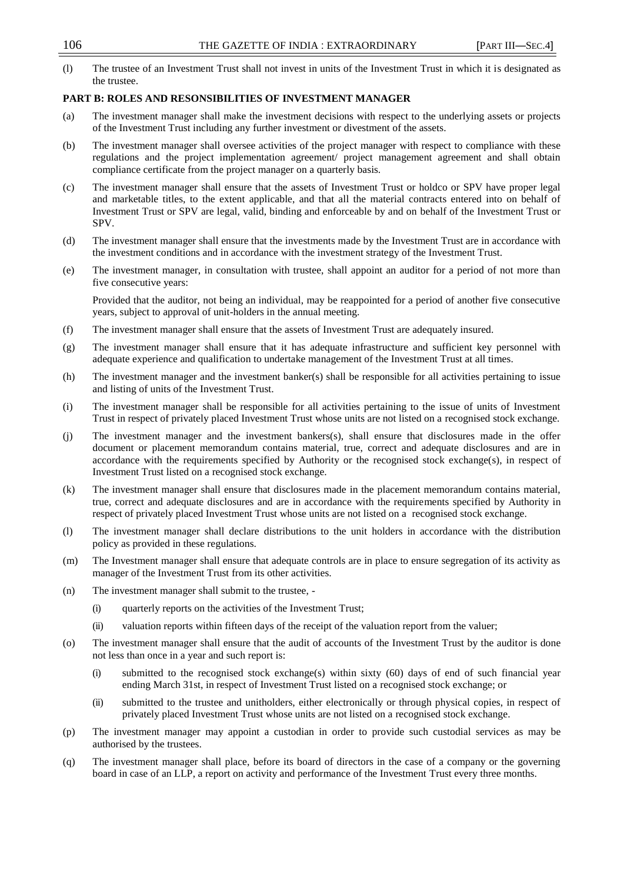(l) The trustee of an Investment Trust shall not invest in units of the Investment Trust in which it is designated as the trustee.

**PART B: ROLES AND RESONSIBILITIES OF INVESTMENT MANAGER**

(a) The investment manager shall make the investment decisions with respect to the underlying assets or projects of the Investment Trust including any further investment or divestment of the assets.

(b) The investment manager shall oversee activities of the project manager with respect to compliance with these regulations and the project implementation agreement/ project management agreement and shall obtain compliance certificate from the project manager on a quarterly basis.

(c) The investment manager shall ensure that the assets of Investment Trust or holdco or SPV have proper legal and marketable titles, to the extent applicable, and that all the material contracts entered into on behalf of Investment Trust or SPV are legal, valid, binding and enforceable by and on behalf of the Investment Trust or SPV.

(d) The investment manager shall ensure that the investments made by the Investment Trust are in accordance with the investment conditions and in accordance with the investment strategy of the Investment Trust.

(e) The investment manager, in consultation with trustee, shall appoint an auditor for a period of not more than five consecutive years:

Provided that the auditor, not being an individual, may be reappointed for a period of another five consecutive years, subject to approval of unit-holders in the annual meeting.

(f) The investment manager shall ensure that the assets of Investment Trust are adequately insured.

(g) The investment manager shall ensure that it has adequate infrastructure and sufficient key personnel with adequate experience and qualification to undertake management of the Investment Trust at all times.

(h) The investment manager and the investment banker(s) shall be responsible for all activities pertaining to issue and listing of units of the Investment Trust.

(i) The investment manager shall be responsible for all activities pertaining to the issue of units of Investment Trust in respect of privately placed Investment Trust whose units are not listed on a recognised stock exchange.

(j) The investment manager and the investment bankers(s), shall ensure that disclosures made in the offer document or placement memorandum contains material, true, correct and adequate disclosures and are in accordance with the requirements specified by Authority or the recognised stock exchange(s), in respect of Investment Trust listed on a recognised stock exchange.

(k) The investment manager shall ensure that disclosures made in the placement memorandum contains material, true, correct and adequate disclosures and are in accordance with the requirements specified by Authority in respect of privately placed Investment Trust whose units are not listed on a recognised stock exchange.

(l) The investment manager shall declare distributions to the unit holders in accordance with the distribution policy as provided in these regulations.

(m) The Investment manager shall ensure that adequate controls are in place to ensure segregation of its activity as manager of the Investment Trust from its other activities.

(n) The investment manager shall submit to the trustee, -

(i) quarterly reports on the activities of the Investment Trust;

(ii) valuation reports within fifteen days of the receipt of the valuation report from the valuer;

(o) The investment manager shall ensure that the audit of accounts of the Investment Trust by the auditor is done not less than once in a year and such report is:

(i) submitted to the recognised stock exchange(s) within sixty (60) days of end of such financial year ending March 31st, in respect of Investment Trust listed on a recognised stock exchange; or

(ii) submitted to the trustee and unitholders, either electronically or through physical copies, in respect of privately placed Investment Trust whose units are not listed on a recognised stock exchange.

(p) The investment manager may appoint a custodian in order to provide such custodial services as may be authorised by the trustees.

(q) The investment manager shall place, before its board of directors in the case of a company or the governing board in case of an LLP, a report on activity and performance of the Investment Trust every three months.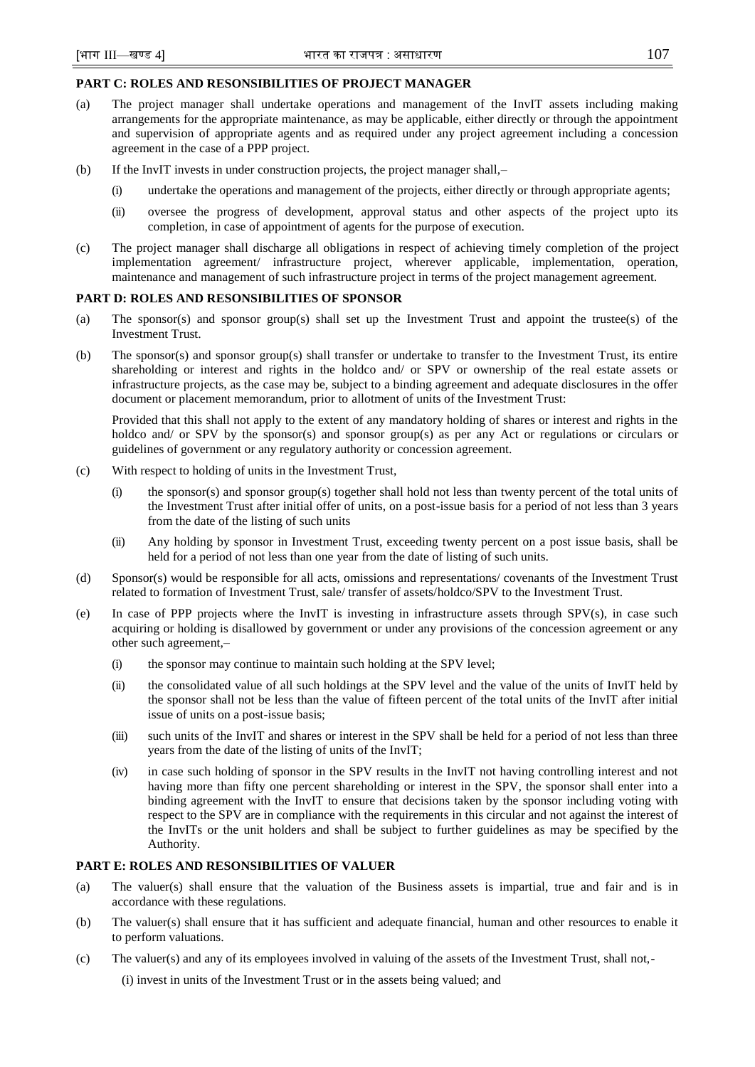**PART C: ROLES AND RESONSIBILITIES OF PROJECT MANAGER**

(a) The project manager shall undertake operations and management of the InvIT assets including making arrangements for the appropriate maintenance, as may be applicable, either directly or through the appointment and supervision of appropriate agents and as required under any project agreement including a concession agreement in the case of a PPP project.

(b) If the InvIT invests in under construction projects, the project manager shall,–

(i) undertake the operations and management of the projects, either directly or through appropriate agents;

(ii) oversee the progress of development, approval status and other aspects of the project upto its completion, in case of appointment of agents for the purpose of execution.

(c) The project manager shall discharge all obligations in respect of achieving timely completion of the project implementation agreement/ infrastructure project, wherever applicable, implementation, operation, maintenance and management of such infrastructure project in terms of the project management agreement.

**PART D: ROLES AND RESONSIBILITIES OF SPONSOR**

(a) The sponsor(s) and sponsor group(s) shall set up the Investment Trust and appoint the trustee(s) of the Investment Trust.

(b) The sponsor(s) and sponsor group(s) shall transfer or undertake to transfer to the Investment Trust, its entire shareholding or interest and rights in the holdco and/ or SPV or ownership of the real estate assets or infrastructure projects, as the case may be, subject to a binding agreement and adequate disclosures in the offer document or placement memorandum, prior to allotment of units of the Investment Trust:

Provided that this shall not apply to the extent of any mandatory holding of shares or interest and rights in the holdco and/ or SPV by the sponsor(s) and sponsor group(s) as per any Act or regulations or circulars or guidelines of government or any regulatory authority or concession agreement.

(c) With respect to holding of units in the Investment Trust,

(i) the sponsor(s) and sponsor group(s) together shall hold not less than twenty percent of the total units of the Investment Trust after initial offer of units, on a post-issue basis for a period of not less than 3 years from the date of the listing of such units

(ii) Any holding by sponsor in Investment Trust, exceeding twenty percent on a post issue basis, shall be held for a period of not less than one year from the date of listing of such units.

(d) Sponsor(s) would be responsible for all acts, omissions and representations/ covenants of the Investment Trust related to formation of Investment Trust, sale/ transfer of assets/holdco/SPV to the Investment Trust.

(e) In case of PPP projects where the InvIT is investing in infrastructure assets through SPV(s), in case such acquiring or holding is disallowed by government or under any provisions of the concession agreement or any other such agreement,–

(i) the sponsor may continue to maintain such holding at the SPV level;

(ii) the consolidated value of all such holdings at the SPV level and the value of the units of InvIT held by the sponsor shall not be less than the value of fifteen percent of the total units of the InvIT after initial issue of units on a post-issue basis;

(iii) such units of the InvIT and shares or interest in the SPV shall be held for a period of not less than three years from the date of the listing of units of the InvIT;

(iv) in case such holding of sponsor in the SPV results in the InvIT not having controlling interest and not having more than fifty one percent shareholding or interest in the SPV, the sponsor shall enter into a binding agreement with the InvIT to ensure that decisions taken by the sponsor including voting with respect to the SPV are in compliance with the requirements in this circular and not against the interest of the InvITs or the unit holders and shall be subject to further guidelines as may be specified by the Authority.

**PART E: ROLES AND RESONSIBILITIES OF VALUER**

(a) The valuer(s) shall ensure that the valuation of the Business assets is impartial, true and fair and is in accordance with these regulations.

(b) The valuer(s) shall ensure that it has sufficient and adequate financial, human and other resources to enable it to perform valuations.

(c) The valuer(s) and any of its employees involved in valuing of the assets of the Investment Trust, shall not,-

(i) invest in units of the Investment Trust or in the assets being valued; and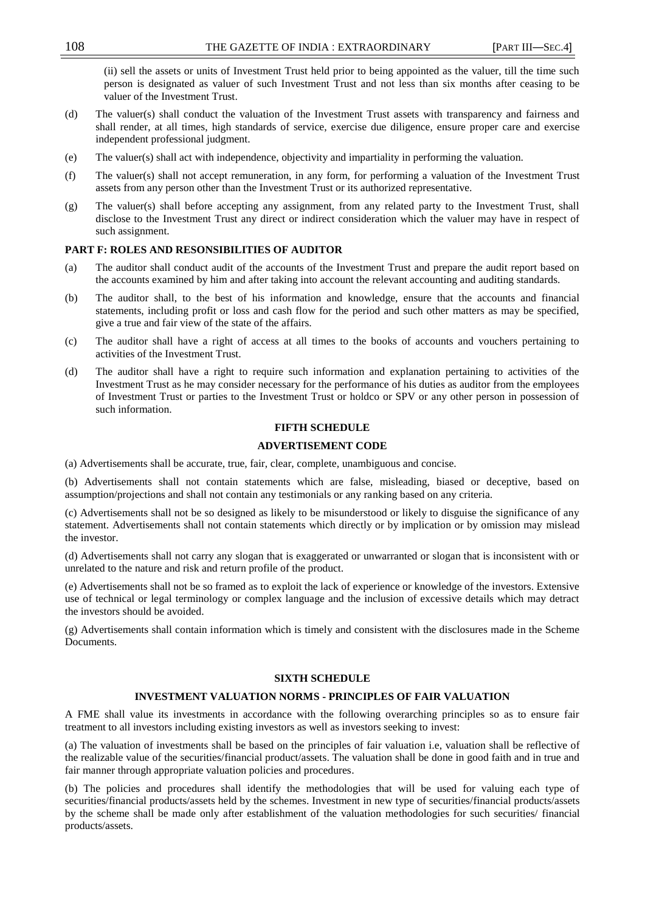(ii) sell the assets or units of Investment Trust held prior to being appointed as the valuer, till the time such person is designated as valuer of such Investment Trust and not less than six months after ceasing to be valuer of the Investment Trust.

(d) The valuer(s) shall conduct the valuation of the Investment Trust assets with transparency and fairness and shall render, at all times, high standards of service, exercise due diligence, ensure proper care and exercise independent professional judgment.

(e) The valuer(s) shall act with independence, objectivity and impartiality in performing the valuation.

(f) The valuer(s) shall not accept remuneration, in any form, for performing a valuation of the Investment Trust assets from any person other than the Investment Trust or its authorized representative.

(g) The valuer(s) shall before accepting any assignment, from any related party to the Investment Trust, shall disclose to the Investment Trust any direct or indirect consideration which the valuer may have in respect of such assignment.

**PART F: ROLES AND RESONSIBILITIES OF AUDITOR**

(a) The auditor shall conduct audit of the accounts of the Investment Trust and prepare the audit report based on the accounts examined by him and after taking into account the relevant accounting and auditing standards.

(b) The auditor shall, to the best of his information and knowledge, ensure that the accounts and financial statements, including profit or loss and cash flow for the period and such other matters as may be specified, give a true and fair view of the state of the affairs.

(c) The auditor shall have a right of access at all times to the books of accounts and vouchers pertaining to activities of the Investment Trust.

(d) The auditor shall have a right to require such information and explanation pertaining to activities of the Investment Trust as he may consider necessary for the performance of his duties as auditor from the employees of Investment Trust or parties to the Investment Trust or holdco or SPV or any other person in possession of such information.

## FIFTH SCHEDULE

### ADVERTISEMENT CODE

(a) Advertisements shall be accurate, true, fair, clear, complete, unambiguous and concise.

(b) Advertisements shall not contain statements which are false, misleading, biased or deceptive, based on assumption/projections and shall not contain any testimonials or any ranking based on any criteria.

(c) Advertisements shall not be so designed as likely to be misunderstood or likely to disguise the significance of any statement. Advertisements shall not contain statements which directly or by implication or by omission may mislead the investor.

(d) Advertisements shall not carry any slogan that is exaggerated or unwarranted or slogan that is inconsistent with or unrelated to the nature and risk and return profile of the product.

(e) Advertisements shall not be so framed as to exploit the lack of experience or knowledge of the investors. Extensive use of technical or legal terminology or complex language and the inclusion of excessive details which may detract the investors should be avoided.

(g) Advertisements shall contain information which is timely and consistent with the disclosures made in the Scheme Documents.

## SIXTH SCHEDULE

### INVESTMENT VALUATION NORMS - PRINCIPLES OF FAIR VALUATION

A FME shall value its investments in accordance with the following overarching principles so as to ensure fair treatment to all investors including existing investors as well as investors seeking to invest:

(a) The valuation of investments shall be based on the principles of fair valuation i.e, valuation shall be reflective of the realizable value of the securities/financial product/assets. The valuation shall be done in good faith and in true and fair manner through appropriate valuation policies and procedures.

(b) The policies and procedures shall identify the methodologies that will be used for valuing each type of securities/financial products/assets held by the schemes. Investment in new type of securities/financial products/assets by the scheme shall be made only after establishment of the valuation methodologies for such securities/ financial products/assets.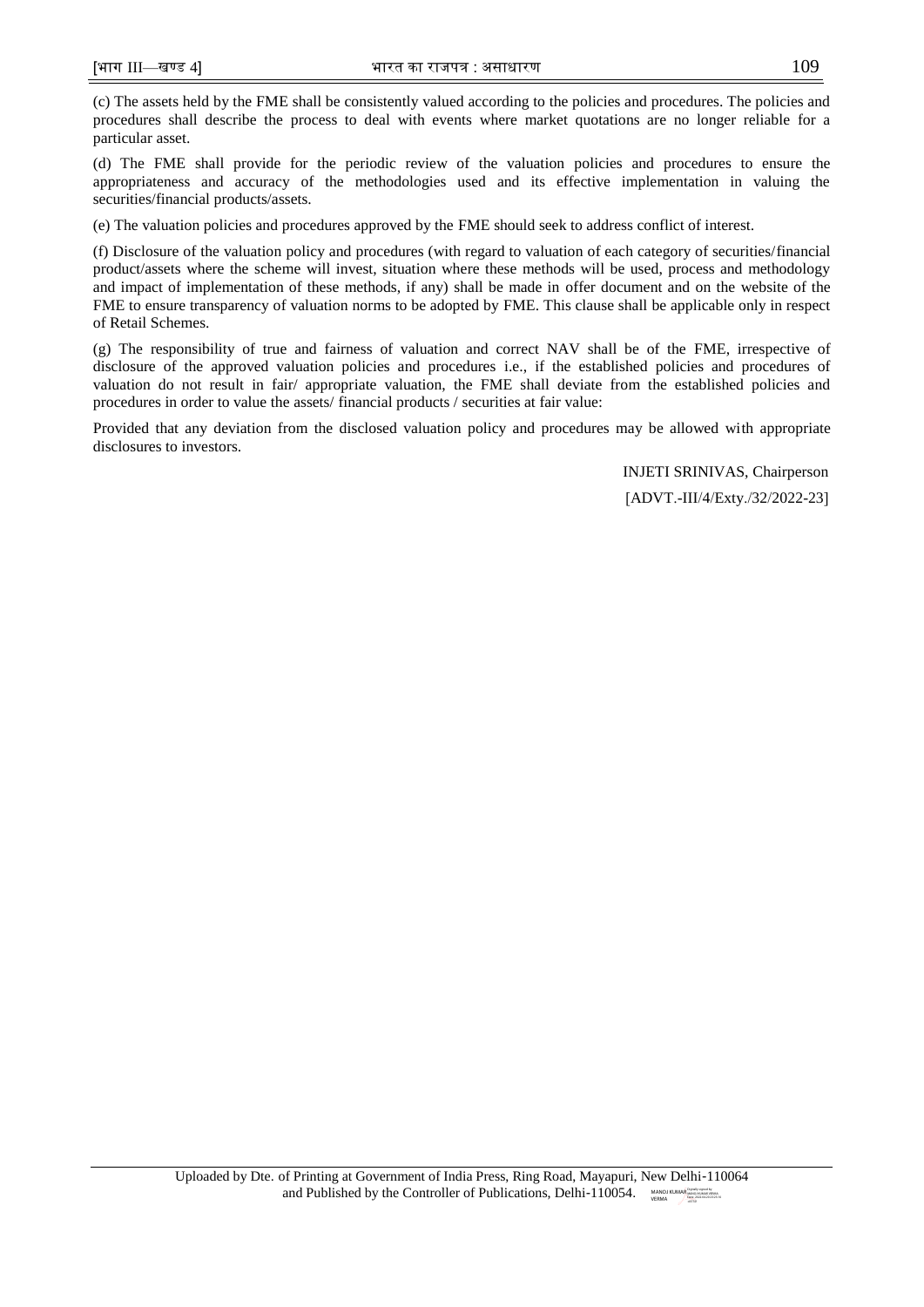(c) The assets held by the FME shall be consistently valued according to the policies and procedures. The policies and procedures shall describe the process to deal with events where market quotations are no longer reliable for a particular asset.

(d) The FME shall provide for the periodic review of the valuation policies and procedures to ensure the appropriateness and accuracy of the methodologies used and its effective implementation in valuing the securities/financial products/assets.

(e) The valuation policies and procedures approved by the FME should seek to address conflict of interest.

(f) Disclosure of the valuation policy and procedures (with regard to valuation of each category of securities/financial product/assets where the scheme will invest, situation where these methods will be used, process and methodology and impact of implementation of these methods, if any) shall be made in offer document and on the website of the FME to ensure transparency of valuation norms to be adopted by FME. This clause shall be applicable only in respect of Retail Schemes.

(g) The responsibility of true and fairness of valuation and correct NAV shall be of the FME, irrespective of disclosure of the approved valuation policies and procedures i.e., if the established policies and procedures of valuation do not result in fair/ appropriate valuation, the FME shall deviate from the established policies and procedures in order to value the assets/ financial products / securities at fair value:

Provided that any deviation from the disclosed valuation policy and procedures may be allowed with appropriate disclosures to investors.

INJETI SRINIVAS, Chairperson

[ADVT.-III/4/Exty./32/2022-23]

Uploaded by Dte. of Printing at Government of India Press, Ring Road, Mayapuri, New Delhi-110064 and Published by the Controller of Publications, Delhi-110054.